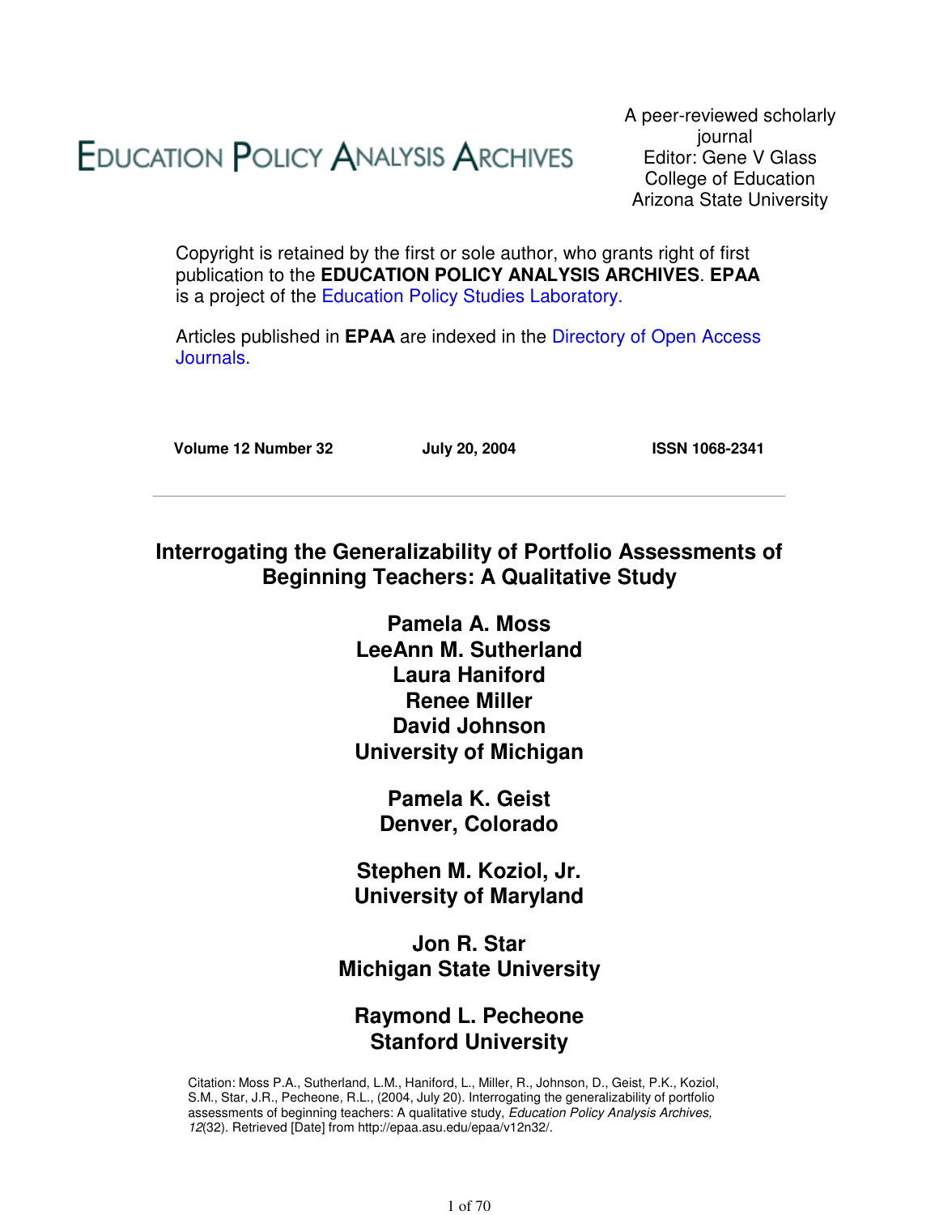# EDUCATION POLICY ANALYSIS ARCHIVES

A peer-reviewed scholarly journal
Editor: Gene V Glass
College of Education
Arizona State University

Copyright is retained by the first or sole author, who grants right of first publication to the **EDUCATION POLICY ANALYSIS ARCHIVES**. **EPAA** is a project of the Education Policy Studies Laboratory.

Articles published in **EPAA** are indexed in the Directory of Open Access Journals.

**Volume 12 Number 32** | **July 20, 2004** | **ISSN 1068-2341**

---

## Interrogating the Generalizability of Portfolio Assessments of Beginning Teachers: A Qualitative Study

**Pamela A. Moss**
**LeeAnn M. Sutherland**
**Laura Haniford**
**Renee Miller**
**David Johnson**
**University of Michigan**

**Pamela K. Geist**
**Denver, Colorado**

**Stephen M. Koziol, Jr.**
**University of Maryland**

**Jon R. Star**
**Michigan State University**

**Raymond L. Pecheone**
**Stanford University**

Citation: Moss P.A., Sutherland, L.M., Haniford, L., Miller, R., Johnson, D., Geist, P.K., Koziol, S.M., Star, J.R., Pecheone, R.L., (2004, July 20). Interrogating the generalizability of portfolio assessments of beginning teachers: A qualitative study, *Education Policy Analysis Archives, 12*(32). Retrieved [Date] from http://epaa.asu.edu/epaa/v12n32/.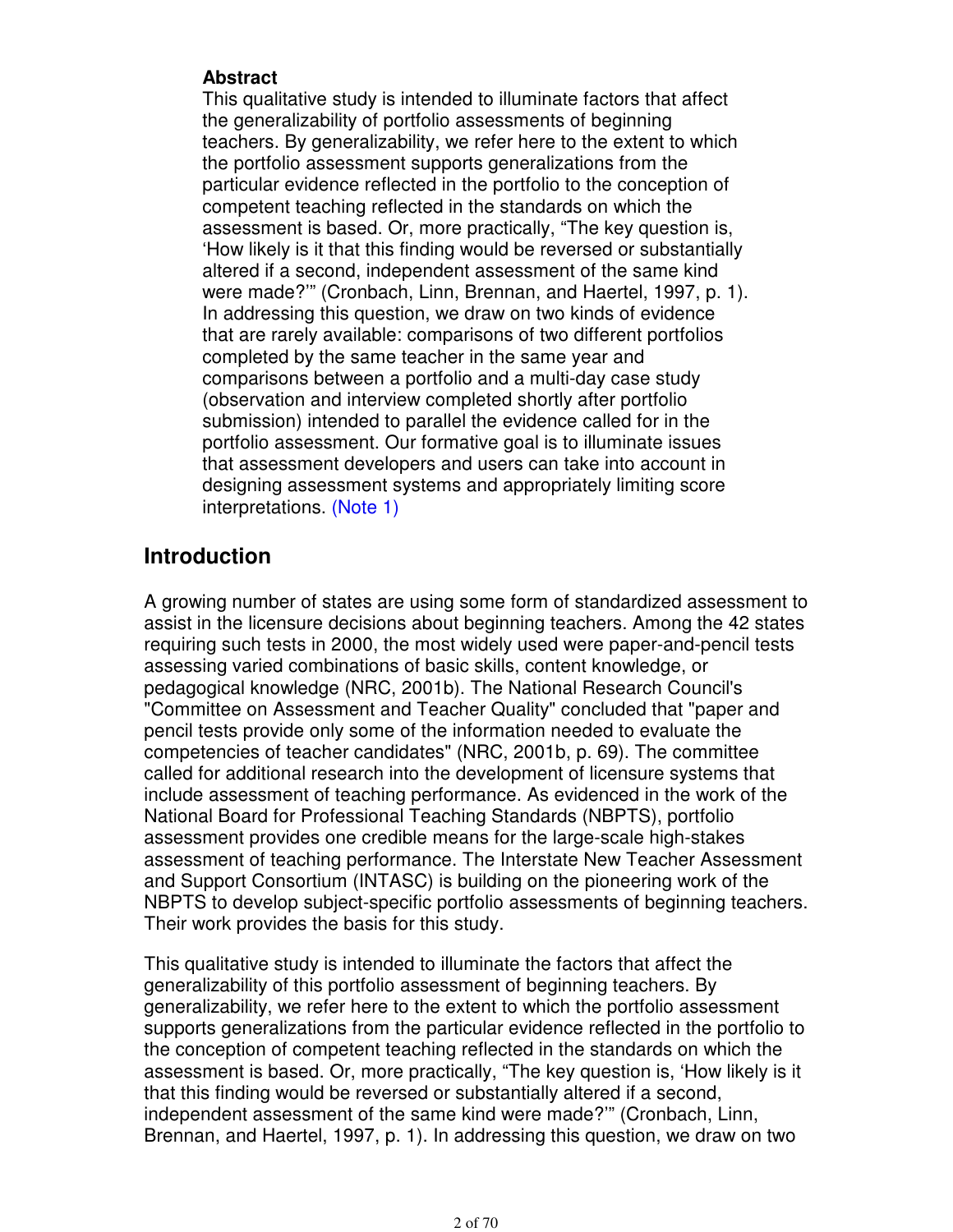**Abstract**

This qualitative study is intended to illuminate factors that affect the generalizability of portfolio assessments of beginning teachers. By generalizability, we refer here to the extent to which the portfolio assessment supports generalizations from the particular evidence reflected in the portfolio to the conception of competent teaching reflected in the standards on which the assessment is based. Or, more practically, "The key question is, 'How likely is it that this finding would be reversed or substantially altered if a second, independent assessment of the same kind were made?'" (Cronbach, Linn, Brennan, and Haertel, 1997, p. 1). In addressing this question, we draw on two kinds of evidence that are rarely available: comparisons of two different portfolios completed by the same teacher in the same year and comparisons between a portfolio and a multi-day case study (observation and interview completed shortly after portfolio submission) intended to parallel the evidence called for in the portfolio assessment. Our formative goal is to illuminate issues that assessment developers and users can take into account in designing assessment systems and appropriately limiting score interpretations. (Note 1)

## Introduction

A growing number of states are using some form of standardized assessment to assist in the licensure decisions about beginning teachers. Among the 42 states requiring such tests in 2000, the most widely used were paper-and-pencil tests assessing varied combinations of basic skills, content knowledge, or pedagogical knowledge (NRC, 2001b). The National Research Council's "Committee on Assessment and Teacher Quality" concluded that "paper and pencil tests provide only some of the information needed to evaluate the competencies of teacher candidates" (NRC, 2001b, p. 69). The committee called for additional research into the development of licensure systems that include assessment of teaching performance. As evidenced in the work of the National Board for Professional Teaching Standards (NBPTS), portfolio assessment provides one credible means for the large-scale high-stakes assessment of teaching performance. The Interstate New Teacher Assessment and Support Consortium (INTASC) is building on the pioneering work of the NBPTS to develop subject-specific portfolio assessments of beginning teachers. Their work provides the basis for this study.

This qualitative study is intended to illuminate the factors that affect the generalizability of this portfolio assessment of beginning teachers. By generalizability, we refer here to the extent to which the portfolio assessment supports generalizations from the particular evidence reflected in the portfolio to the conception of competent teaching reflected in the standards on which the assessment is based. Or, more practically, "The key question is, 'How likely is it that this finding would be reversed or substantially altered if a second, independent assessment of the same kind were made?'" (Cronbach, Linn, Brennan, and Haertel, 1997, p. 1). In addressing this question, we draw on two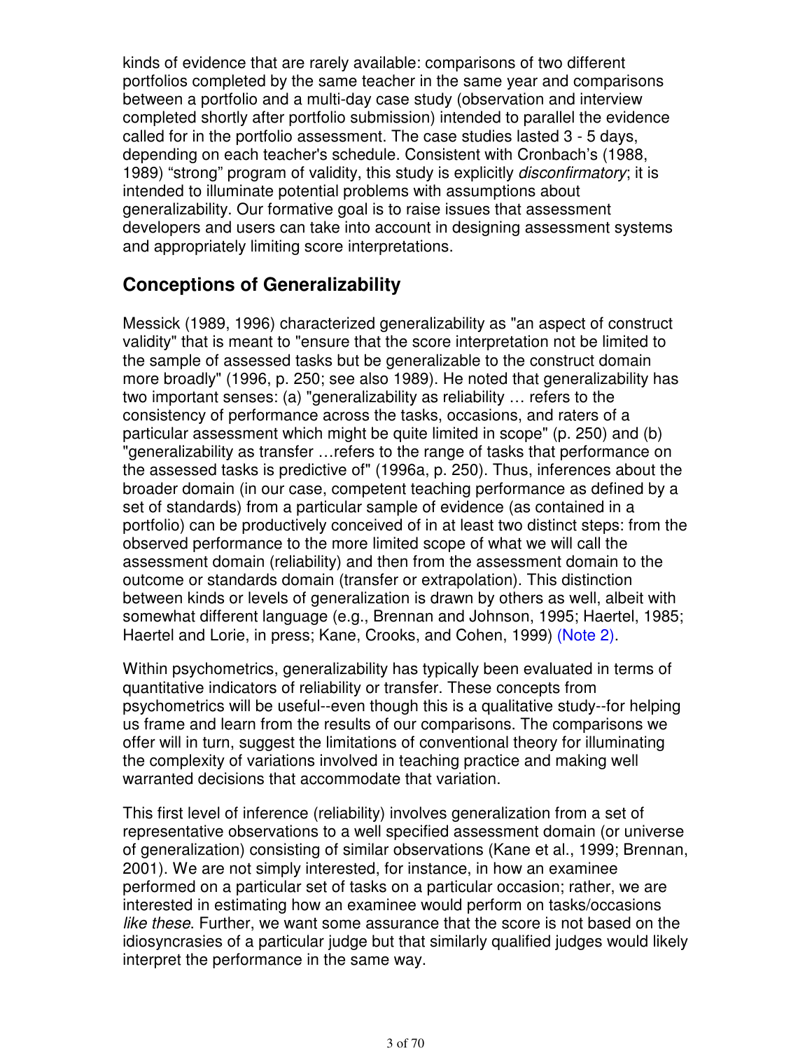kinds of evidence that are rarely available: comparisons of two different portfolios completed by the same teacher in the same year and comparisons between a portfolio and a multi-day case study (observation and interview completed shortly after portfolio submission) intended to parallel the evidence called for in the portfolio assessment. The case studies lasted 3 - 5 days, depending on each teacher's schedule. Consistent with Cronbach's (1988, 1989) "strong" program of validity, this study is explicitly *disconfirmatory*; it is intended to illuminate potential problems with assumptions about generalizability. Our formative goal is to raise issues that assessment developers and users can take into account in designing assessment systems and appropriately limiting score interpretations.

## Conceptions of Generalizability

Messick (1989, 1996) characterized generalizability as "an aspect of construct validity" that is meant to "ensure that the score interpretation not be limited to the sample of assessed tasks but be generalizable to the construct domain more broadly" (1996, p. 250; see also 1989). He noted that generalizability has two important senses: (a) "generalizability as reliability … refers to the consistency of performance across the tasks, occasions, and raters of a particular assessment which might be quite limited in scope" (p. 250) and (b) "generalizability as transfer …refers to the range of tasks that performance on the assessed tasks is predictive of" (1996a, p. 250). Thus, inferences about the broader domain (in our case, competent teaching performance as defined by a set of standards) from a particular sample of evidence (as contained in a portfolio) can be productively conceived of in at least two distinct steps: from the observed performance to the more limited scope of what we will call the assessment domain (reliability) and then from the assessment domain to the outcome or standards domain (transfer or extrapolation). This distinction between kinds or levels of generalization is drawn by others as well, albeit with somewhat different language (e.g., Brennan and Johnson, 1995; Haertel, 1985; Haertel and Lorie, in press; Kane, Crooks, and Cohen, 1999) (Note 2).

Within psychometrics, generalizability has typically been evaluated in terms of quantitative indicators of reliability or transfer. These concepts from psychometrics will be useful--even though this is a qualitative study--for helping us frame and learn from the results of our comparisons. The comparisons we offer will in turn, suggest the limitations of conventional theory for illuminating the complexity of variations involved in teaching practice and making well warranted decisions that accommodate that variation.

This first level of inference (reliability) involves generalization from a set of representative observations to a well specified assessment domain (or universe of generalization) consisting of similar observations (Kane et al., 1999; Brennan, 2001). We are not simply interested, for instance, in how an examinee performed on a particular set of tasks on a particular occasion; rather, we are interested in estimating how an examinee would perform on tasks/occasions *like these*. Further, we want some assurance that the score is not based on the idiosyncrasies of a particular judge but that similarly qualified judges would likely interpret the performance in the same way.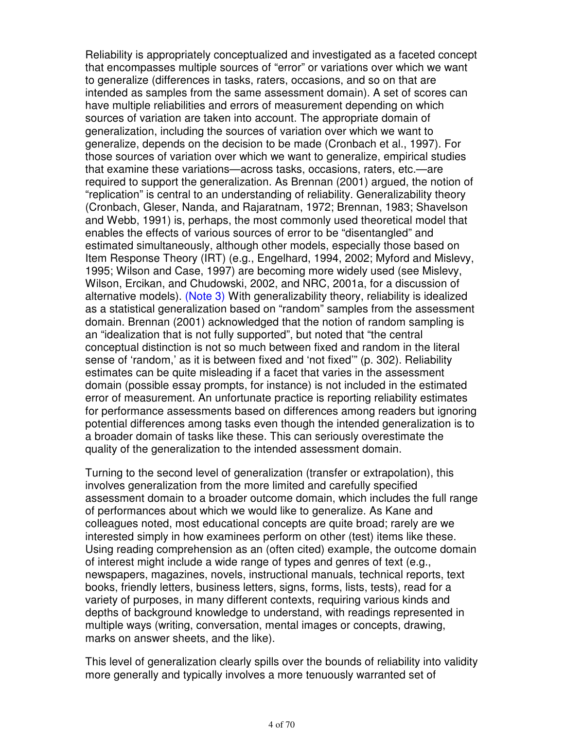Reliability is appropriately conceptualized and investigated as a faceted concept that encompasses multiple sources of "error" or variations over which we want to generalize (differences in tasks, raters, occasions, and so on that are intended as samples from the same assessment domain). A set of scores can have multiple reliabilities and errors of measurement depending on which sources of variation are taken into account. The appropriate domain of generalization, including the sources of variation over which we want to generalize, depends on the decision to be made (Cronbach et al., 1997). For those sources of variation over which we want to generalize, empirical studies that examine these variations—across tasks, occasions, raters, etc.—are required to support the generalization. As Brennan (2001) argued, the notion of "replication" is central to an understanding of reliability. Generalizability theory (Cronbach, Gleser, Nanda, and Rajaratnam, 1972; Brennan, 1983; Shavelson and Webb, 1991) is, perhaps, the most commonly used theoretical model that enables the effects of various sources of error to be "disentangled" and estimated simultaneously, although other models, especially those based on Item Response Theory (IRT) (e.g., Engelhard, 1994, 2002; Myford and Mislevy, 1995; Wilson and Case, 1997) are becoming more widely used (see Mislevy, Wilson, Ercikan, and Chudowski, 2002, and NRC, 2001a, for a discussion of alternative models). (Note 3) With generalizability theory, reliability is idealized as a statistical generalization based on "random" samples from the assessment domain. Brennan (2001) acknowledged that the notion of random sampling is an "idealization that is not fully supported", but noted that "the central conceptual distinction is not so much between fixed and random in the literal sense of 'random,' as it is between fixed and 'not fixed'" (p. 302). Reliability estimates can be quite misleading if a facet that varies in the assessment domain (possible essay prompts, for instance) is not included in the estimated error of measurement. An unfortunate practice is reporting reliability estimates for performance assessments based on differences among readers but ignoring potential differences among tasks even though the intended generalization is to a broader domain of tasks like these. This can seriously overestimate the quality of the generalization to the intended assessment domain.

Turning to the second level of generalization (transfer or extrapolation), this involves generalization from the more limited and carefully specified assessment domain to a broader outcome domain, which includes the full range of performances about which we would like to generalize. As Kane and colleagues noted, most educational concepts are quite broad; rarely are we interested simply in how examinees perform on other (test) items like these. Using reading comprehension as an (often cited) example, the outcome domain of interest might include a wide range of types and genres of text (e.g., newspapers, magazines, novels, instructional manuals, technical reports, text books, friendly letters, business letters, signs, forms, lists, tests), read for a variety of purposes, in many different contexts, requiring various kinds and depths of background knowledge to understand, with readings represented in multiple ways (writing, conversation, mental images or concepts, drawing, marks on answer sheets, and the like).

This level of generalization clearly spills over the bounds of reliability into validity more generally and typically involves a more tenuously warranted set of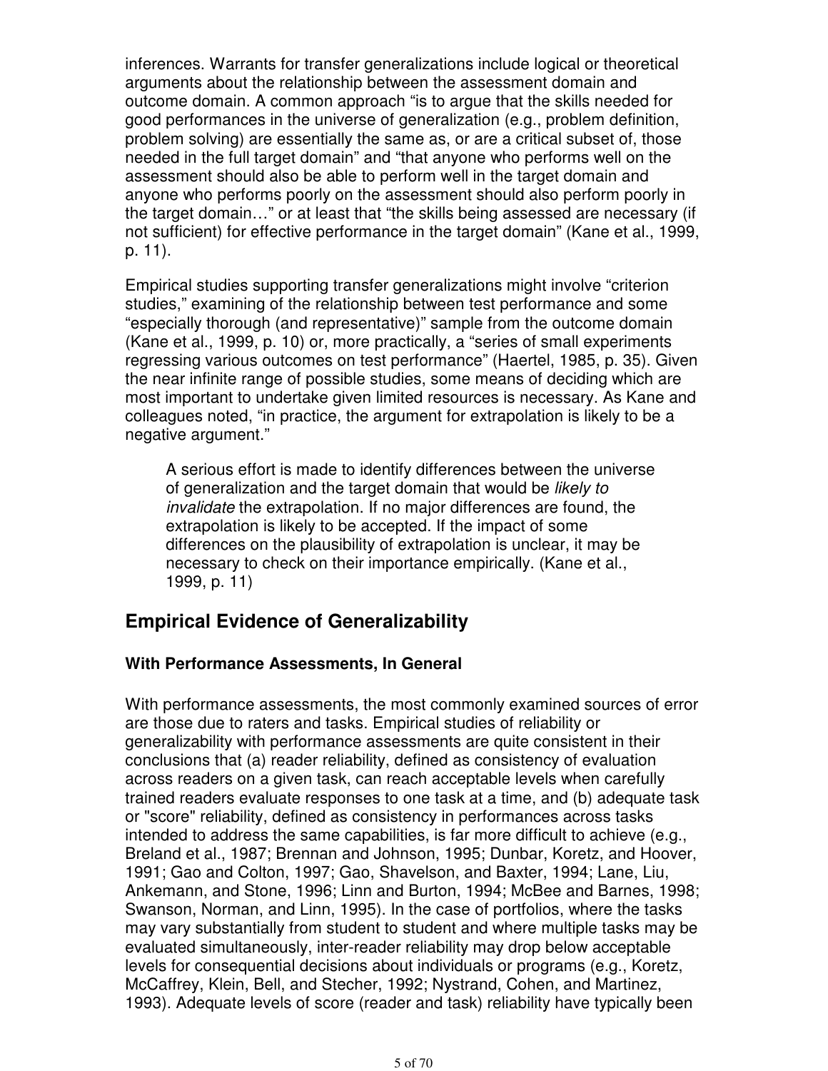inferences. Warrants for transfer generalizations include logical or theoretical arguments about the relationship between the assessment domain and outcome domain. A common approach "is to argue that the skills needed for good performances in the universe of generalization (e.g., problem definition, problem solving) are essentially the same as, or are a critical subset of, those needed in the full target domain" and "that anyone who performs well on the assessment should also be able to perform well in the target domain and anyone who performs poorly on the assessment should also perform poorly in the target domain…" or at least that "the skills being assessed are necessary (if not sufficient) for effective performance in the target domain" (Kane et al., 1999, p. 11).

Empirical studies supporting transfer generalizations might involve "criterion studies," examining of the relationship between test performance and some "especially thorough (and representative)" sample from the outcome domain (Kane et al., 1999, p. 10) or, more practically, a "series of small experiments regressing various outcomes on test performance" (Haertel, 1985, p. 35). Given the near infinite range of possible studies, some means of deciding which are most important to undertake given limited resources is necessary. As Kane and colleagues noted, "in practice, the argument for extrapolation is likely to be a negative argument."

> A serious effort is made to identify differences between the universe of generalization and the target domain that would be *likely to invalidate* the extrapolation. If no major differences are found, the extrapolation is likely to be accepted. If the impact of some differences on the plausibility of extrapolation is unclear, it may be necessary to check on their importance empirically. (Kane et al., 1999, p. 11)

## Empirical Evidence of Generalizability

### With Performance Assessments, In General

With performance assessments, the most commonly examined sources of error are those due to raters and tasks. Empirical studies of reliability or generalizability with performance assessments are quite consistent in their conclusions that (a) reader reliability, defined as consistency of evaluation across readers on a given task, can reach acceptable levels when carefully trained readers evaluate responses to one task at a time, and (b) adequate task or "score" reliability, defined as consistency in performances across tasks intended to address the same capabilities, is far more difficult to achieve (e.g., Breland et al., 1987; Brennan and Johnson, 1995; Dunbar, Koretz, and Hoover, 1991; Gao and Colton, 1997; Gao, Shavelson, and Baxter, 1994; Lane, Liu, Ankemann, and Stone, 1996; Linn and Burton, 1994; McBee and Barnes, 1998; Swanson, Norman, and Linn, 1995). In the case of portfolios, where the tasks may vary substantially from student to student and where multiple tasks may be evaluated simultaneously, inter-reader reliability may drop below acceptable levels for consequential decisions about individuals or programs (e.g., Koretz, McCaffrey, Klein, Bell, and Stecher, 1992; Nystrand, Cohen, and Martinez, 1993). Adequate levels of score (reader and task) reliability have typically been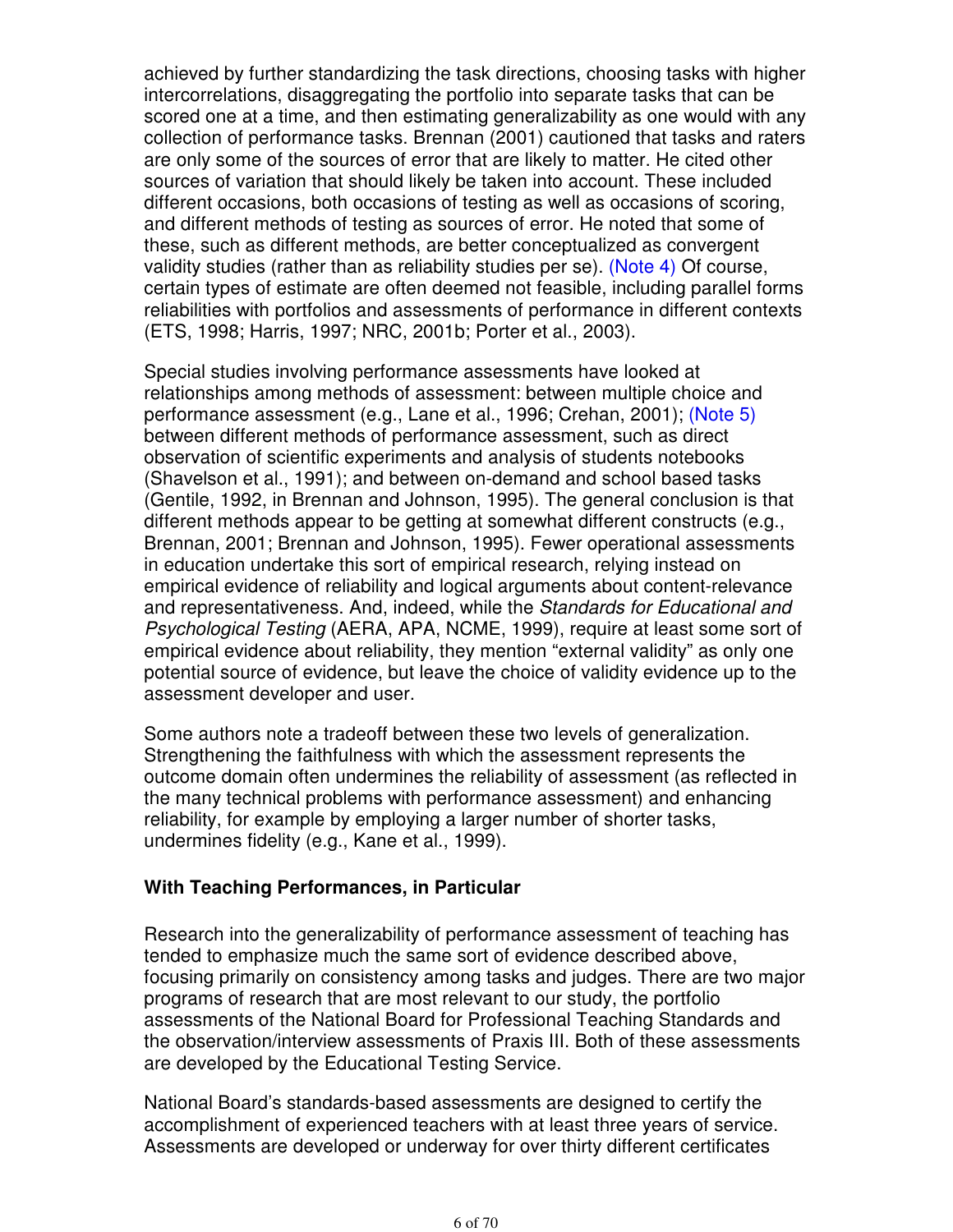achieved by further standardizing the task directions, choosing tasks with higher intercorrelations, disaggregating the portfolio into separate tasks that can be scored one at a time, and then estimating generalizability as one would with any collection of performance tasks. Brennan (2001) cautioned that tasks and raters are only some of the sources of error that are likely to matter. He cited other sources of variation that should likely be taken into account. These included different occasions, both occasions of testing as well as occasions of scoring, and different methods of testing as sources of error. He noted that some of these, such as different methods, are better conceptualized as convergent validity studies (rather than as reliability studies per se). (Note 4) Of course, certain types of estimate are often deemed not feasible, including parallel forms reliabilities with portfolios and assessments of performance in different contexts (ETS, 1998; Harris, 1997; NRC, 2001b; Porter et al., 2003).

Special studies involving performance assessments have looked at relationships among methods of assessment: between multiple choice and performance assessment (e.g., Lane et al., 1996; Crehan, 2001); (Note 5) between different methods of performance assessment, such as direct observation of scientific experiments and analysis of students notebooks (Shavelson et al., 1991); and between on-demand and school based tasks (Gentile, 1992, in Brennan and Johnson, 1995). The general conclusion is that different methods appear to be getting at somewhat different constructs (e.g., Brennan, 2001; Brennan and Johnson, 1995). Fewer operational assessments in education undertake this sort of empirical research, relying instead on empirical evidence of reliability and logical arguments about content-relevance and representativeness. And, indeed, while the *Standards for Educational and Psychological Testing* (AERA, APA, NCME, 1999), require at least some sort of empirical evidence about reliability, they mention “external validity” as only one potential source of evidence, but leave the choice of validity evidence up to the assessment developer and user.

Some authors note a tradeoff between these two levels of generalization. Strengthening the faithfulness with which the assessment represents the outcome domain often undermines the reliability of assessment (as reflected in the many technical problems with performance assessment) and enhancing reliability, for example by employing a larger number of shorter tasks, undermines fidelity (e.g., Kane et al., 1999).

### With Teaching Performances, in Particular

Research into the generalizability of performance assessment of teaching has tended to emphasize much the same sort of evidence described above, focusing primarily on consistency among tasks and judges. There are two major programs of research that are most relevant to our study, the portfolio assessments of the National Board for Professional Teaching Standards and the observation/interview assessments of Praxis III. Both of these assessments are developed by the Educational Testing Service.

National Board’s standards-based assessments are designed to certify the accomplishment of experienced teachers with at least three years of service. Assessments are developed or underway for over thirty different certificates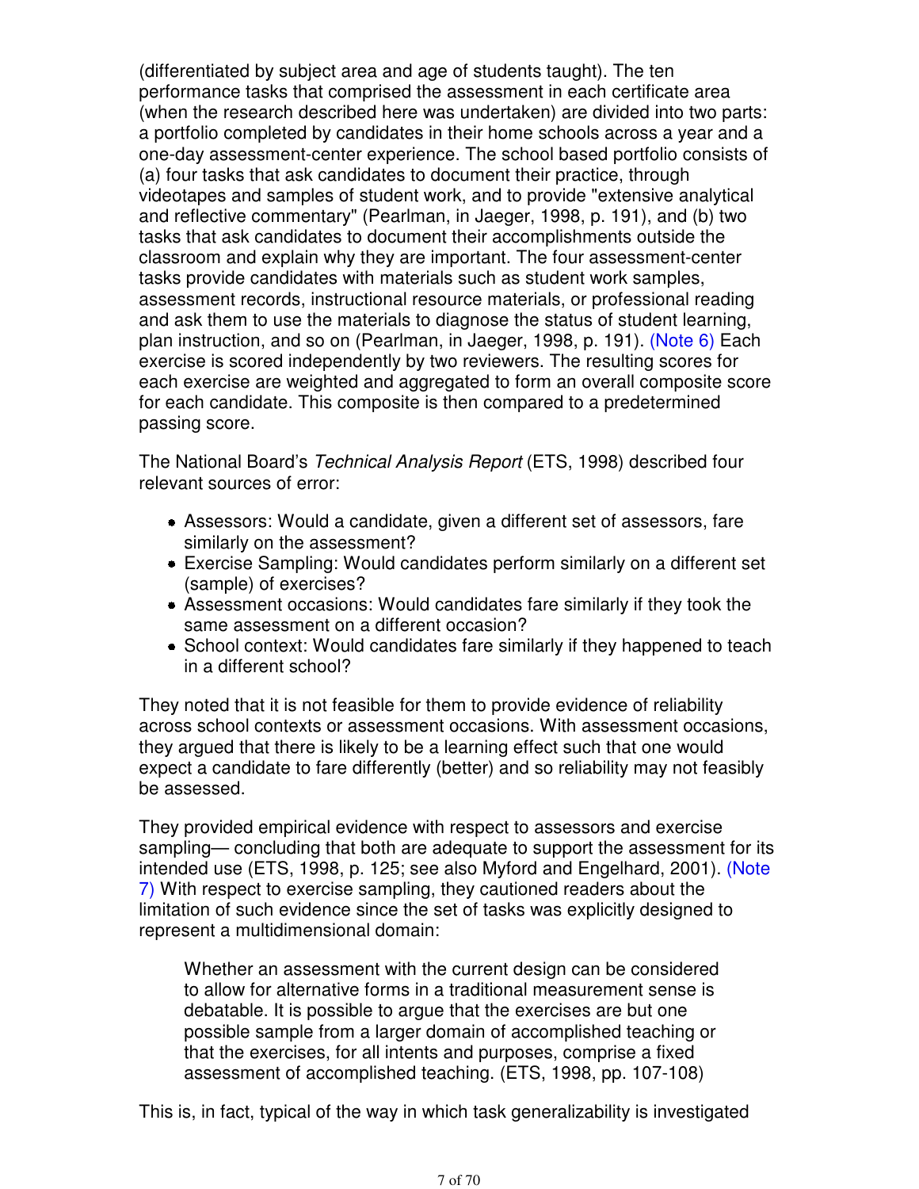(differentiated by subject area and age of students taught). The ten performance tasks that comprised the assessment in each certificate area (when the research described here was undertaken) are divided into two parts: a portfolio completed by candidates in their home schools across a year and a one-day assessment-center experience. The school based portfolio consists of (a) four tasks that ask candidates to document their practice, through videotapes and samples of student work, and to provide "extensive analytical and reflective commentary" (Pearlman, in Jaeger, 1998, p. 191), and (b) two tasks that ask candidates to document their accomplishments outside the classroom and explain why they are important. The four assessment-center tasks provide candidates with materials such as student work samples, assessment records, instructional resource materials, or professional reading and ask them to use the materials to diagnose the status of student learning, plan instruction, and so on (Pearlman, in Jaeger, 1998, p. 191). (Note 6) Each exercise is scored independently by two reviewers. The resulting scores for each exercise are weighted and aggregated to form an overall composite score for each candidate. This composite is then compared to a predetermined passing score.

The National Board's *Technical Analysis Report* (ETS, 1998) described four relevant sources of error:

- Assessors: Would a candidate, given a different set of assessors, fare similarly on the assessment?
- Exercise Sampling: Would candidates perform similarly on a different set (sample) of exercises?
- Assessment occasions: Would candidates fare similarly if they took the same assessment on a different occasion?
- School context: Would candidates fare similarly if they happened to teach in a different school?

They noted that it is not feasible for them to provide evidence of reliability across school contexts or assessment occasions. With assessment occasions, they argued that there is likely to be a learning effect such that one would expect a candidate to fare differently (better) and so reliability may not feasibly be assessed.

They provided empirical evidence with respect to assessors and exercise sampling— concluding that both are adequate to support the assessment for its intended use (ETS, 1998, p. 125; see also Myford and Engelhard, 2001). (Note 7) With respect to exercise sampling, they cautioned readers about the limitation of such evidence since the set of tasks was explicitly designed to represent a multidimensional domain:

> Whether an assessment with the current design can be considered to allow for alternative forms in a traditional measurement sense is debatable. It is possible to argue that the exercises are but one possible sample from a larger domain of accomplished teaching or that the exercises, for all intents and purposes, comprise a fixed assessment of accomplished teaching. (ETS, 1998, pp. 107-108)

This is, in fact, typical of the way in which task generalizability is investigated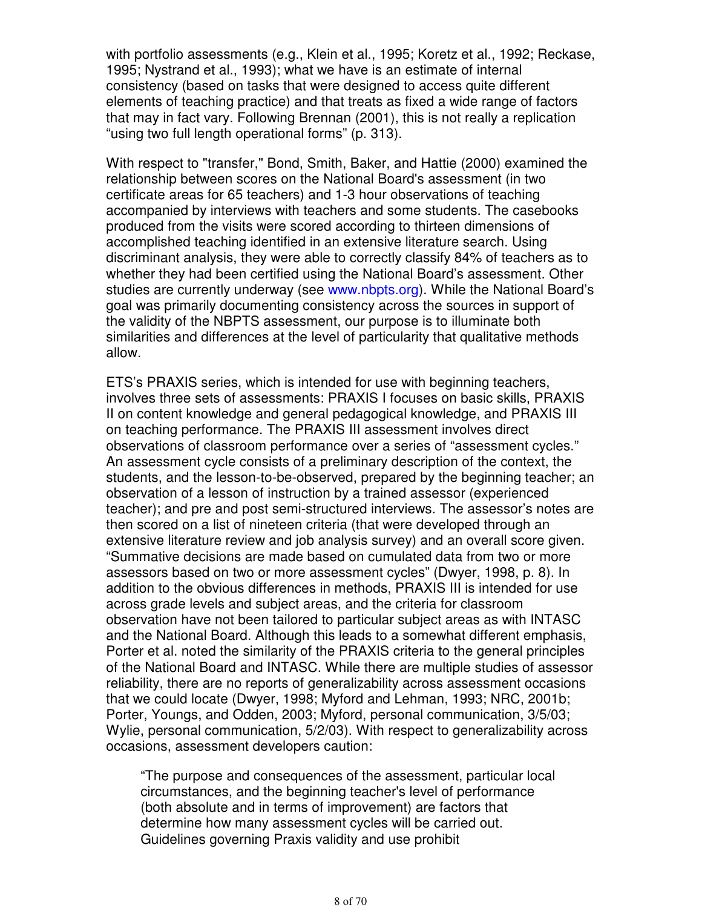with portfolio assessments (e.g., Klein et al., 1995; Koretz et al., 1992; Reckase, 1995; Nystrand et al., 1993); what we have is an estimate of internal consistency (based on tasks that were designed to access quite different elements of teaching practice) and that treats as fixed a wide range of factors that may in fact vary. Following Brennan (2001), this is not really a replication "using two full length operational forms" (p. 313).

With respect to "transfer," Bond, Smith, Baker, and Hattie (2000) examined the relationship between scores on the National Board's assessment (in two certificate areas for 65 teachers) and 1-3 hour observations of teaching accompanied by interviews with teachers and some students. The casebooks produced from the visits were scored according to thirteen dimensions of accomplished teaching identified in an extensive literature search. Using discriminant analysis, they were able to correctly classify 84% of teachers as to whether they had been certified using the National Board's assessment. Other studies are currently underway (see www.nbpts.org). While the National Board's goal was primarily documenting consistency across the sources in support of the validity of the NBPTS assessment, our purpose is to illuminate both similarities and differences at the level of particularity that qualitative methods allow.

ETS's PRAXIS series, which is intended for use with beginning teachers, involves three sets of assessments: PRAXIS I focuses on basic skills, PRAXIS II on content knowledge and general pedagogical knowledge, and PRAXIS III on teaching performance. The PRAXIS III assessment involves direct observations of classroom performance over a series of "assessment cycles." An assessment cycle consists of a preliminary description of the context, the students, and the lesson-to-be-observed, prepared by the beginning teacher; an observation of a lesson of instruction by a trained assessor (experienced teacher); and pre and post semi-structured interviews. The assessor's notes are then scored on a list of nineteen criteria (that were developed through an extensive literature review and job analysis survey) and an overall score given. "Summative decisions are made based on cumulated data from two or more assessors based on two or more assessment cycles" (Dwyer, 1998, p. 8). In addition to the obvious differences in methods, PRAXIS III is intended for use across grade levels and subject areas, and the criteria for classroom observation have not been tailored to particular subject areas as with INTASC and the National Board. Although this leads to a somewhat different emphasis, Porter et al. noted the similarity of the PRAXIS criteria to the general principles of the National Board and INTASC. While there are multiple studies of assessor reliability, there are no reports of generalizability across assessment occasions that we could locate (Dwyer, 1998; Myford and Lehman, 1993; NRC, 2001b; Porter, Youngs, and Odden, 2003; Myford, personal communication, 3/5/03; Wylie, personal communication, 5/2/03). With respect to generalizability across occasions, assessment developers caution:

> "The purpose and consequences of the assessment, particular local circumstances, and the beginning teacher's level of performance (both absolute and in terms of improvement) are factors that determine how many assessment cycles will be carried out. Guidelines governing Praxis validity and use prohibit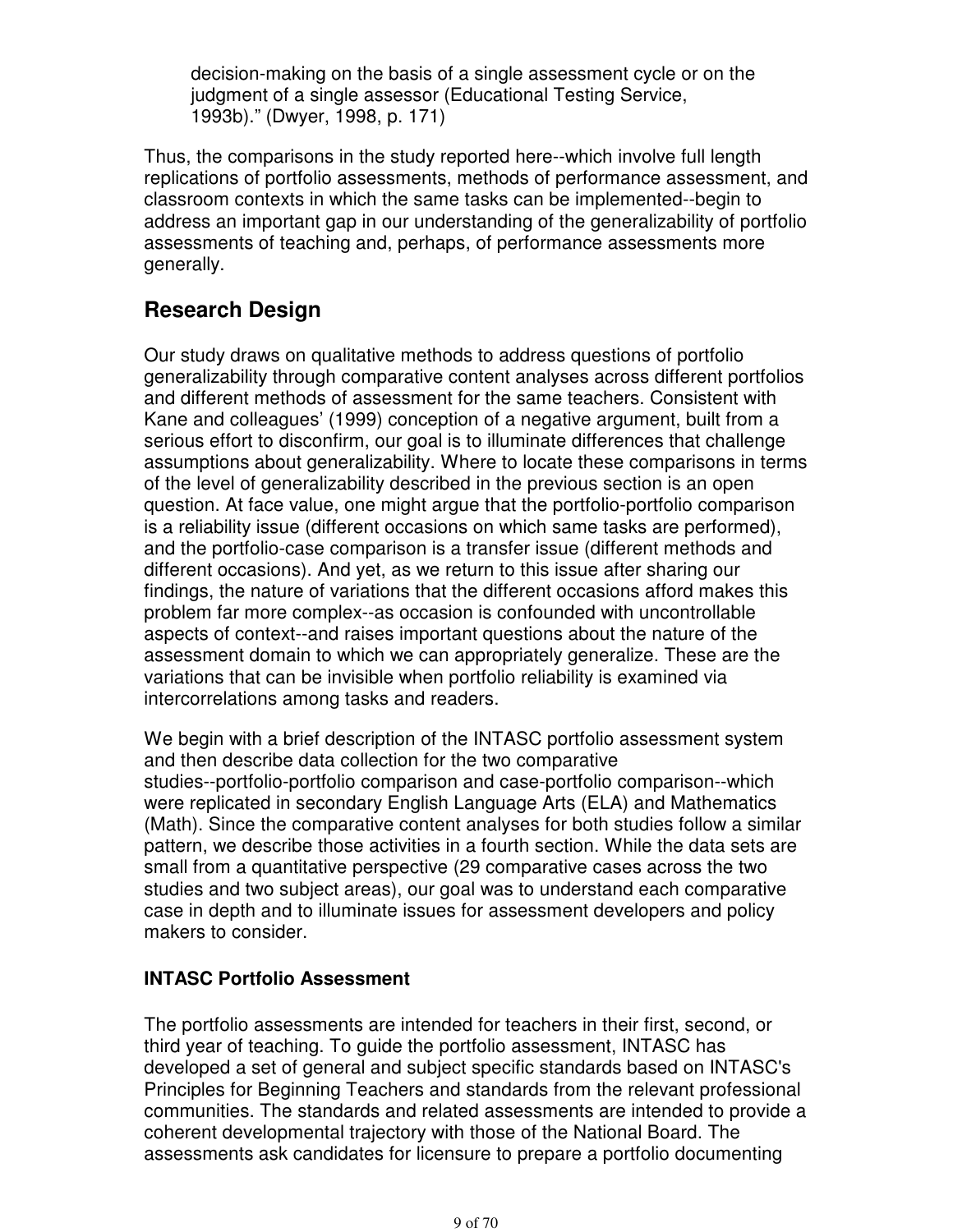> decision-making on the basis of a single assessment cycle or on the judgment of a single assessor (Educational Testing Service, 1993b)." (Dwyer, 1998, p. 171)

Thus, the comparisons in the study reported here--which involve full length replications of portfolio assessments, methods of performance assessment, and classroom contexts in which the same tasks can be implemented--begin to address an important gap in our understanding of the generalizability of portfolio assessments of teaching and, perhaps, of performance assessments more generally.

## Research Design

Our study draws on qualitative methods to address questions of portfolio generalizability through comparative content analyses across different portfolios and different methods of assessment for the same teachers. Consistent with Kane and colleagues' (1999) conception of a negative argument, built from a serious effort to disconfirm, our goal is to illuminate differences that challenge assumptions about generalizability. Where to locate these comparisons in terms of the level of generalizability described in the previous section is an open question. At face value, one might argue that the portfolio-portfolio comparison is a reliability issue (different occasions on which same tasks are performed), and the portfolio-case comparison is a transfer issue (different methods and different occasions). And yet, as we return to this issue after sharing our findings, the nature of variations that the different occasions afford makes this problem far more complex--as occasion is confounded with uncontrollable aspects of context--and raises important questions about the nature of the assessment domain to which we can appropriately generalize. These are the variations that can be invisible when portfolio reliability is examined via intercorrelations among tasks and readers.

We begin with a brief description of the INTASC portfolio assessment system and then describe data collection for the two comparative studies--portfolio-portfolio comparison and case-portfolio comparison--which were replicated in secondary English Language Arts (ELA) and Mathematics (Math). Since the comparative content analyses for both studies follow a similar pattern, we describe those activities in a fourth section. While the data sets are small from a quantitative perspective (29 comparative cases across the two studies and two subject areas), our goal was to understand each comparative case in depth and to illuminate issues for assessment developers and policy makers to consider.

### INTASC Portfolio Assessment

The portfolio assessments are intended for teachers in their first, second, or third year of teaching. To guide the portfolio assessment, INTASC has developed a set of general and subject specific standards based on INTASC's Principles for Beginning Teachers and standards from the relevant professional communities. The standards and related assessments are intended to provide a coherent developmental trajectory with those of the National Board. The assessments ask candidates for licensure to prepare a portfolio documenting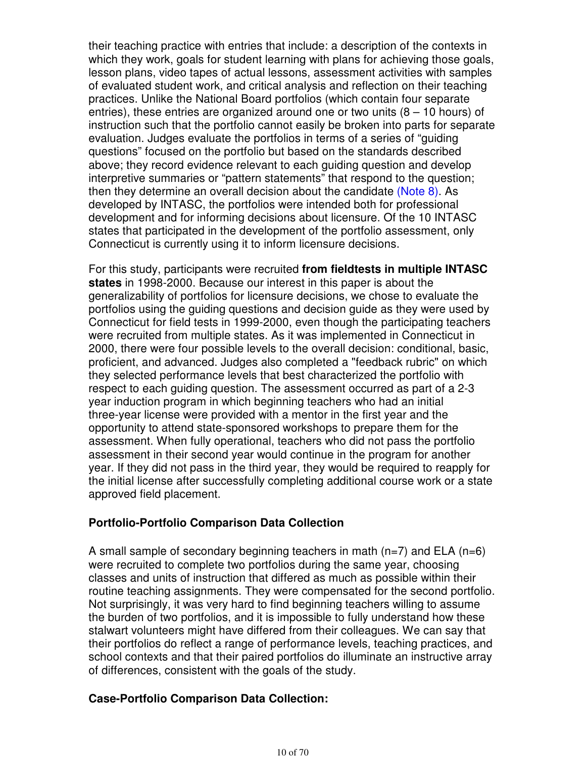their teaching practice with entries that include: a description of the contexts in which they work, goals for student learning with plans for achieving those goals, lesson plans, video tapes of actual lessons, assessment activities with samples of evaluated student work, and critical analysis and reflection on their teaching practices. Unlike the National Board portfolios (which contain four separate entries), these entries are organized around one or two units (8 – 10 hours) of instruction such that the portfolio cannot easily be broken into parts for separate evaluation. Judges evaluate the portfolios in terms of a series of "guiding questions" focused on the portfolio but based on the standards described above; they record evidence relevant to each guiding question and develop interpretive summaries or "pattern statements" that respond to the question; then they determine an overall decision about the candidate (Note 8). As developed by INTASC, the portfolios were intended both for professional development and for informing decisions about licensure. Of the 10 INTASC states that participated in the development of the portfolio assessment, only Connecticut is currently using it to inform licensure decisions.

For this study, participants were recruited **from fieldtests in multiple INTASC states** in 1998-2000. Because our interest in this paper is about the generalizability of portfolios for licensure decisions, we chose to evaluate the portfolios using the guiding questions and decision guide as they were used by Connecticut for field tests in 1999-2000, even though the participating teachers were recruited from multiple states. As it was implemented in Connecticut in 2000, there were four possible levels to the overall decision: conditional, basic, proficient, and advanced. Judges also completed a "feedback rubric" on which they selected performance levels that best characterized the portfolio with respect to each guiding question. The assessment occurred as part of a 2-3 year induction program in which beginning teachers who had an initial three-year license were provided with a mentor in the first year and the opportunity to attend state-sponsored workshops to prepare them for the assessment. When fully operational, teachers who did not pass the portfolio assessment in their second year would continue in the program for another year. If they did not pass in the third year, they would be required to reapply for the initial license after successfully completing additional course work or a state approved field placement.

### Portfolio-Portfolio Comparison Data Collection

A small sample of secondary beginning teachers in math (n=7) and ELA (n=6) were recruited to complete two portfolios during the same year, choosing classes and units of instruction that differed as much as possible within their routine teaching assignments. They were compensated for the second portfolio. Not surprisingly, it was very hard to find beginning teachers willing to assume the burden of two portfolios, and it is impossible to fully understand how these stalwart volunteers might have differed from their colleagues. We can say that their portfolios do reflect a range of performance levels, teaching practices, and school contexts and that their paired portfolios do illuminate an instructive array of differences, consistent with the goals of the study.

### Case-Portfolio Comparison Data Collection: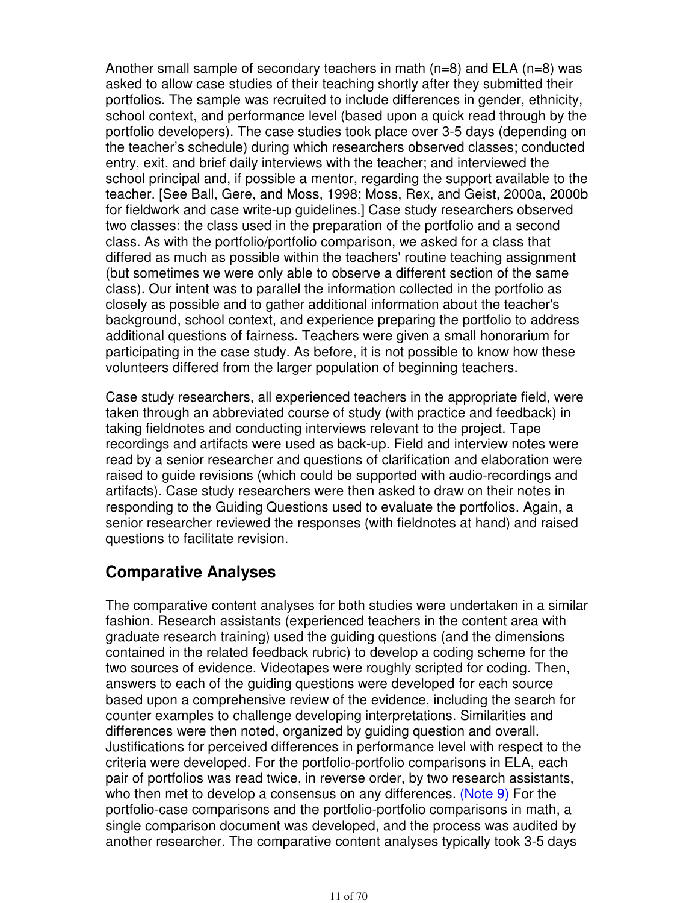Another small sample of secondary teachers in math (n=8) and ELA (n=8) was asked to allow case studies of their teaching shortly after they submitted their portfolios. The sample was recruited to include differences in gender, ethnicity, school context, and performance level (based upon a quick read through by the portfolio developers). The case studies took place over 3-5 days (depending on the teacher's schedule) during which researchers observed classes; conducted entry, exit, and brief daily interviews with the teacher; and interviewed the school principal and, if possible a mentor, regarding the support available to the teacher. [See Ball, Gere, and Moss, 1998; Moss, Rex, and Geist, 2000a, 2000b for fieldwork and case write-up guidelines.] Case study researchers observed two classes: the class used in the preparation of the portfolio and a second class. As with the portfolio/portfolio comparison, we asked for a class that differed as much as possible within the teachers' routine teaching assignment (but sometimes we were only able to observe a different section of the same class). Our intent was to parallel the information collected in the portfolio as closely as possible and to gather additional information about the teacher's background, school context, and experience preparing the portfolio to address additional questions of fairness. Teachers were given a small honorarium for participating in the case study. As before, it is not possible to know how these volunteers differed from the larger population of beginning teachers.

Case study researchers, all experienced teachers in the appropriate field, were taken through an abbreviated course of study (with practice and feedback) in taking fieldnotes and conducting interviews relevant to the project. Tape recordings and artifacts were used as back-up. Field and interview notes were read by a senior researcher and questions of clarification and elaboration were raised to guide revisions (which could be supported with audio-recordings and artifacts). Case study researchers were then asked to draw on their notes in responding to the Guiding Questions used to evaluate the portfolios. Again, a senior researcher reviewed the responses (with fieldnotes at hand) and raised questions to facilitate revision.

## Comparative Analyses

The comparative content analyses for both studies were undertaken in a similar fashion. Research assistants (experienced teachers in the content area with graduate research training) used the guiding questions (and the dimensions contained in the related feedback rubric) to develop a coding scheme for the two sources of evidence. Videotapes were roughly scripted for coding. Then, answers to each of the guiding questions were developed for each source based upon a comprehensive review of the evidence, including the search for counter examples to challenge developing interpretations. Similarities and differences were then noted, organized by guiding question and overall. Justifications for perceived differences in performance level with respect to the criteria were developed. For the portfolio-portfolio comparisons in ELA, each pair of portfolios was read twice, in reverse order, by two research assistants, who then met to develop a consensus on any differences. (Note 9) For the portfolio-case comparisons and the portfolio-portfolio comparisons in math, a single comparison document was developed, and the process was audited by another researcher. The comparative content analyses typically took 3-5 days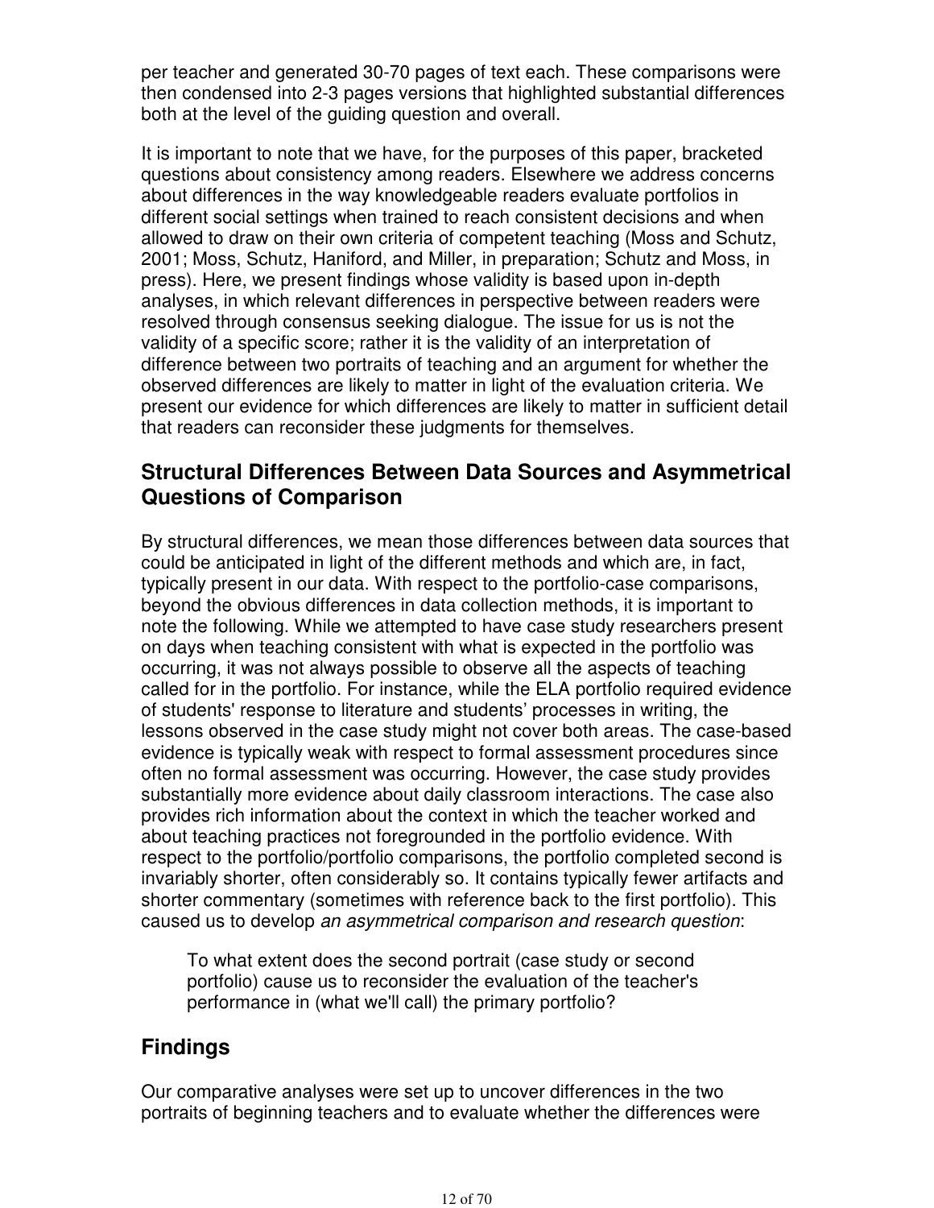per teacher and generated 30-70 pages of text each. These comparisons were then condensed into 2-3 pages versions that highlighted substantial differences both at the level of the guiding question and overall.

It is important to note that we have, for the purposes of this paper, bracketed questions about consistency among readers. Elsewhere we address concerns about differences in the way knowledgeable readers evaluate portfolios in different social settings when trained to reach consistent decisions and when allowed to draw on their own criteria of competent teaching (Moss and Schutz, 2001; Moss, Schutz, Haniford, and Miller, in preparation; Schutz and Moss, in press). Here, we present findings whose validity is based upon in-depth analyses, in which relevant differences in perspective between readers were resolved through consensus seeking dialogue. The issue for us is not the validity of a specific score; rather it is the validity of an interpretation of difference between two portraits of teaching and an argument for whether the observed differences are likely to matter in light of the evaluation criteria. We present our evidence for which differences are likely to matter in sufficient detail that readers can reconsider these judgments for themselves.

## Structural Differences Between Data Sources and Asymmetrical Questions of Comparison

By structural differences, we mean those differences between data sources that could be anticipated in light of the different methods and which are, in fact, typically present in our data. With respect to the portfolio-case comparisons, beyond the obvious differences in data collection methods, it is important to note the following. While we attempted to have case study researchers present on days when teaching consistent with what is expected in the portfolio was occurring, it was not always possible to observe all the aspects of teaching called for in the portfolio. For instance, while the ELA portfolio required evidence of students' response to literature and students' processes in writing, the lessons observed in the case study might not cover both areas. The case-based evidence is typically weak with respect to formal assessment procedures since often no formal assessment was occurring. However, the case study provides substantially more evidence about daily classroom interactions. The case also provides rich information about the context in which the teacher worked and about teaching practices not foregrounded in the portfolio evidence. With respect to the portfolio/portfolio comparisons, the portfolio completed second is invariably shorter, often considerably so. It contains typically fewer artifacts and shorter commentary (sometimes with reference back to the first portfolio). This caused us to develop *an asymmetrical comparison and research question*:

> To what extent does the second portrait (case study or second portfolio) cause us to reconsider the evaluation of the teacher's performance in (what we'll call) the primary portfolio?

## Findings

Our comparative analyses were set up to uncover differences in the two portraits of beginning teachers and to evaluate whether the differences were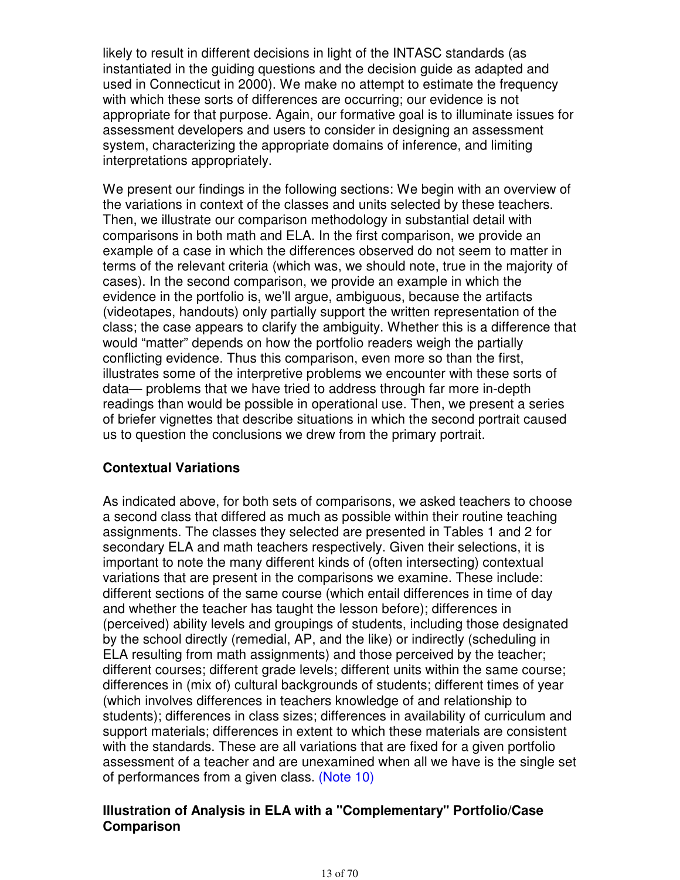likely to result in different decisions in light of the INTASC standards (as instantiated in the guiding questions and the decision guide as adapted and used in Connecticut in 2000). We make no attempt to estimate the frequency with which these sorts of differences are occurring; our evidence is not appropriate for that purpose. Again, our formative goal is to illuminate issues for assessment developers and users to consider in designing an assessment system, characterizing the appropriate domains of inference, and limiting interpretations appropriately.

We present our findings in the following sections: We begin with an overview of the variations in context of the classes and units selected by these teachers. Then, we illustrate our comparison methodology in substantial detail with comparisons in both math and ELA. In the first comparison, we provide an example of a case in which the differences observed do not seem to matter in terms of the relevant criteria (which was, we should note, true in the majority of cases). In the second comparison, we provide an example in which the evidence in the portfolio is, we'll argue, ambiguous, because the artifacts (videotapes, handouts) only partially support the written representation of the class; the case appears to clarify the ambiguity. Whether this is a difference that would "matter" depends on how the portfolio readers weigh the partially conflicting evidence. Thus this comparison, even more so than the first, illustrates some of the interpretive problems we encounter with these sorts of data— problems that we have tried to address through far more in-depth readings than would be possible in operational use. Then, we present a series of briefer vignettes that describe situations in which the second portrait caused us to question the conclusions we drew from the primary portrait.

### Contextual Variations

As indicated above, for both sets of comparisons, we asked teachers to choose a second class that differed as much as possible within their routine teaching assignments. The classes they selected are presented in Tables 1 and 2 for secondary ELA and math teachers respectively. Given their selections, it is important to note the many different kinds of (often intersecting) contextual variations that are present in the comparisons we examine. These include: different sections of the same course (which entail differences in time of day and whether the teacher has taught the lesson before); differences in (perceived) ability levels and groupings of students, including those designated by the school directly (remedial, AP, and the like) or indirectly (scheduling in ELA resulting from math assignments) and those perceived by the teacher; different courses; different grade levels; different units within the same course; differences in (mix of) cultural backgrounds of students; different times of year (which involves differences in teachers knowledge of and relationship to students); differences in class sizes; differences in availability of curriculum and support materials; differences in extent to which these materials are consistent with the standards. These are all variations that are fixed for a given portfolio assessment of a teacher and are unexamined when all we have is the single set of performances from a given class. (Note 10)

### Illustration of Analysis in ELA with a "Complementary" Portfolio/Case Comparison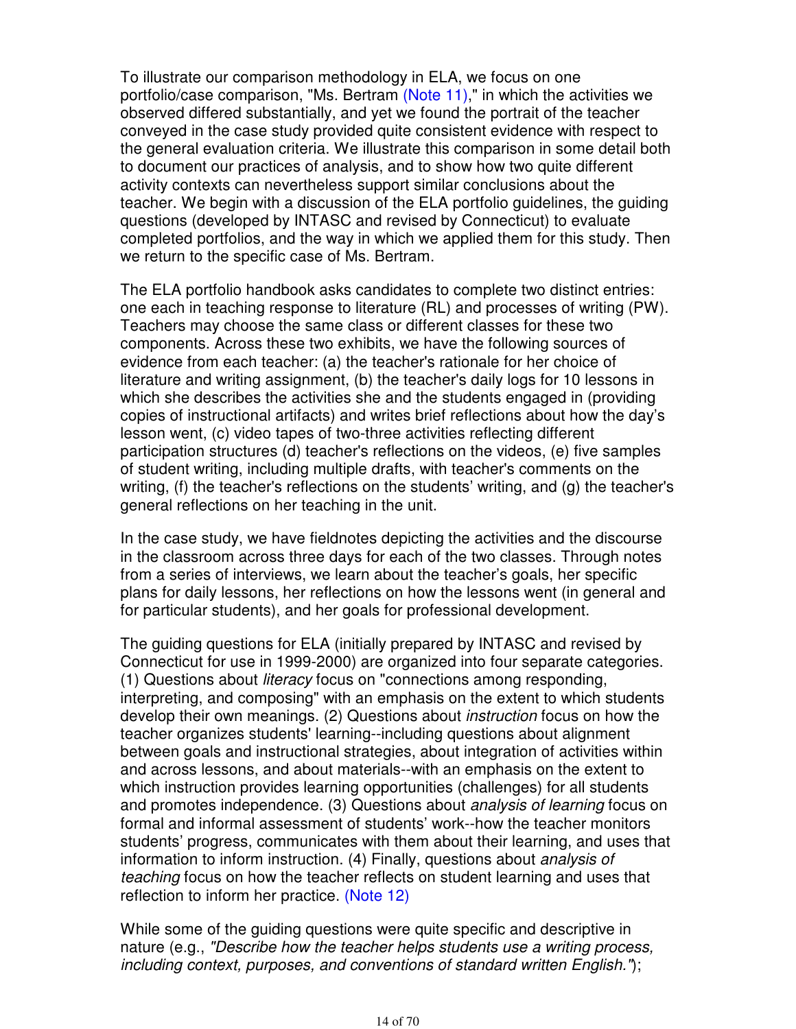To illustrate our comparison methodology in ELA, we focus on one portfolio/case comparison, "Ms. Bertram (Note 11)," in which the activities we observed differed substantially, and yet we found the portrait of the teacher conveyed in the case study provided quite consistent evidence with respect to the general evaluation criteria. We illustrate this comparison in some detail both to document our practices of analysis, and to show how two quite different activity contexts can nevertheless support similar conclusions about the teacher. We begin with a discussion of the ELA portfolio guidelines, the guiding questions (developed by INTASC and revised by Connecticut) to evaluate completed portfolios, and the way in which we applied them for this study. Then we return to the specific case of Ms. Bertram.

The ELA portfolio handbook asks candidates to complete two distinct entries: one each in teaching response to literature (RL) and processes of writing (PW). Teachers may choose the same class or different classes for these two components. Across these two exhibits, we have the following sources of evidence from each teacher: (a) the teacher's rationale for her choice of literature and writing assignment, (b) the teacher's daily logs for 10 lessons in which she describes the activities she and the students engaged in (providing copies of instructional artifacts) and writes brief reflections about how the day's lesson went, (c) video tapes of two-three activities reflecting different participation structures (d) teacher's reflections on the videos, (e) five samples of student writing, including multiple drafts, with teacher's comments on the writing, (f) the teacher's reflections on the students' writing, and (g) the teacher's general reflections on her teaching in the unit.

In the case study, we have fieldnotes depicting the activities and the discourse in the classroom across three days for each of the two classes. Through notes from a series of interviews, we learn about the teacher's goals, her specific plans for daily lessons, her reflections on how the lessons went (in general and for particular students), and her goals for professional development.

The guiding questions for ELA (initially prepared by INTASC and revised by Connecticut for use in 1999-2000) are organized into four separate categories. (1) Questions about *literacy* focus on "connections among responding, interpreting, and composing" with an emphasis on the extent to which students develop their own meanings. (2) Questions about *instruction* focus on how the teacher organizes students' learning--including questions about alignment between goals and instructional strategies, about integration of activities within and across lessons, and about materials--with an emphasis on the extent to which instruction provides learning opportunities (challenges) for all students and promotes independence. (3) Questions about *analysis of learning* focus on formal and informal assessment of students' work--how the teacher monitors students' progress, communicates with them about their learning, and uses that information to inform instruction. (4) Finally, questions about *analysis of teaching* focus on how the teacher reflects on student learning and uses that reflection to inform her practice. (Note 12)

While some of the guiding questions were quite specific and descriptive in nature (e.g., *"Describe how the teacher helps students use a writing process, including context, purposes, and conventions of standard written English."*);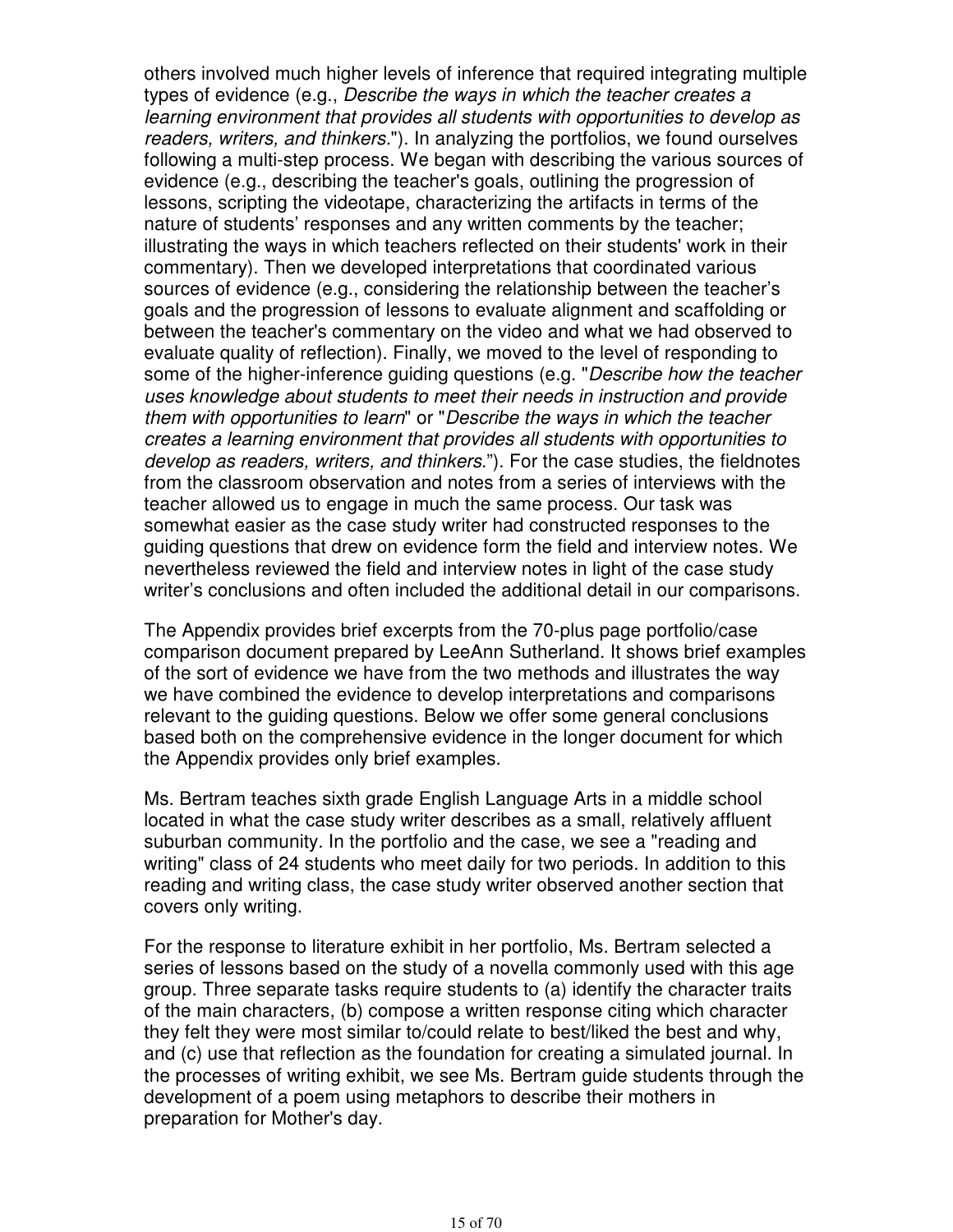others involved much higher levels of inference that required integrating multiple types of evidence (e.g., *Describe the ways in which the teacher creates a learning environment that provides all students with opportunities to develop as readers, writers, and thinkers*."). In analyzing the portfolios, we found ourselves following a multi-step process. We began with describing the various sources of evidence (e.g., describing the teacher's goals, outlining the progression of lessons, scripting the videotape, characterizing the artifacts in terms of the nature of students' responses and any written comments by the teacher; illustrating the ways in which teachers reflected on their students' work in their commentary). Then we developed interpretations that coordinated various sources of evidence (e.g., considering the relationship between the teacher's goals and the progression of lessons to evaluate alignment and scaffolding or between the teacher's commentary on the video and what we had observed to evaluate quality of reflection). Finally, we moved to the level of responding to some of the higher-inference guiding questions (e.g. "*Describe how the teacher uses knowledge about students to meet their needs in instruction and provide them with opportunities to learn*" or "*Describe the ways in which the teacher creates a learning environment that provides all students with opportunities to develop as readers, writers, and thinkers.*"). For the case studies, the fieldnotes from the classroom observation and notes from a series of interviews with the teacher allowed us to engage in much the same process. Our task was somewhat easier as the case study writer had constructed responses to the guiding questions that drew on evidence form the field and interview notes. We nevertheless reviewed the field and interview notes in light of the case study writer's conclusions and often included the additional detail in our comparisons.

The Appendix provides brief excerpts from the 70-plus page portfolio/case comparison document prepared by LeeAnn Sutherland. It shows brief examples of the sort of evidence we have from the two methods and illustrates the way we have combined the evidence to develop interpretations and comparisons relevant to the guiding questions. Below we offer some general conclusions based both on the comprehensive evidence in the longer document for which the Appendix provides only brief examples.

Ms. Bertram teaches sixth grade English Language Arts in a middle school located in what the case study writer describes as a small, relatively affluent suburban community. In the portfolio and the case, we see a "reading and writing" class of 24 students who meet daily for two periods. In addition to this reading and writing class, the case study writer observed another section that covers only writing.

For the response to literature exhibit in her portfolio, Ms. Bertram selected a series of lessons based on the study of a novella commonly used with this age group. Three separate tasks require students to (a) identify the character traits of the main characters, (b) compose a written response citing which character they felt they were most similar to/could relate to best/liked the best and why, and (c) use that reflection as the foundation for creating a simulated journal. In the processes of writing exhibit, we see Ms. Bertram guide students through the development of a poem using metaphors to describe their mothers in preparation for Mother's day.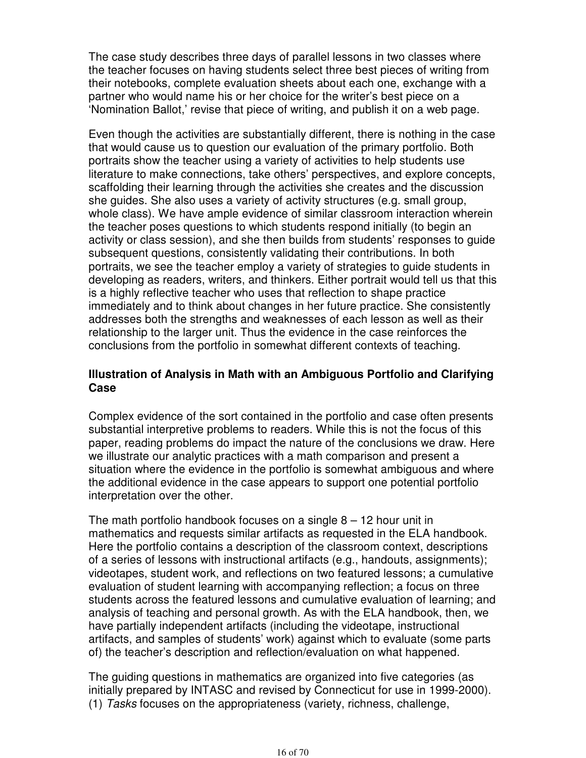The case study describes three days of parallel lessons in two classes where the teacher focuses on having students select three best pieces of writing from their notebooks, complete evaluation sheets about each one, exchange with a partner who would name his or her choice for the writer's best piece on a 'Nomination Ballot,' revise that piece of writing, and publish it on a web page.

Even though the activities are substantially different, there is nothing in the case that would cause us to question our evaluation of the primary portfolio. Both portraits show the teacher using a variety of activities to help students use literature to make connections, take others' perspectives, and explore concepts, scaffolding their learning through the activities she creates and the discussion she guides. She also uses a variety of activity structures (e.g. small group, whole class). We have ample evidence of similar classroom interaction wherein the teacher poses questions to which students respond initially (to begin an activity or class session), and she then builds from students' responses to guide subsequent questions, consistently validating their contributions. In both portraits, we see the teacher employ a variety of strategies to guide students in developing as readers, writers, and thinkers. Either portrait would tell us that this is a highly reflective teacher who uses that reflection to shape practice immediately and to think about changes in her future practice. She consistently addresses both the strengths and weaknesses of each lesson as well as their relationship to the larger unit. Thus the evidence in the case reinforces the conclusions from the portfolio in somewhat different contexts of teaching.

**Illustration of Analysis in Math with an Ambiguous Portfolio and Clarifying Case**

Complex evidence of the sort contained in the portfolio and case often presents substantial interpretive problems to readers. While this is not the focus of this paper, reading problems do impact the nature of the conclusions we draw. Here we illustrate our analytic practices with a math comparison and present a situation where the evidence in the portfolio is somewhat ambiguous and where the additional evidence in the case appears to support one potential portfolio interpretation over the other.

The math portfolio handbook focuses on a single 8 – 12 hour unit in mathematics and requests similar artifacts as requested in the ELA handbook. Here the portfolio contains a description of the classroom context, descriptions of a series of lessons with instructional artifacts (e.g., handouts, assignments); videotapes, student work, and reflections on two featured lessons; a cumulative evaluation of student learning with accompanying reflection; a focus on three students across the featured lessons and cumulative evaluation of learning; and analysis of teaching and personal growth. As with the ELA handbook, then, we have partially independent artifacts (including the videotape, instructional artifacts, and samples of students' work) against which to evaluate (some parts of) the teacher's description and reflection/evaluation on what happened.

The guiding questions in mathematics are organized into five categories (as initially prepared by INTASC and revised by Connecticut for use in 1999-2000). (1) *Tasks* focuses on the appropriateness (variety, richness, challenge,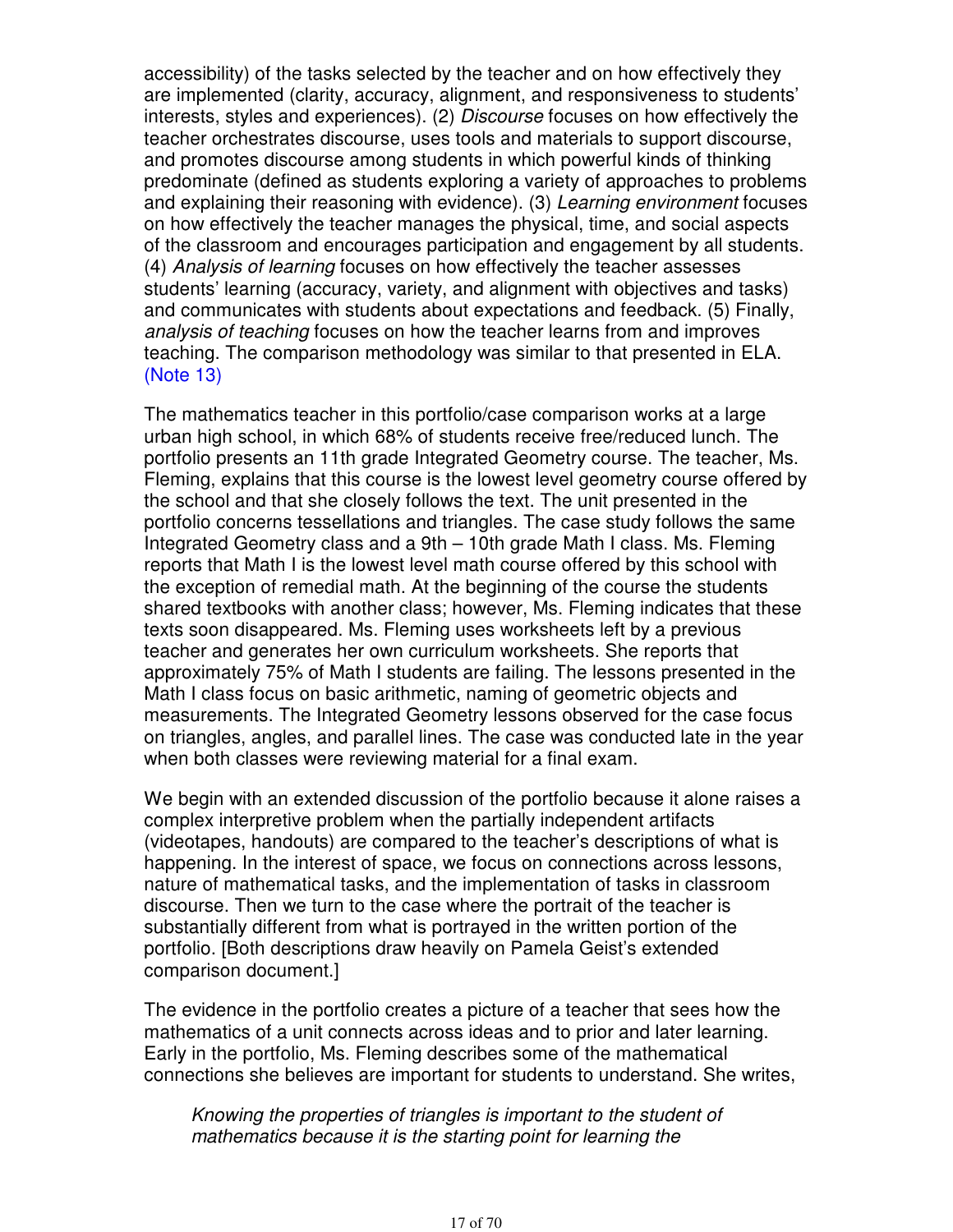accessibility) of the tasks selected by the teacher and on how effectively they are implemented (clarity, accuracy, alignment, and responsiveness to students' interests, styles and experiences). (2) *Discourse* focuses on how effectively the teacher orchestrates discourse, uses tools and materials to support discourse, and promotes discourse among students in which powerful kinds of thinking predominate (defined as students exploring a variety of approaches to problems and explaining their reasoning with evidence). (3) *Learning environment* focuses on how effectively the teacher manages the physical, time, and social aspects of the classroom and encourages participation and engagement by all students. (4) *Analysis of learning* focuses on how effectively the teacher assesses students' learning (accuracy, variety, and alignment with objectives and tasks) and communicates with students about expectations and feedback. (5) Finally, *analysis of teaching* focuses on how the teacher learns from and improves teaching. The comparison methodology was similar to that presented in ELA. (Note 13)

The mathematics teacher in this portfolio/case comparison works at a large urban high school, in which 68% of students receive free/reduced lunch. The portfolio presents an 11th grade Integrated Geometry course. The teacher, Ms. Fleming, explains that this course is the lowest level geometry course offered by the school and that she closely follows the text. The unit presented in the portfolio concerns tessellations and triangles. The case study follows the same Integrated Geometry class and a 9th – 10th grade Math I class. Ms. Fleming reports that Math I is the lowest level math course offered by this school with the exception of remedial math. At the beginning of the course the students shared textbooks with another class; however, Ms. Fleming indicates that these texts soon disappeared. Ms. Fleming uses worksheets left by a previous teacher and generates her own curriculum worksheets. She reports that approximately 75% of Math I students are failing. The lessons presented in the Math I class focus on basic arithmetic, naming of geometric objects and measurements. The Integrated Geometry lessons observed for the case focus on triangles, angles, and parallel lines. The case was conducted late in the year when both classes were reviewing material for a final exam.

We begin with an extended discussion of the portfolio because it alone raises a complex interpretive problem when the partially independent artifacts (videotapes, handouts) are compared to the teacher's descriptions of what is happening. In the interest of space, we focus on connections across lessons, nature of mathematical tasks, and the implementation of tasks in classroom discourse. Then we turn to the case where the portrait of the teacher is substantially different from what is portrayed in the written portion of the portfolio. [Both descriptions draw heavily on Pamela Geist's extended comparison document.]

The evidence in the portfolio creates a picture of a teacher that sees how the mathematics of a unit connects across ideas and to prior and later learning. Early in the portfolio, Ms. Fleming describes some of the mathematical connections she believes are important for students to understand. She writes,

> *Knowing the properties of triangles is important to the student of mathematics because it is the starting point for learning the*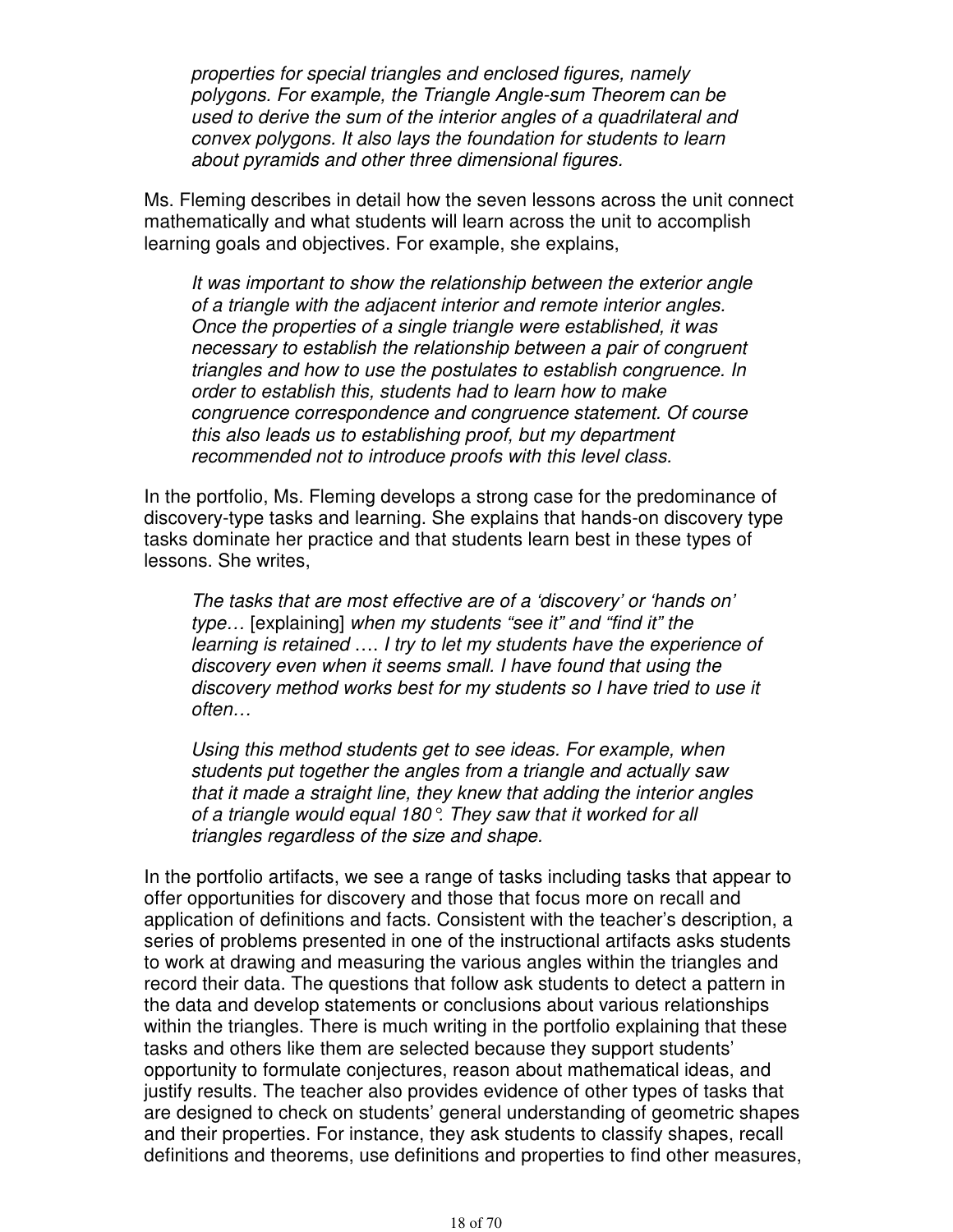*properties for special triangles and enclosed figures, namely polygons. For example, the Triangle Angle-sum Theorem can be used to derive the sum of the interior angles of a quadrilateral and convex polygons. It also lays the foundation for students to learn about pyramids and other three dimensional figures.*

Ms. Fleming describes in detail how the seven lessons across the unit connect mathematically and what students will learn across the unit to accomplish learning goals and objectives. For example, she explains,

> *It was important to show the relationship between the exterior angle of a triangle with the adjacent interior and remote interior angles. Once the properties of a single triangle were established, it was necessary to establish the relationship between a pair of congruent triangles and how to use the postulates to establish congruence. In order to establish this, students had to learn how to make congruence correspondence and congruence statement. Of course this also leads us to establishing proof, but my department recommended not to introduce proofs with this level class.*

In the portfolio, Ms. Fleming develops a strong case for the predominance of discovery-type tasks and learning. She explains that hands-on discovery type tasks dominate her practice and that students learn best in these types of lessons. She writes,

> *The tasks that are most effective are of a 'discovery' or 'hands on' type…* [explaining] *when my students "see it" and "find it" the learning is retained …. I try to let my students have the experience of discovery even when it seems small. I have found that using the discovery method works best for my students so I have tried to use it often…*
>
> *Using this method students get to see ideas. For example, when students put together the angles from a triangle and actually saw that it made a straight line, they knew that adding the interior angles of a triangle would equal 180°. They saw that it worked for all triangles regardless of the size and shape.*

In the portfolio artifacts, we see a range of tasks including tasks that appear to offer opportunities for discovery and those that focus more on recall and application of definitions and facts. Consistent with the teacher's description, a series of problems presented in one of the instructional artifacts asks students to work at drawing and measuring the various angles within the triangles and record their data. The questions that follow ask students to detect a pattern in the data and develop statements or conclusions about various relationships within the triangles. There is much writing in the portfolio explaining that these tasks and others like them are selected because they support students' opportunity to formulate conjectures, reason about mathematical ideas, and justify results. The teacher also provides evidence of other types of tasks that are designed to check on students' general understanding of geometric shapes and their properties. For instance, they ask students to classify shapes, recall definitions and theorems, use definitions and properties to find other measures,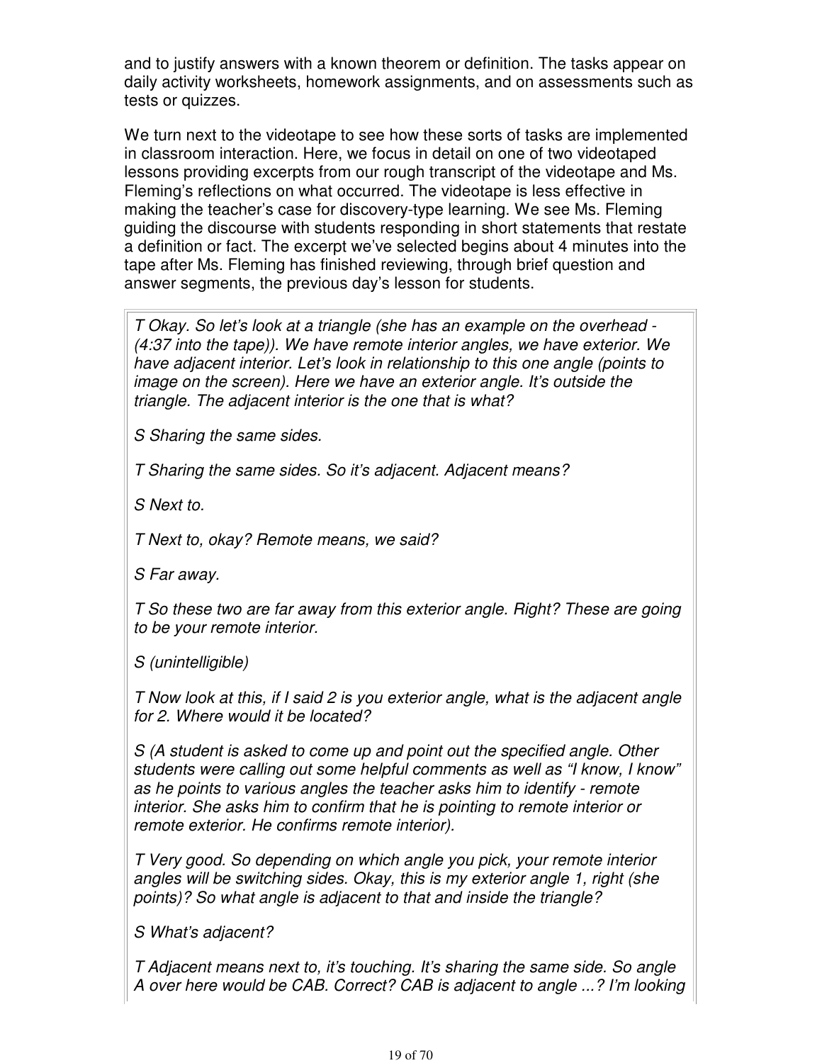and to justify answers with a known theorem or definition. The tasks appear on daily activity worksheets, homework assignments, and on assessments such as tests or quizzes.

We turn next to the videotape to see how these sorts of tasks are implemented in classroom interaction. Here, we focus in detail on one of two videotaped lessons providing excerpts from our rough transcript of the videotape and Ms. Fleming's reflections on what occurred. The videotape is less effective in making the teacher's case for discovery-type learning. We see Ms. Fleming guiding the discourse with students responding in short statements that restate a definition or fact. The excerpt we've selected begins about 4 minutes into the tape after Ms. Fleming has finished reviewing, through brief question and answer segments, the previous day's lesson for students.

*T Okay. So let's look at a triangle (she has an example on the overhead - (4:37 into the tape)). We have remote interior angles, we have exterior. We have adjacent interior. Let's look in relationship to this one angle (points to image on the screen). Here we have an exterior angle. It's outside the triangle. The adjacent interior is the one that is what?*

*S Sharing the same sides.*

*T Sharing the same sides. So it's adjacent. Adjacent means?*

*S Next to.*

*T Next to, okay? Remote means, we said?*

*S Far away.*

*T So these two are far away from this exterior angle. Right? These are going to be your remote interior.*

*S (unintelligible)*

*T Now look at this, if I said 2 is you exterior angle, what is the adjacent angle for 2. Where would it be located?*

*S (A student is asked to come up and point out the specified angle. Other students were calling out some helpful comments as well as "I know, I know" as he points to various angles the teacher asks him to identify - remote interior. She asks him to confirm that he is pointing to remote interior or remote exterior. He confirms remote interior).*

*T Very good. So depending on which angle you pick, your remote interior angles will be switching sides. Okay, this is my exterior angle 1, right (she points)? So what angle is adjacent to that and inside the triangle?*

*S What's adjacent?*

*T Adjacent means next to, it's touching. It's sharing the same side. So angle A over here would be CAB. Correct? CAB is adjacent to angle ...? I'm looking*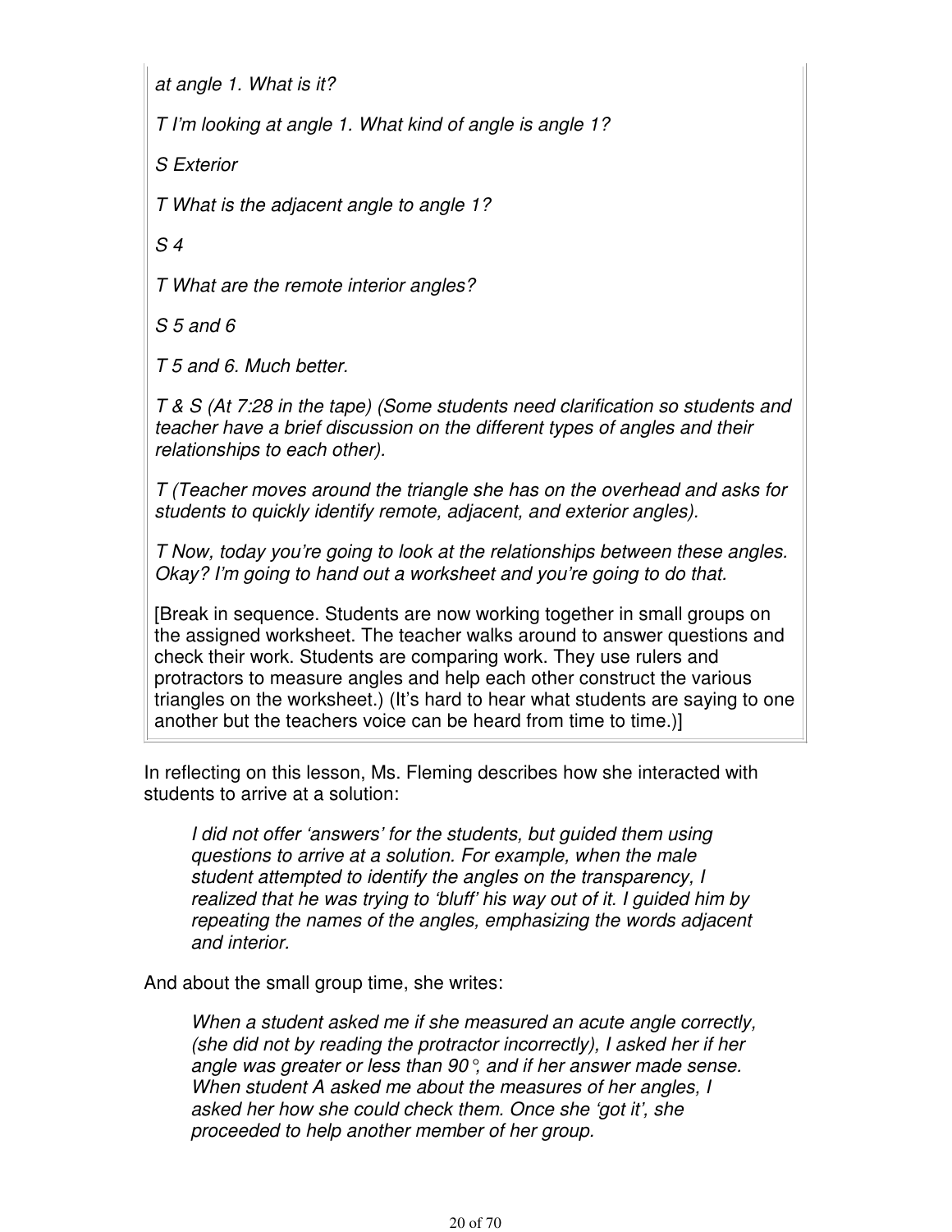*at angle 1. What is it?*

*T I'm looking at angle 1. What kind of angle is angle 1?*

*S Exterior*

*T What is the adjacent angle to angle 1?*

*S 4*

*T What are the remote interior angles?*

*S 5 and 6*

*T 5 and 6. Much better.*

*T & S (At 7:28 in the tape) (Some students need clarification so students and teacher have a brief discussion on the different types of angles and their relationships to each other).*

*T (Teacher moves around the triangle she has on the overhead and asks for students to quickly identify remote, adjacent, and exterior angles).*

*T Now, today you're going to look at the relationships between these angles. Okay? I'm going to hand out a worksheet and you're going to do that.*

[Break in sequence. Students are now working together in small groups on the assigned worksheet. The teacher walks around to answer questions and check their work. Students are comparing work. They use rulers and protractors to measure angles and help each other construct the various triangles on the worksheet.) (It's hard to hear what students are saying to one another but the teachers voice can be heard from time to time.)]

In reflecting on this lesson, Ms. Fleming describes how she interacted with students to arrive at a solution:

> *I did not offer 'answers' for the students, but guided them using questions to arrive at a solution. For example, when the male student attempted to identify the angles on the transparency, I realized that he was trying to 'bluff' his way out of it. I guided him by repeating the names of the angles, emphasizing the words adjacent and interior.*

And about the small group time, she writes:

> *When a student asked me if she measured an acute angle correctly, (she did not by reading the protractor incorrectly), I asked her if her angle was greater or less than 90°, and if her answer made sense. When student A asked me about the measures of her angles, I asked her how she could check them. Once she 'got it', she proceeded to help another member of her group.*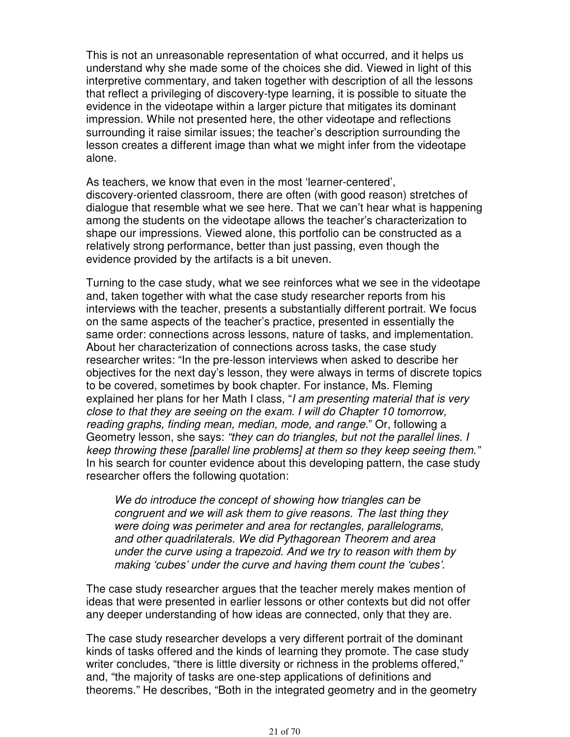This is not an unreasonable representation of what occurred, and it helps us understand why she made some of the choices she did. Viewed in light of this interpretive commentary, and taken together with description of all the lessons that reflect a privileging of discovery-type learning, it is possible to situate the evidence in the videotape within a larger picture that mitigates its dominant impression. While not presented here, the other videotape and reflections surrounding it raise similar issues; the teacher's description surrounding the lesson creates a different image than what we might infer from the videotape alone.

As teachers, we know that even in the most 'learner-centered', discovery-oriented classroom, there are often (with good reason) stretches of dialogue that resemble what we see here. That we can't hear what is happening among the students on the videotape allows the teacher's characterization to shape our impressions. Viewed alone, this portfolio can be constructed as a relatively strong performance, better than just passing, even though the evidence provided by the artifacts is a bit uneven.

Turning to the case study, what we see reinforces what we see in the videotape and, taken together with what the case study researcher reports from his interviews with the teacher, presents a substantially different portrait. We focus on the same aspects of the teacher's practice, presented in essentially the same order: connections across lessons, nature of tasks, and implementation. About her characterization of connections across tasks, the case study researcher writes: "In the pre-lesson interviews when asked to describe her objectives for the next day's lesson, they were always in terms of discrete topics to be covered, sometimes by book chapter. For instance, Ms. Fleming explained her plans for her Math I class, "*I am presenting material that is very close to that they are seeing on the exam. I will do Chapter 10 tomorrow, reading graphs, finding mean, median, mode, and range.*" Or, following a Geometry lesson, she says: *"they can do triangles, but not the parallel lines. I keep throwing these [parallel line problems] at them so they keep seeing them."* In his search for counter evidence about this developing pattern, the case study researcher offers the following quotation:

> *We do introduce the concept of showing how triangles can be congruent and we will ask them to give reasons. The last thing they were doing was perimeter and area for rectangles, parallelograms, and other quadrilaterals. We did Pythagorean Theorem and area under the curve using a trapezoid. And we try to reason with them by making 'cubes' under the curve and having them count the 'cubes'.*

The case study researcher argues that the teacher merely makes mention of ideas that were presented in earlier lessons or other contexts but did not offer any deeper understanding of how ideas are connected, only that they are.

The case study researcher develops a very different portrait of the dominant kinds of tasks offered and the kinds of learning they promote. The case study writer concludes, "there is little diversity or richness in the problems offered," and, "the majority of tasks are one-step applications of definitions and theorems." He describes, "Both in the integrated geometry and in the geometry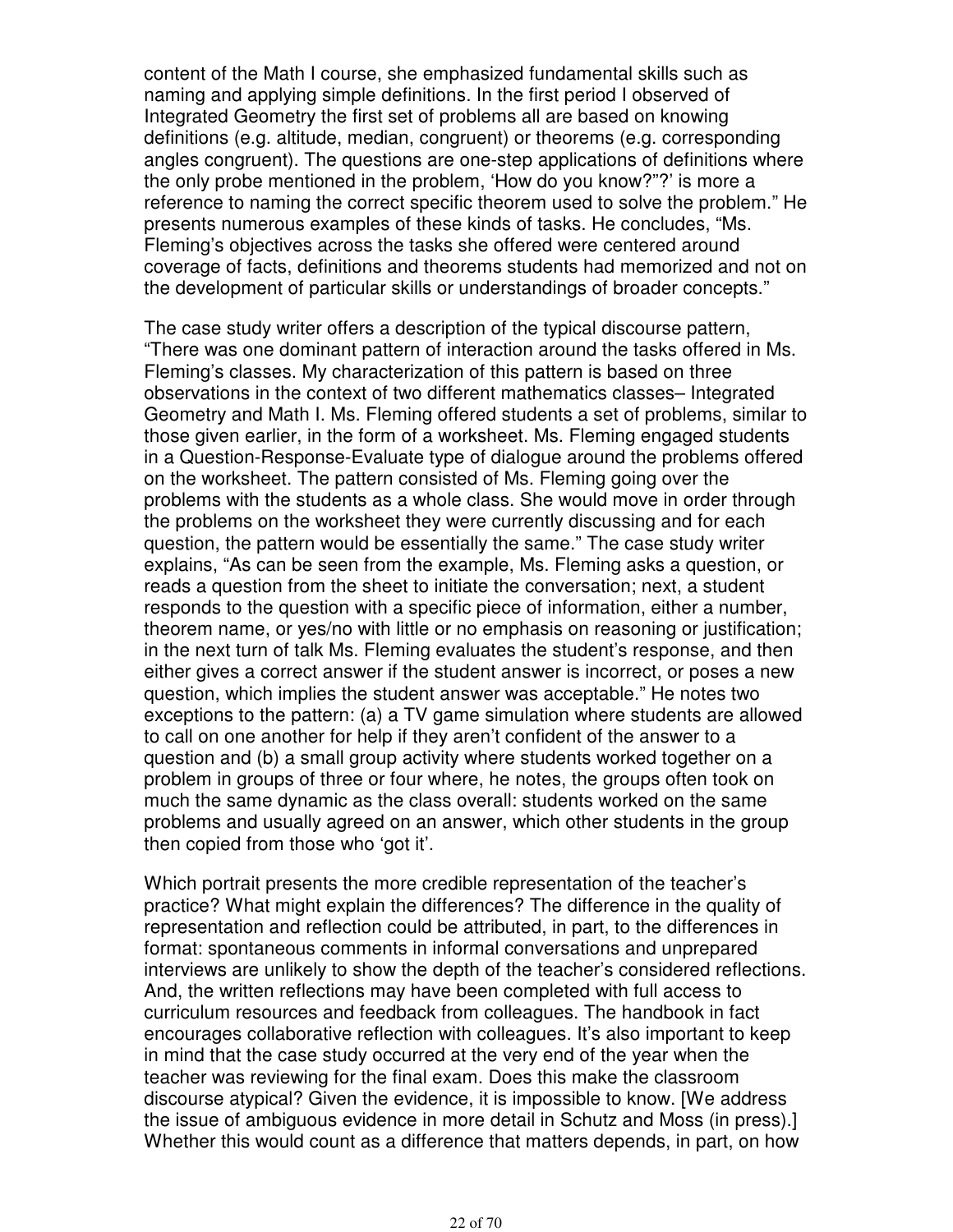content of the Math I course, she emphasized fundamental skills such as naming and applying simple definitions. In the first period I observed of Integrated Geometry the first set of problems all are based on knowing definitions (e.g. altitude, median, congruent) or theorems (e.g. corresponding angles congruent). The questions are one-step applications of definitions where the only probe mentioned in the problem, 'How do you know?"?' is more a reference to naming the correct specific theorem used to solve the problem." He presents numerous examples of these kinds of tasks. He concludes, "Ms. Fleming's objectives across the tasks she offered were centered around coverage of facts, definitions and theorems students had memorized and not on the development of particular skills or understandings of broader concepts."

The case study writer offers a description of the typical discourse pattern, "There was one dominant pattern of interaction around the tasks offered in Ms. Fleming's classes. My characterization of this pattern is based on three observations in the context of two different mathematics classes– Integrated Geometry and Math I. Ms. Fleming offered students a set of problems, similar to those given earlier, in the form of a worksheet. Ms. Fleming engaged students in a Question-Response-Evaluate type of dialogue around the problems offered on the worksheet. The pattern consisted of Ms. Fleming going over the problems with the students as a whole class. She would move in order through the problems on the worksheet they were currently discussing and for each question, the pattern would be essentially the same." The case study writer explains, "As can be seen from the example, Ms. Fleming asks a question, or reads a question from the sheet to initiate the conversation; next, a student responds to the question with a specific piece of information, either a number, theorem name, or yes/no with little or no emphasis on reasoning or justification; in the next turn of talk Ms. Fleming evaluates the student's response, and then either gives a correct answer if the student answer is incorrect, or poses a new question, which implies the student answer was acceptable." He notes two exceptions to the pattern: (a) a TV game simulation where students are allowed to call on one another for help if they aren't confident of the answer to a question and (b) a small group activity where students worked together on a problem in groups of three or four where, he notes, the groups often took on much the same dynamic as the class overall: students worked on the same problems and usually agreed on an answer, which other students in the group then copied from those who 'got it'.

Which portrait presents the more credible representation of the teacher's practice? What might explain the differences? The difference in the quality of representation and reflection could be attributed, in part, to the differences in format: spontaneous comments in informal conversations and unprepared interviews are unlikely to show the depth of the teacher's considered reflections. And, the written reflections may have been completed with full access to curriculum resources and feedback from colleagues. The handbook in fact encourages collaborative reflection with colleagues. It's also important to keep in mind that the case study occurred at the very end of the year when the teacher was reviewing for the final exam. Does this make the classroom discourse atypical? Given the evidence, it is impossible to know. [We address the issue of ambiguous evidence in more detail in Schutz and Moss (in press).] Whether this would count as a difference that matters depends, in part, on how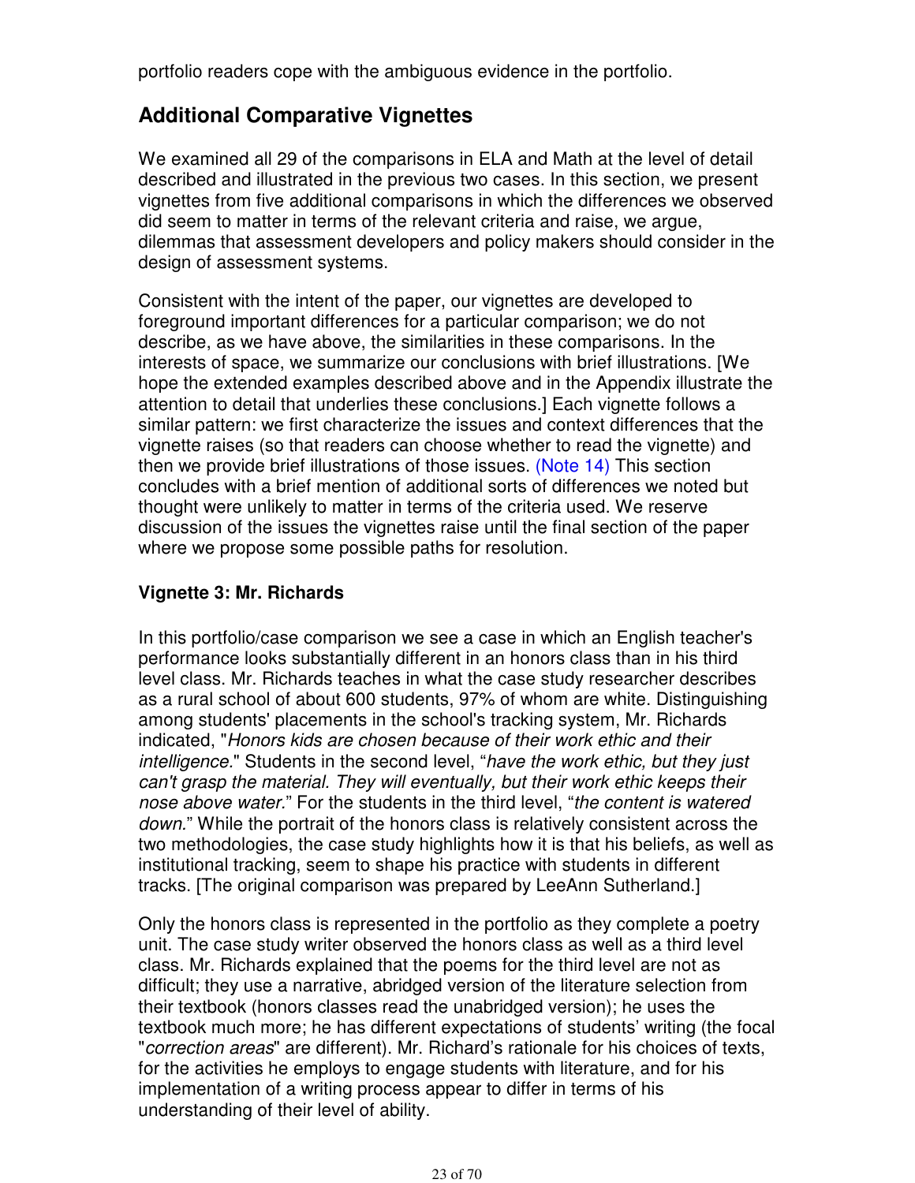portfolio readers cope with the ambiguous evidence in the portfolio.

## Additional Comparative Vignettes

We examined all 29 of the comparisons in ELA and Math at the level of detail described and illustrated in the previous two cases. In this section, we present vignettes from five additional comparisons in which the differences we observed did seem to matter in terms of the relevant criteria and raise, we argue, dilemmas that assessment developers and policy makers should consider in the design of assessment systems.

Consistent with the intent of the paper, our vignettes are developed to foreground important differences for a particular comparison; we do not describe, as we have above, the similarities in these comparisons. In the interests of space, we summarize our conclusions with brief illustrations. [We hope the extended examples described above and in the Appendix illustrate the attention to detail that underlies these conclusions.] Each vignette follows a similar pattern: we first characterize the issues and context differences that the vignette raises (so that readers can choose whether to read the vignette) and then we provide brief illustrations of those issues. (Note 14) This section concludes with a brief mention of additional sorts of differences we noted but thought were unlikely to matter in terms of the criteria used. We reserve discussion of the issues the vignettes raise until the final section of the paper where we propose some possible paths for resolution.

### Vignette 3: Mr. Richards

In this portfolio/case comparison we see a case in which an English teacher's performance looks substantially different in an honors class than in his third level class. Mr. Richards teaches in what the case study researcher describes as a rural school of about 600 students, 97% of whom are white. Distinguishing among students' placements in the school's tracking system, Mr. Richards indicated, "*Honors kids are chosen because of their work ethic and their intelligence.*" Students in the second level, "*have the work ethic, but they just can't grasp the material. They will eventually, but their work ethic keeps their nose above water.*" For the students in the third level, "*the content is watered down.*" While the portrait of the honors class is relatively consistent across the two methodologies, the case study highlights how it is that his beliefs, as well as institutional tracking, seem to shape his practice with students in different tracks. [The original comparison was prepared by LeeAnn Sutherland.]

Only the honors class is represented in the portfolio as they complete a poetry unit. The case study writer observed the honors class as well as a third level class. Mr. Richards explained that the poems for the third level are not as difficult; they use a narrative, abridged version of the literature selection from their textbook (honors classes read the unabridged version); he uses the textbook much more; he has different expectations of students' writing (the focal "*correction areas*" are different). Mr. Richard's rationale for his choices of texts, for the activities he employs to engage students with literature, and for his implementation of a writing process appear to differ in terms of his understanding of their level of ability.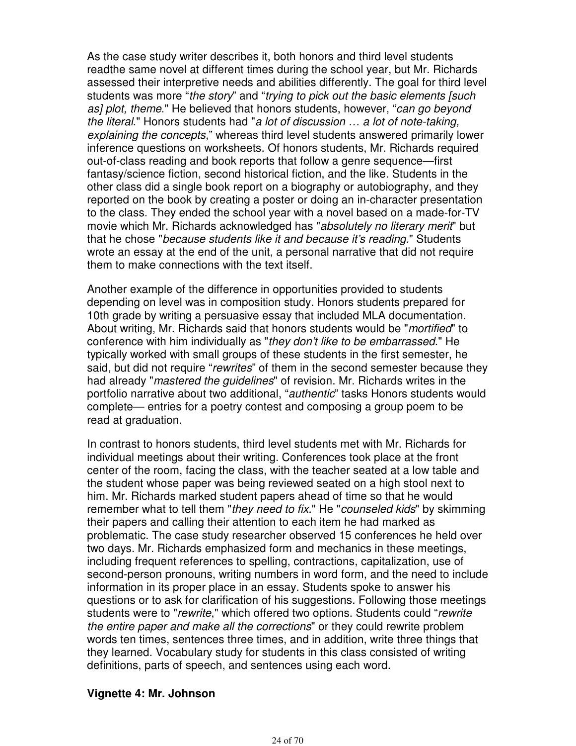As the case study writer describes it, both honors and third level students readthe same novel at different times during the school year, but Mr. Richards assessed their interpretive needs and abilities differently. The goal for third level students was more "*the story*" and "*trying to pick out the basic elements [such as] plot, theme*." He believed that honors students, however, "*can go beyond the literal*." Honors students had "*a lot of discussion … a lot of note-taking, explaining the concepts,*" whereas third level students answered primarily lower inference questions on worksheets. Of honors students, Mr. Richards required out-of-class reading and book reports that follow a genre sequence—first fantasy/science fiction, second historical fiction, and the like. Students in the other class did a single book report on a biography or autobiography, and they reported on the book by creating a poster or doing an in-character presentation to the class. They ended the school year with a novel based on a made-for-TV movie which Mr. Richards acknowledged has "*absolutely no literary merit*" but that he chose "*because students like it and because it's reading*." Students wrote an essay at the end of the unit, a personal narrative that did not require them to make connections with the text itself.

Another example of the difference in opportunities provided to students depending on level was in composition study. Honors students prepared for 10th grade by writing a persuasive essay that included MLA documentation. About writing, Mr. Richards said that honors students would be "*mortified*" to conference with him individually as "*they don't like to be embarrassed*." He typically worked with small groups of these students in the first semester, he said, but did not require "*rewrites*" of them in the second semester because they had already "*mastered the guidelines*" of revision. Mr. Richards writes in the portfolio narrative about two additional, "*authentic*" tasks Honors students would complete— entries for a poetry contest and composing a group poem to be read at graduation.

In contrast to honors students, third level students met with Mr. Richards for individual meetings about their writing. Conferences took place at the front center of the room, facing the class, with the teacher seated at a low table and the student whose paper was being reviewed seated on a high stool next to him. Mr. Richards marked student papers ahead of time so that he would remember what to tell them "*they need to fix.*" He "*counseled kids*" by skimming their papers and calling their attention to each item he had marked as problematic. The case study researcher observed 15 conferences he held over two days. Mr. Richards emphasized form and mechanics in these meetings, including frequent references to spelling, contractions, capitalization, use of second-person pronouns, writing numbers in word form, and the need to include information in its proper place in an essay. Students spoke to answer his questions or to ask for clarification of his suggestions. Following those meetings students were to "*rewrite*," which offered two options. Students could "*rewrite the entire paper and make all the corrections*" or they could rewrite problem words ten times, sentences three times, and in addition, write three things that they learned. Vocabulary study for students in this class consisted of writing definitions, parts of speech, and sentences using each word.

**Vignette 4: Mr. Johnson**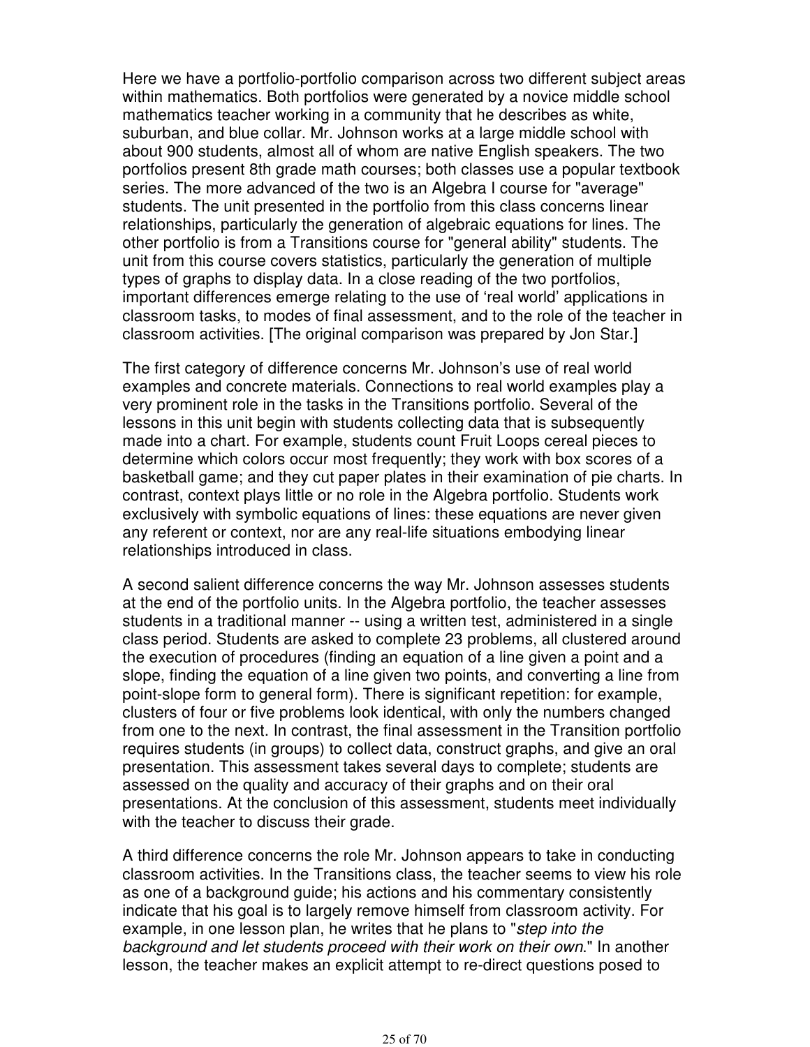Here we have a portfolio-portfolio comparison across two different subject areas within mathematics. Both portfolios were generated by a novice middle school mathematics teacher working in a community that he describes as white, suburban, and blue collar. Mr. Johnson works at a large middle school with about 900 students, almost all of whom are native English speakers. The two portfolios present 8th grade math courses; both classes use a popular textbook series. The more advanced of the two is an Algebra I course for "average" students. The unit presented in the portfolio from this class concerns linear relationships, particularly the generation of algebraic equations for lines. The other portfolio is from a Transitions course for "general ability" students. The unit from this course covers statistics, particularly the generation of multiple types of graphs to display data. In a close reading of the two portfolios, important differences emerge relating to the use of 'real world' applications in classroom tasks, to modes of final assessment, and to the role of the teacher in classroom activities. [The original comparison was prepared by Jon Star.]

The first category of difference concerns Mr. Johnson's use of real world examples and concrete materials. Connections to real world examples play a very prominent role in the tasks in the Transitions portfolio. Several of the lessons in this unit begin with students collecting data that is subsequently made into a chart. For example, students count Fruit Loops cereal pieces to determine which colors occur most frequently; they work with box scores of a basketball game; and they cut paper plates in their examination of pie charts. In contrast, context plays little or no role in the Algebra portfolio. Students work exclusively with symbolic equations of lines: these equations are never given any referent or context, nor are any real-life situations embodying linear relationships introduced in class.

A second salient difference concerns the way Mr. Johnson assesses students at the end of the portfolio units. In the Algebra portfolio, the teacher assesses students in a traditional manner -- using a written test, administered in a single class period. Students are asked to complete 23 problems, all clustered around the execution of procedures (finding an equation of a line given a point and a slope, finding the equation of a line given two points, and converting a line from point-slope form to general form). There is significant repetition: for example, clusters of four or five problems look identical, with only the numbers changed from one to the next. In contrast, the final assessment in the Transition portfolio requires students (in groups) to collect data, construct graphs, and give an oral presentation. This assessment takes several days to complete; students are assessed on the quality and accuracy of their graphs and on their oral presentations. At the conclusion of this assessment, students meet individually with the teacher to discuss their grade.

A third difference concerns the role Mr. Johnson appears to take in conducting classroom activities. In the Transitions class, the teacher seems to view his role as one of a background guide; his actions and his commentary consistently indicate that his goal is to largely remove himself from classroom activity. For example, in one lesson plan, he writes that he plans to "*step into the background and let students proceed with their work on their own*." In another lesson, the teacher makes an explicit attempt to re-direct questions posed to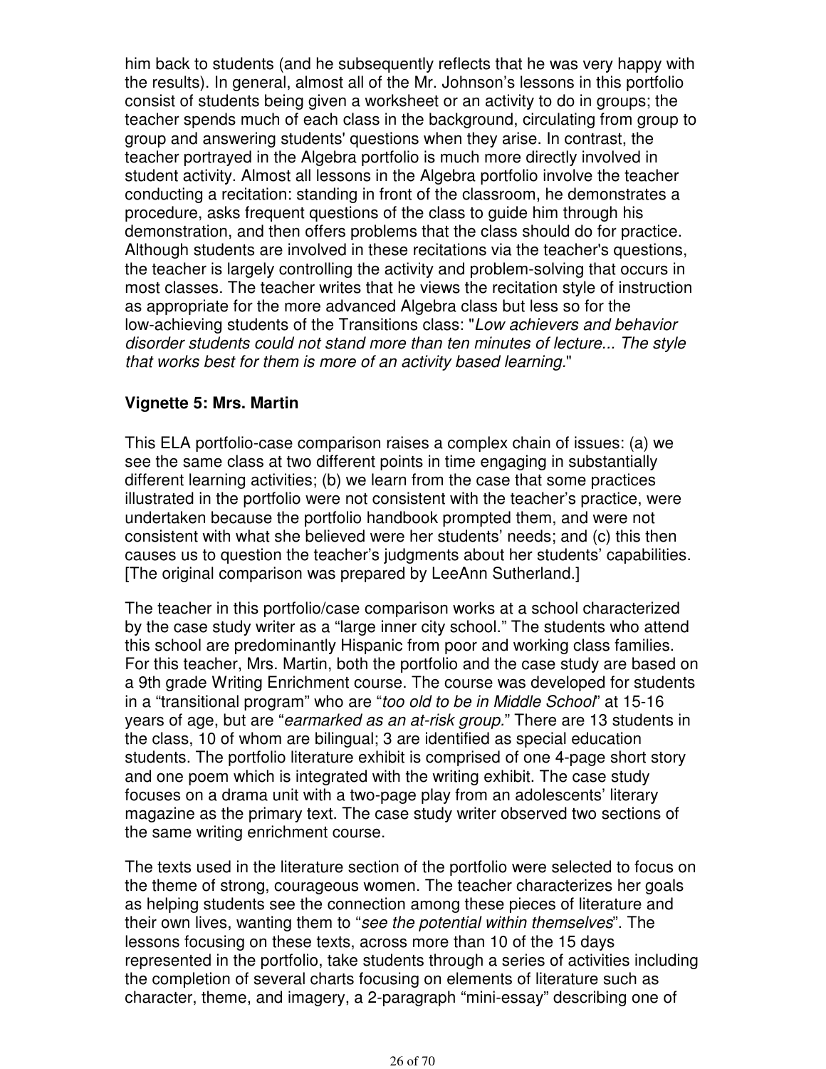him back to students (and he subsequently reflects that he was very happy with the results). In general, almost all of the Mr. Johnson's lessons in this portfolio consist of students being given a worksheet or an activity to do in groups; the teacher spends much of each class in the background, circulating from group to group and answering students' questions when they arise. In contrast, the teacher portrayed in the Algebra portfolio is much more directly involved in student activity. Almost all lessons in the Algebra portfolio involve the teacher conducting a recitation: standing in front of the classroom, he demonstrates a procedure, asks frequent questions of the class to guide him through his demonstration, and then offers problems that the class should do for practice. Although students are involved in these recitations via the teacher's questions, the teacher is largely controlling the activity and problem-solving that occurs in most classes. The teacher writes that he views the recitation style of instruction as appropriate for the more advanced Algebra class but less so for the low-achieving students of the Transitions class: "*Low achievers and behavior disorder students could not stand more than ten minutes of lecture... The style that works best for them is more of an activity based learning.*"

### Vignette 5: Mrs. Martin

This ELA portfolio-case comparison raises a complex chain of issues: (a) we see the same class at two different points in time engaging in substantially different learning activities; (b) we learn from the case that some practices illustrated in the portfolio were not consistent with the teacher's practice, were undertaken because the portfolio handbook prompted them, and were not consistent with what she believed were her students' needs; and (c) this then causes us to question the teacher's judgments about her students' capabilities. [The original comparison was prepared by LeeAnn Sutherland.]

The teacher in this portfolio/case comparison works at a school characterized by the case study writer as a "large inner city school." The students who attend this school are predominantly Hispanic from poor and working class families. For this teacher, Mrs. Martin, both the portfolio and the case study are based on a 9th grade Writing Enrichment course. The course was developed for students in a "transitional program" who are "*too old to be in Middle School*" at 15-16 years of age, but are "*earmarked as an at-risk group.*" There are 13 students in the class, 10 of whom are bilingual; 3 are identified as special education students. The portfolio literature exhibit is comprised of one 4-page short story and one poem which is integrated with the writing exhibit. The case study focuses on a drama unit with a two-page play from an adolescents' literary magazine as the primary text. The case study writer observed two sections of the same writing enrichment course.

The texts used in the literature section of the portfolio were selected to focus on the theme of strong, courageous women. The teacher characterizes her goals as helping students see the connection among these pieces of literature and their own lives, wanting them to "*see the potential within themselves*". The lessons focusing on these texts, across more than 10 of the 15 days represented in the portfolio, take students through a series of activities including the completion of several charts focusing on elements of literature such as character, theme, and imagery, a 2-paragraph "mini-essay" describing one of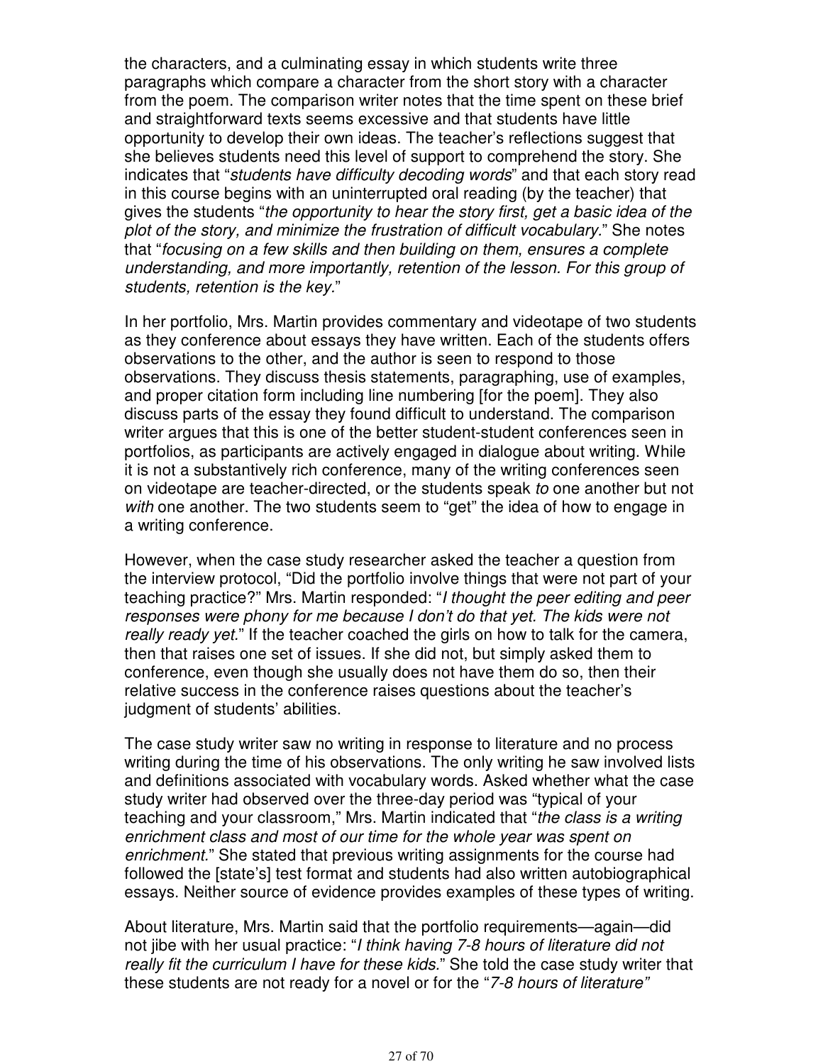the characters, and a culminating essay in which students write three paragraphs which compare a character from the short story with a character from the poem. The comparison writer notes that the time spent on these brief and straightforward texts seems excessive and that students have little opportunity to develop their own ideas. The teacher's reflections suggest that she believes students need this level of support to comprehend the story. She indicates that "*students have difficulty decoding words*" and that each story read in this course begins with an uninterrupted oral reading (by the teacher) that gives the students "*the opportunity to hear the story first, get a basic idea of the plot of the story, and minimize the frustration of difficult vocabulary*." She notes that "*focusing on a few skills and then building on them, ensures a complete understanding, and more importantly, retention of the lesson. For this group of students, retention is the key.*"

In her portfolio, Mrs. Martin provides commentary and videotape of two students as they conference about essays they have written. Each of the students offers observations to the other, and the author is seen to respond to those observations. They discuss thesis statements, paragraphing, use of examples, and proper citation form including line numbering [for the poem]. They also discuss parts of the essay they found difficult to understand. The comparison writer argues that this is one of the better student-student conferences seen in portfolios, as participants are actively engaged in dialogue about writing. While it is not a substantively rich conference, many of the writing conferences seen on videotape are teacher-directed, or the students speak *to* one another but not *with* one another. The two students seem to "get" the idea of how to engage in a writing conference.

However, when the case study researcher asked the teacher a question from the interview protocol, "Did the portfolio involve things that were not part of your teaching practice?" Mrs. Martin responded: "*I thought the peer editing and peer responses were phony for me because I don't do that yet. The kids were not really ready yet.*" If the teacher coached the girls on how to talk for the camera, then that raises one set of issues. If she did not, but simply asked them to conference, even though she usually does not have them do so, then their relative success in the conference raises questions about the teacher's judgment of students' abilities.

The case study writer saw no writing in response to literature and no process writing during the time of his observations. The only writing he saw involved lists and definitions associated with vocabulary words. Asked whether what the case study writer had observed over the three-day period was "typical of your teaching and your classroom," Mrs. Martin indicated that "*the class is a writing enrichment class and most of our time for the whole year was spent on enrichment*." She stated that previous writing assignments for the course had followed the [state's] test format and students had also written autobiographical essays. Neither source of evidence provides examples of these types of writing.

About literature, Mrs. Martin said that the portfolio requirements—again—did not jibe with her usual practice: "*I think having 7-8 hours of literature did not really fit the curriculum I have for these kids.*" She told the case study writer that these students are not ready for a novel or for the "*7-8 hours of literature"*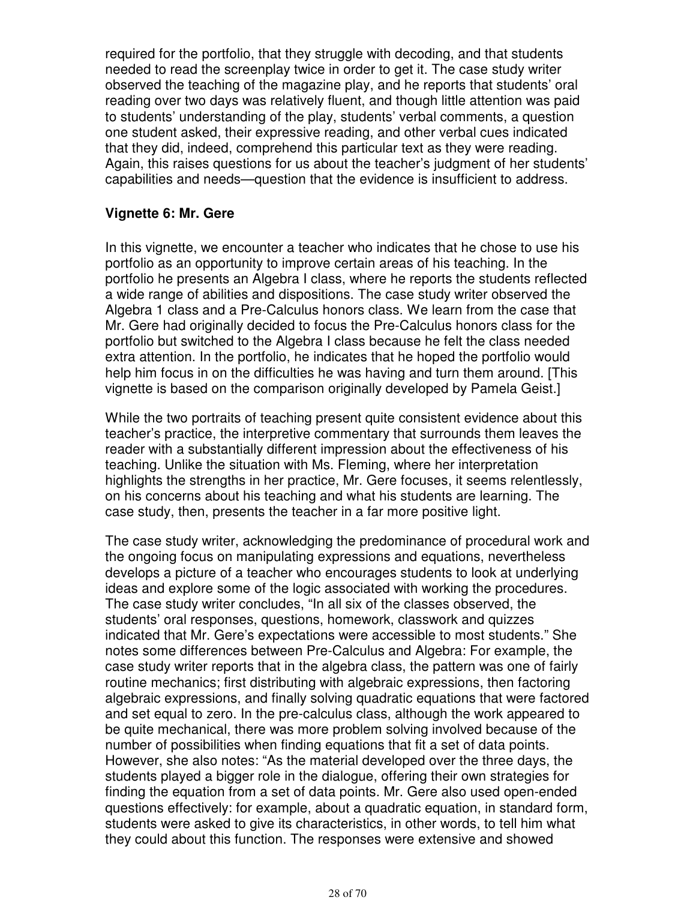required for the portfolio, that they struggle with decoding, and that students needed to read the screenplay twice in order to get it. The case study writer observed the teaching of the magazine play, and he reports that students' oral reading over two days was relatively fluent, and though little attention was paid to students' understanding of the play, students' verbal comments, a question one student asked, their expressive reading, and other verbal cues indicated that they did, indeed, comprehend this particular text as they were reading. Again, this raises questions for us about the teacher's judgment of her students' capabilities and needs—question that the evidence is insufficient to address.

### Vignette 6: Mr. Gere

In this vignette, we encounter a teacher who indicates that he chose to use his portfolio as an opportunity to improve certain areas of his teaching. In the portfolio he presents an Algebra I class, where he reports the students reflected a wide range of abilities and dispositions. The case study writer observed the Algebra 1 class and a Pre-Calculus honors class. We learn from the case that Mr. Gere had originally decided to focus the Pre-Calculus honors class for the portfolio but switched to the Algebra I class because he felt the class needed extra attention. In the portfolio, he indicates that he hoped the portfolio would help him focus in on the difficulties he was having and turn them around. [This vignette is based on the comparison originally developed by Pamela Geist.]

While the two portraits of teaching present quite consistent evidence about this teacher's practice, the interpretive commentary that surrounds them leaves the reader with a substantially different impression about the effectiveness of his teaching. Unlike the situation with Ms. Fleming, where her interpretation highlights the strengths in her practice, Mr. Gere focuses, it seems relentlessly, on his concerns about his teaching and what his students are learning. The case study, then, presents the teacher in a far more positive light.

The case study writer, acknowledging the predominance of procedural work and the ongoing focus on manipulating expressions and equations, nevertheless develops a picture of a teacher who encourages students to look at underlying ideas and explore some of the logic associated with working the procedures. The case study writer concludes, "In all six of the classes observed, the students' oral responses, questions, homework, classwork and quizzes indicated that Mr. Gere's expectations were accessible to most students." She notes some differences between Pre-Calculus and Algebra: For example, the case study writer reports that in the algebra class, the pattern was one of fairly routine mechanics; first distributing with algebraic expressions, then factoring algebraic expressions, and finally solving quadratic equations that were factored and set equal to zero. In the pre-calculus class, although the work appeared to be quite mechanical, there was more problem solving involved because of the number of possibilities when finding equations that fit a set of data points. However, she also notes: "As the material developed over the three days, the students played a bigger role in the dialogue, offering their own strategies for finding the equation from a set of data points. Mr. Gere also used open-ended questions effectively: for example, about a quadratic equation, in standard form, students were asked to give its characteristics, in other words, to tell him what they could about this function. The responses were extensive and showed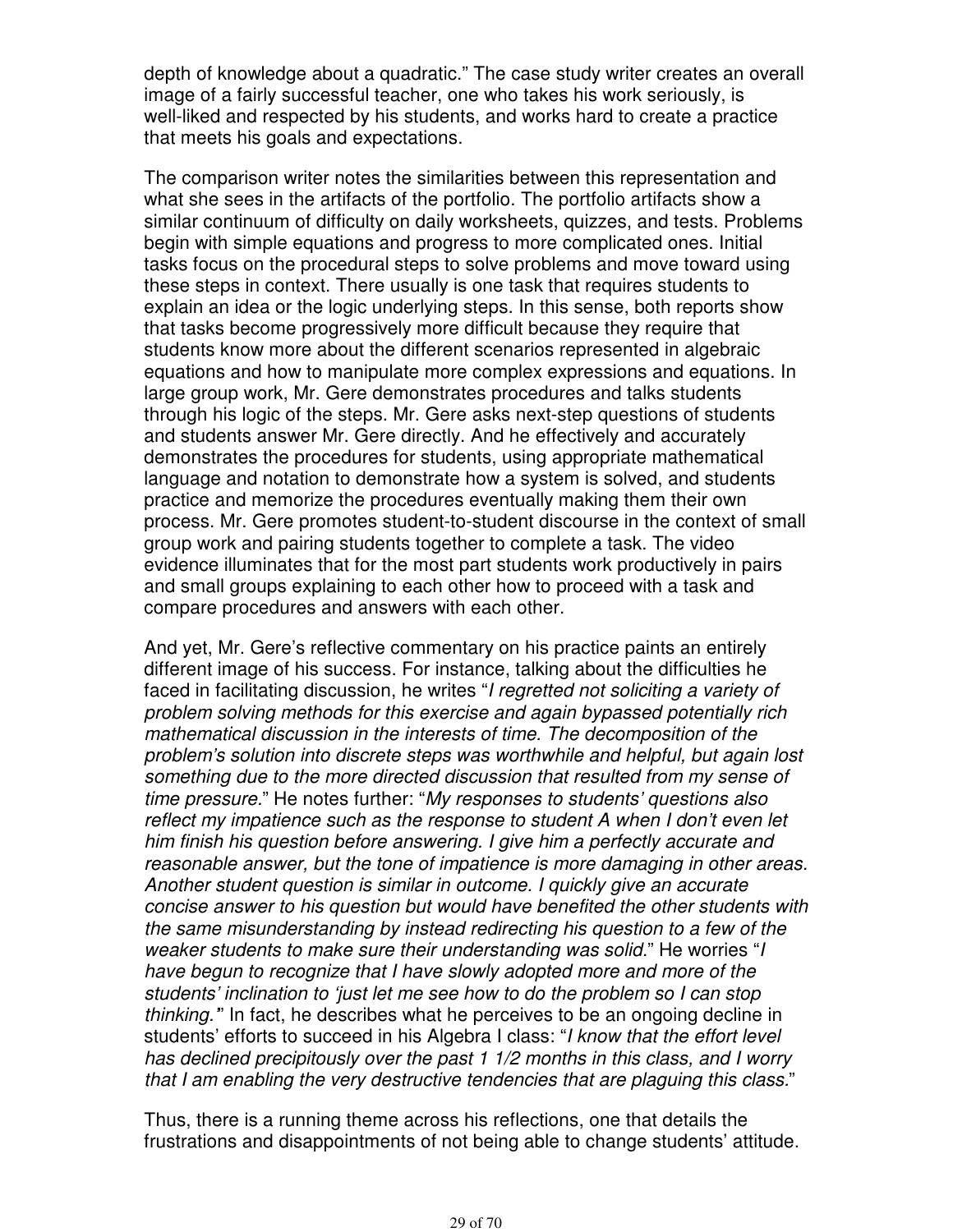depth of knowledge about a quadratic." The case study writer creates an overall image of a fairly successful teacher, one who takes his work seriously, is well-liked and respected by his students, and works hard to create a practice that meets his goals and expectations.

The comparison writer notes the similarities between this representation and what she sees in the artifacts of the portfolio. The portfolio artifacts show a similar continuum of difficulty on daily worksheets, quizzes, and tests. Problems begin with simple equations and progress to more complicated ones. Initial tasks focus on the procedural steps to solve problems and move toward using these steps in context. There usually is one task that requires students to explain an idea or the logic underlying steps. In this sense, both reports show that tasks become progressively more difficult because they require that students know more about the different scenarios represented in algebraic equations and how to manipulate more complex expressions and equations. In large group work, Mr. Gere demonstrates procedures and talks students through his logic of the steps. Mr. Gere asks next-step questions of students and students answer Mr. Gere directly. And he effectively and accurately demonstrates the procedures for students, using appropriate mathematical language and notation to demonstrate how a system is solved, and students practice and memorize the procedures eventually making them their own process. Mr. Gere promotes student-to-student discourse in the context of small group work and pairing students together to complete a task. The video evidence illuminates that for the most part students work productively in pairs and small groups explaining to each other how to proceed with a task and compare procedures and answers with each other.

And yet, Mr. Gere's reflective commentary on his practice paints an entirely different image of his success. For instance, talking about the difficulties he faced in facilitating discussion, he writes "*I regretted not soliciting a variety of problem solving methods for this exercise and again bypassed potentially rich mathematical discussion in the interests of time. The decomposition of the problem's solution into discrete steps was worthwhile and helpful, but again lost something due to the more directed discussion that resulted from my sense of time pressure*." He notes further: "*My responses to students' questions also reflect my impatience such as the response to student A when I don't even let him finish his question before answering. I give him a perfectly accurate and reasonable answer, but the tone of impatience is more damaging in other areas. Another student question is similar in outcome. I quickly give an accurate concise answer to his question but would have benefited the other students with the same misunderstanding by instead redirecting his question to a few of the weaker students to make sure their understanding was solid.*" He worries "*I have begun to recognize that I have slowly adopted more and more of the students' inclination to 'just let me see how to do the problem so I can stop thinking.'*" In fact, he describes what he perceives to be an ongoing decline in students' efforts to succeed in his Algebra I class: "*I know that the effort level has declined precipitously over the past 1 1/2 months in this class, and I worry that I am enabling the very destructive tendencies that are plaguing this class.*"

Thus, there is a running theme across his reflections, one that details the frustrations and disappointments of not being able to change students' attitude.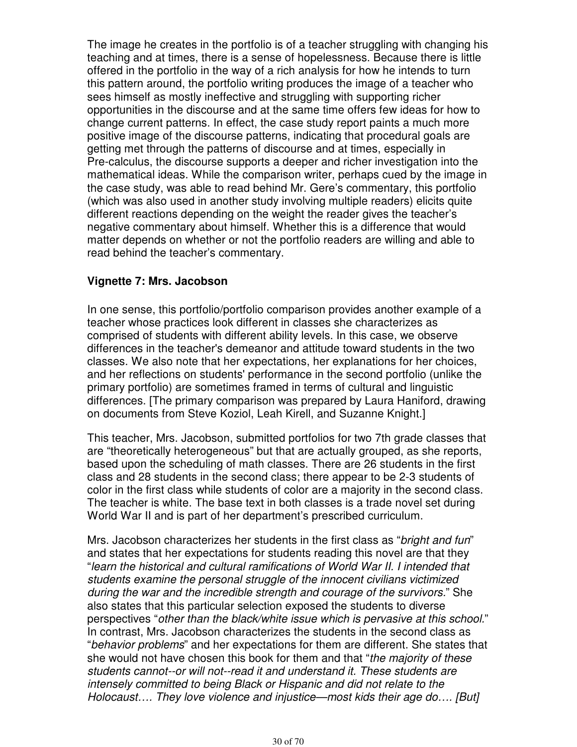The image he creates in the portfolio is of a teacher struggling with changing his teaching and at times, there is a sense of hopelessness. Because there is little offered in the portfolio in the way of a rich analysis for how he intends to turn this pattern around, the portfolio writing produces the image of a teacher who sees himself as mostly ineffective and struggling with supporting richer opportunities in the discourse and at the same time offers few ideas for how to change current patterns. In effect, the case study report paints a much more positive image of the discourse patterns, indicating that procedural goals are getting met through the patterns of discourse and at times, especially in Pre-calculus, the discourse supports a deeper and richer investigation into the mathematical ideas. While the comparison writer, perhaps cued by the image in the case study, was able to read behind Mr. Gere's commentary, this portfolio (which was also used in another study involving multiple readers) elicits quite different reactions depending on the weight the reader gives the teacher's negative commentary about himself. Whether this is a difference that would matter depends on whether or not the portfolio readers are willing and able to read behind the teacher's commentary.

### Vignette 7: Mrs. Jacobson

In one sense, this portfolio/portfolio comparison provides another example of a teacher whose practices look different in classes she characterizes as comprised of students with different ability levels. In this case, we observe differences in the teacher's demeanor and attitude toward students in the two classes. We also note that her expectations, her explanations for her choices, and her reflections on students' performance in the second portfolio (unlike the primary portfolio) are sometimes framed in terms of cultural and linguistic differences. [The primary comparison was prepared by Laura Haniford, drawing on documents from Steve Koziol, Leah Kirell, and Suzanne Knight.]

This teacher, Mrs. Jacobson, submitted portfolios for two 7th grade classes that are "theoretically heterogeneous" but that are actually grouped, as she reports, based upon the scheduling of math classes. There are 26 students in the first class and 28 students in the second class; there appear to be 2-3 students of color in the first class while students of color are a majority in the second class. The teacher is white. The base text in both classes is a trade novel set during World War II and is part of her department's prescribed curriculum.

Mrs. Jacobson characterizes her students in the first class as "*bright and fun*" and states that her expectations for students reading this novel are that they "*learn the historical and cultural ramifications of World War II. I intended that students examine the personal struggle of the innocent civilians victimized during the war and the incredible strength and courage of the survivors.*" She also states that this particular selection exposed the students to diverse perspectives "*other than the black/white issue which is pervasive at this school.*" In contrast, Mrs. Jacobson characterizes the students in the second class as "*behavior problems*" and her expectations for them are different. She states that she would not have chosen this book for them and that "*the majority of these students cannot--or will not--read it and understand it. These students are intensely committed to being Black or Hispanic and did not relate to the Holocaust…. They love violence and injustice—most kids their age do…. [But]*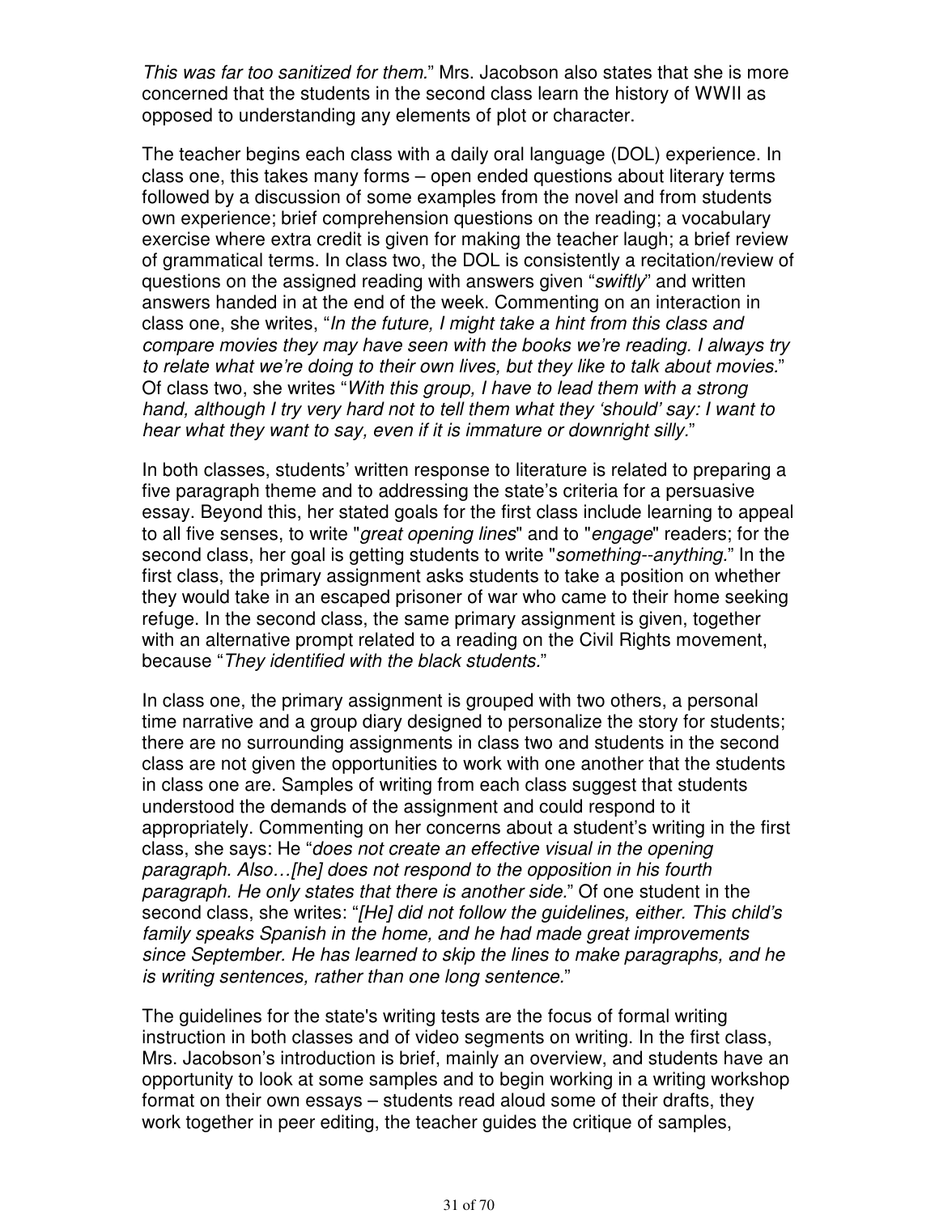*This was far too sanitized for them.*" Mrs. Jacobson also states that she is more concerned that the students in the second class learn the history of WWII as opposed to understanding any elements of plot or character.

The teacher begins each class with a daily oral language (DOL) experience. In class one, this takes many forms – open ended questions about literary terms followed by a discussion of some examples from the novel and from students own experience; brief comprehension questions on the reading; a vocabulary exercise where extra credit is given for making the teacher laugh; a brief review of grammatical terms. In class two, the DOL is consistently a recitation/review of questions on the assigned reading with answers given "*swiftly*" and written answers handed in at the end of the week. Commenting on an interaction in class one, she writes, "*In the future, I might take a hint from this class and compare movies they may have seen with the books we're reading. I always try to relate what we're doing to their own lives, but they like to talk about movies.*" Of class two, she writes "*With this group, I have to lead them with a strong hand, although I try very hard not to tell them what they 'should' say: I want to hear what they want to say, even if it is immature or downright silly.*"

In both classes, students' written response to literature is related to preparing a five paragraph theme and to addressing the state's criteria for a persuasive essay. Beyond this, her stated goals for the first class include learning to appeal to all five senses, to write "*great opening lines*" and to "*engage*" readers; for the second class, her goal is getting students to write "*something--anything.*" In the first class, the primary assignment asks students to take a position on whether they would take in an escaped prisoner of war who came to their home seeking refuge. In the second class, the same primary assignment is given, together with an alternative prompt related to a reading on the Civil Rights movement, because "*They identified with the black students.*"

In class one, the primary assignment is grouped with two others, a personal time narrative and a group diary designed to personalize the story for students; there are no surrounding assignments in class two and students in the second class are not given the opportunities to work with one another that the students in class one are. Samples of writing from each class suggest that students understood the demands of the assignment and could respond to it appropriately. Commenting on her concerns about a student's writing in the first class, she says: He "*does not create an effective visual in the opening paragraph. Also…[he] does not respond to the opposition in his fourth paragraph. He only states that there is another side.*" Of one student in the second class, she writes: "*[He] did not follow the guidelines, either. This child's family speaks Spanish in the home, and he had made great improvements since September. He has learned to skip the lines to make paragraphs, and he is writing sentences, rather than one long sentence.*"

The guidelines for the state's writing tests are the focus of formal writing instruction in both classes and of video segments on writing. In the first class, Mrs. Jacobson's introduction is brief, mainly an overview, and students have an opportunity to look at some samples and to begin working in a writing workshop format on their own essays – students read aloud some of their drafts, they work together in peer editing, the teacher guides the critique of samples,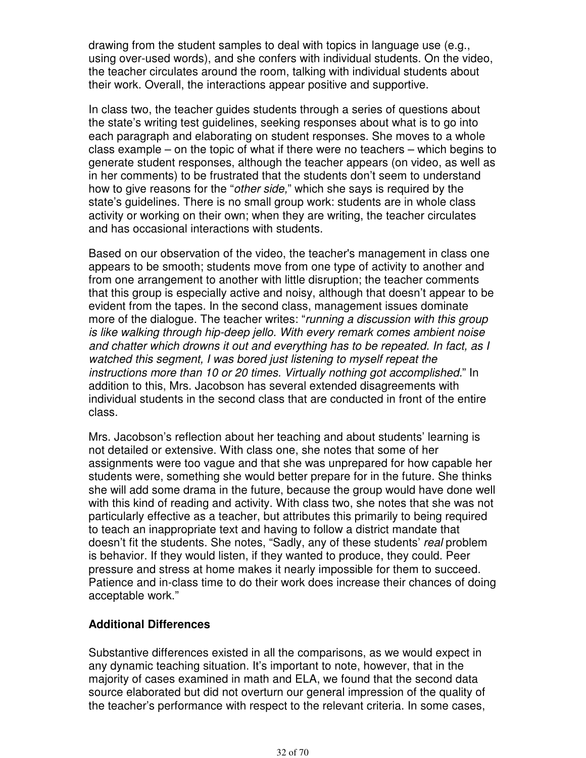drawing from the student samples to deal with topics in language use (e.g., using over-used words), and she confers with individual students. On the video, the teacher circulates around the room, talking with individual students about their work. Overall, the interactions appear positive and supportive.

In class two, the teacher guides students through a series of questions about the state's writing test guidelines, seeking responses about what is to go into each paragraph and elaborating on student responses. She moves to a whole class example – on the topic of what if there were no teachers – which begins to generate student responses, although the teacher appears (on video, as well as in her comments) to be frustrated that the students don't seem to understand how to give reasons for the "*other side,*" which she says is required by the state's guidelines. There is no small group work: students are in whole class activity or working on their own; when they are writing, the teacher circulates and has occasional interactions with students.

Based on our observation of the video, the teacher's management in class one appears to be smooth; students move from one type of activity to another and from one arrangement to another with little disruption; the teacher comments that this group is especially active and noisy, although that doesn't appear to be evident from the tapes. In the second class, management issues dominate more of the dialogue. The teacher writes: "*running a discussion with this group is like walking through hip-deep jello. With every remark comes ambient noise and chatter which drowns it out and everything has to be repeated. In fact, as I watched this segment, I was bored just listening to myself repeat the instructions more than 10 or 20 times. Virtually nothing got accomplished.*" In addition to this, Mrs. Jacobson has several extended disagreements with individual students in the second class that are conducted in front of the entire class.

Mrs. Jacobson's reflection about her teaching and about students' learning is not detailed or extensive. With class one, she notes that some of her assignments were too vague and that she was unprepared for how capable her students were, something she would better prepare for in the future. She thinks she will add some drama in the future, because the group would have done well with this kind of reading and activity. With class two, she notes that she was not particularly effective as a teacher, but attributes this primarily to being required to teach an inappropriate text and having to follow a district mandate that doesn't fit the students. She notes, "Sadly, any of these students' *real* problem is behavior. If they would listen, if they wanted to produce, they could. Peer pressure and stress at home makes it nearly impossible for them to succeed. Patience and in-class time to do their work does increase their chances of doing acceptable work."

**Additional Differences**

Substantive differences existed in all the comparisons, as we would expect in any dynamic teaching situation. It's important to note, however, that in the majority of cases examined in math and ELA, we found that the second data source elaborated but did not overturn our general impression of the quality of the teacher's performance with respect to the relevant criteria. In some cases,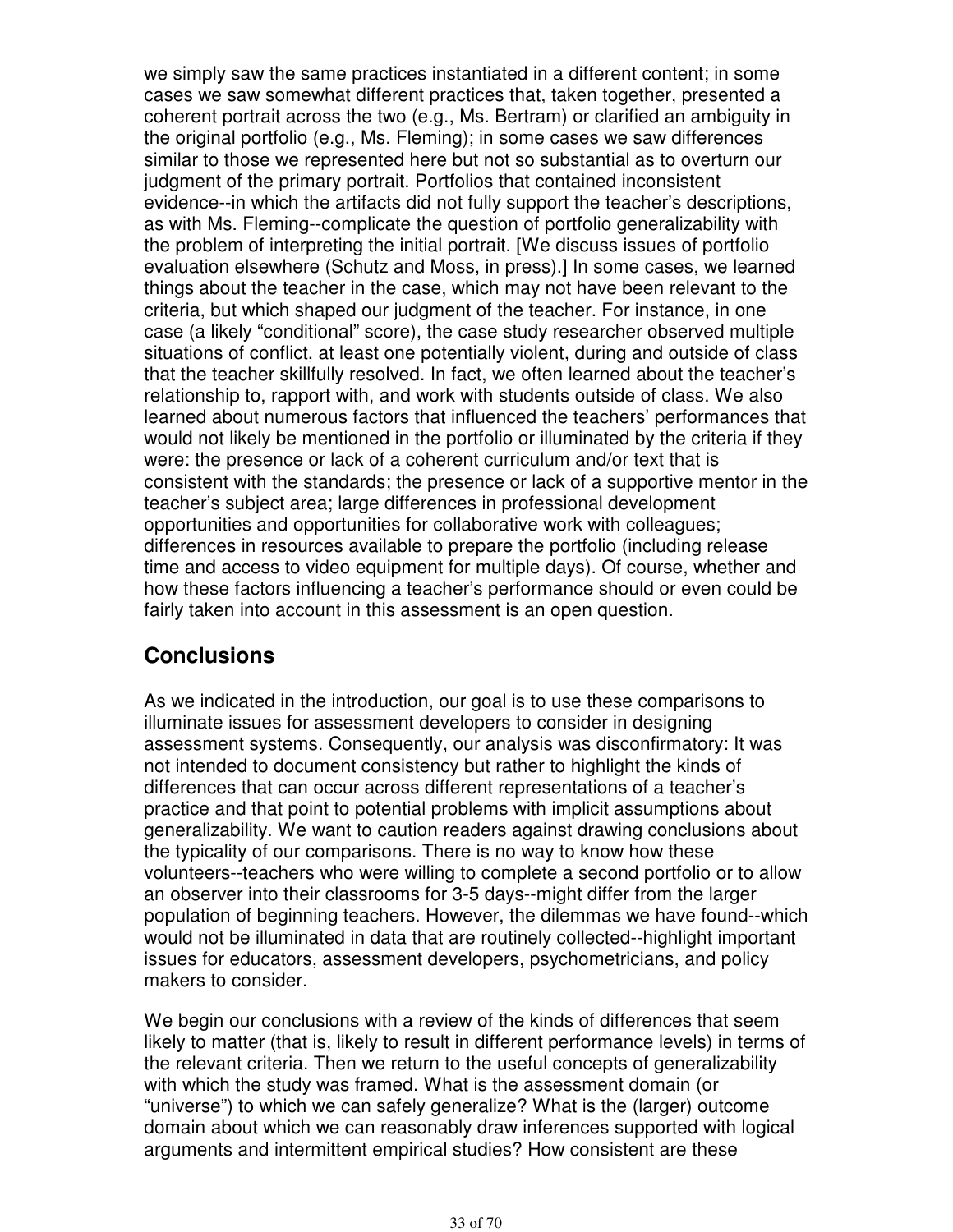we simply saw the same practices instantiated in a different content; in some cases we saw somewhat different practices that, taken together, presented a coherent portrait across the two (e.g., Ms. Bertram) or clarified an ambiguity in the original portfolio (e.g., Ms. Fleming); in some cases we saw differences similar to those we represented here but not so substantial as to overturn our judgment of the primary portrait. Portfolios that contained inconsistent evidence--in which the artifacts did not fully support the teacher's descriptions, as with Ms. Fleming--complicate the question of portfolio generalizability with the problem of interpreting the initial portrait. [We discuss issues of portfolio evaluation elsewhere (Schutz and Moss, in press).] In some cases, we learned things about the teacher in the case, which may not have been relevant to the criteria, but which shaped our judgment of the teacher. For instance, in one case (a likely "conditional" score), the case study researcher observed multiple situations of conflict, at least one potentially violent, during and outside of class that the teacher skillfully resolved. In fact, we often learned about the teacher's relationship to, rapport with, and work with students outside of class. We also learned about numerous factors that influenced the teachers' performances that would not likely be mentioned in the portfolio or illuminated by the criteria if they were: the presence or lack of a coherent curriculum and/or text that is consistent with the standards; the presence or lack of a supportive mentor in the teacher's subject area; large differences in professional development opportunities and opportunities for collaborative work with colleagues; differences in resources available to prepare the portfolio (including release time and access to video equipment for multiple days). Of course, whether and how these factors influencing a teacher's performance should or even could be fairly taken into account in this assessment is an open question.

## Conclusions

As we indicated in the introduction, our goal is to use these comparisons to illuminate issues for assessment developers to consider in designing assessment systems. Consequently, our analysis was disconfirmatory: It was not intended to document consistency but rather to highlight the kinds of differences that can occur across different representations of a teacher's practice and that point to potential problems with implicit assumptions about generalizability. We want to caution readers against drawing conclusions about the typicality of our comparisons. There is no way to know how these volunteers--teachers who were willing to complete a second portfolio or to allow an observer into their classrooms for 3-5 days--might differ from the larger population of beginning teachers. However, the dilemmas we have found--which would not be illuminated in data that are routinely collected--highlight important issues for educators, assessment developers, psychometricians, and policy makers to consider.

We begin our conclusions with a review of the kinds of differences that seem likely to matter (that is, likely to result in different performance levels) in terms of the relevant criteria. Then we return to the useful concepts of generalizability with which the study was framed. What is the assessment domain (or "universe") to which we can safely generalize? What is the (larger) outcome domain about which we can reasonably draw inferences supported with logical arguments and intermittent empirical studies? How consistent are these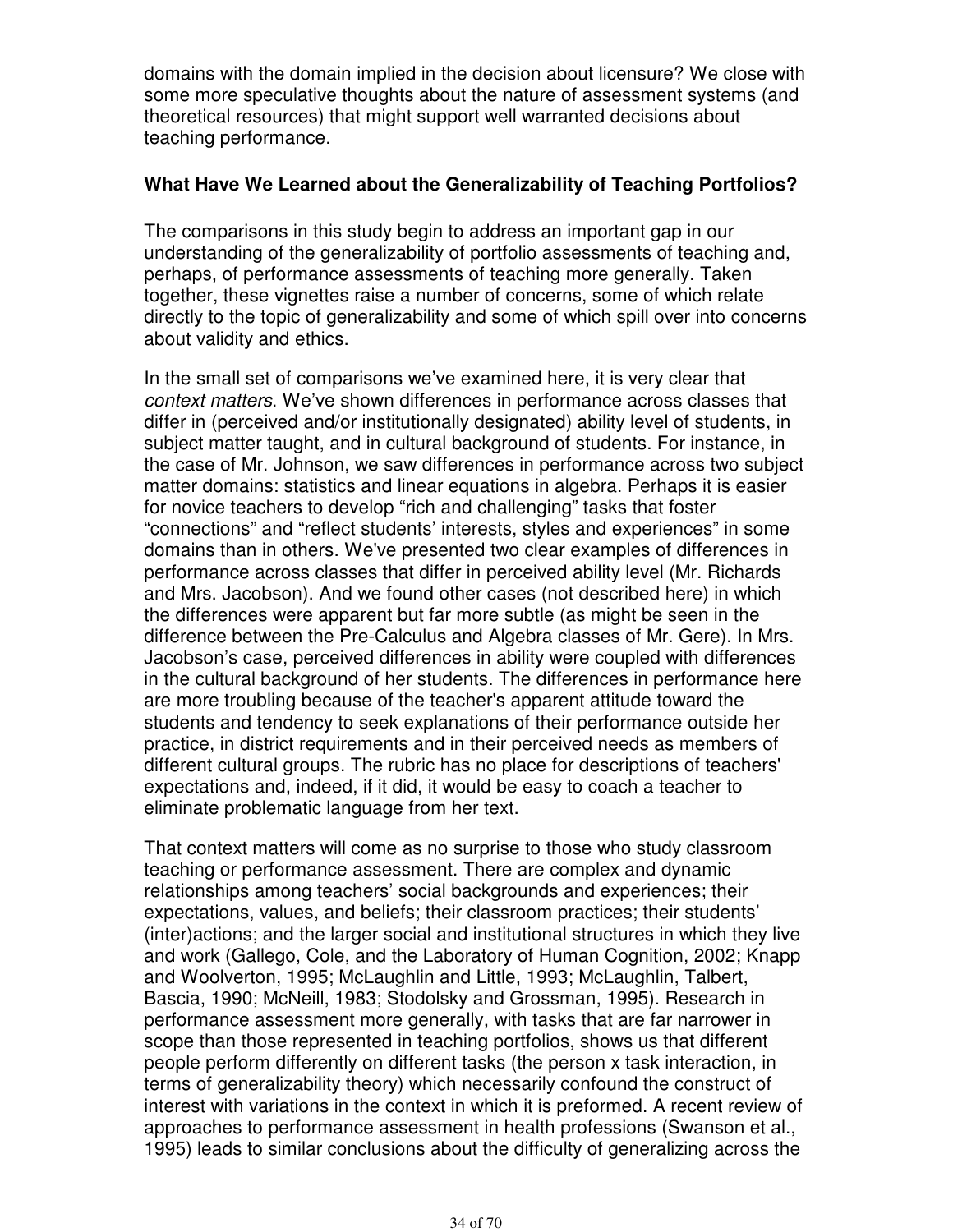domains with the domain implied in the decision about licensure? We close with some more speculative thoughts about the nature of assessment systems (and theoretical resources) that might support well warranted decisions about teaching performance.

**What Have We Learned about the Generalizability of Teaching Portfolios?**

The comparisons in this study begin to address an important gap in our understanding of the generalizability of portfolio assessments of teaching and, perhaps, of performance assessments of teaching more generally. Taken together, these vignettes raise a number of concerns, some of which relate directly to the topic of generalizability and some of which spill over into concerns about validity and ethics.

In the small set of comparisons we've examined here, it is very clear that *context matters*. We've shown differences in performance across classes that differ in (perceived and/or institutionally designated) ability level of students, in subject matter taught, and in cultural background of students. For instance, in the case of Mr. Johnson, we saw differences in performance across two subject matter domains: statistics and linear equations in algebra. Perhaps it is easier for novice teachers to develop "rich and challenging" tasks that foster "connections" and "reflect students' interests, styles and experiences" in some domains than in others. We've presented two clear examples of differences in performance across classes that differ in perceived ability level (Mr. Richards and Mrs. Jacobson). And we found other cases (not described here) in which the differences were apparent but far more subtle (as might be seen in the difference between the Pre-Calculus and Algebra classes of Mr. Gere). In Mrs. Jacobson's case, perceived differences in ability were coupled with differences in the cultural background of her students. The differences in performance here are more troubling because of the teacher's apparent attitude toward the students and tendency to seek explanations of their performance outside her practice, in district requirements and in their perceived needs as members of different cultural groups. The rubric has no place for descriptions of teachers' expectations and, indeed, if it did, it would be easy to coach a teacher to eliminate problematic language from her text.

That context matters will come as no surprise to those who study classroom teaching or performance assessment. There are complex and dynamic relationships among teachers' social backgrounds and experiences; their expectations, values, and beliefs; their classroom practices; their students' (inter)actions; and the larger social and institutional structures in which they live and work (Gallego, Cole, and the Laboratory of Human Cognition, 2002; Knapp and Woolverton, 1995; McLaughlin and Little, 1993; McLaughlin, Talbert, Bascia, 1990; McNeill, 1983; Stodolsky and Grossman, 1995). Research in performance assessment more generally, with tasks that are far narrower in scope than those represented in teaching portfolios, shows us that different people perform differently on different tasks (the person x task interaction, in terms of generalizability theory) which necessarily confound the construct of interest with variations in the context in which it is preformed. A recent review of approaches to performance assessment in health professions (Swanson et al., 1995) leads to similar conclusions about the difficulty of generalizing across the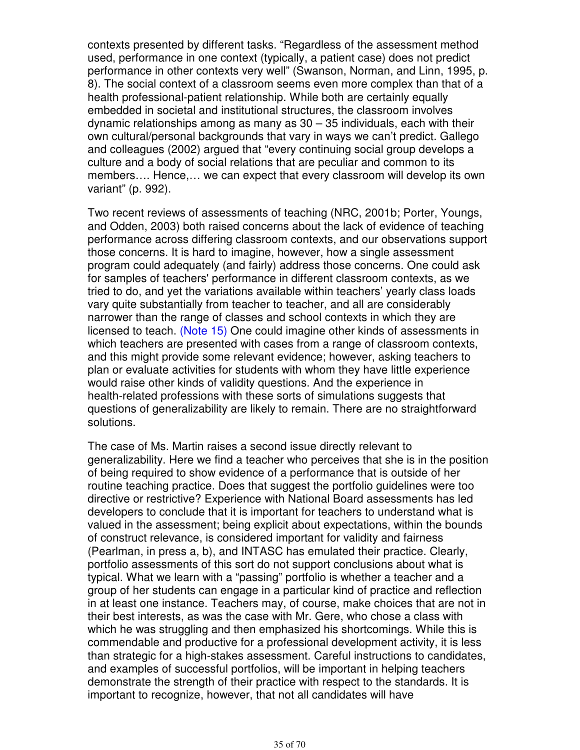contexts presented by different tasks. “Regardless of the assessment method used, performance in one context (typically, a patient case) does not predict performance in other contexts very well” (Swanson, Norman, and Linn, 1995, p. 8). The social context of a classroom seems even more complex than that of a health professional-patient relationship. While both are certainly equally embedded in societal and institutional structures, the classroom involves dynamic relationships among as many as 30 – 35 individuals, each with their own cultural/personal backgrounds that vary in ways we can’t predict. Gallego and colleagues (2002) argued that “every continuing social group develops a culture and a body of social relations that are peculiar and common to its members…. Hence,… we can expect that every classroom will develop its own variant” (p. 992).

Two recent reviews of assessments of teaching (NRC, 2001b; Porter, Youngs, and Odden, 2003) both raised concerns about the lack of evidence of teaching performance across differing classroom contexts, and our observations support those concerns. It is hard to imagine, however, how a single assessment program could adequately (and fairly) address those concerns. One could ask for samples of teachers' performance in different classroom contexts, as we tried to do, and yet the variations available within teachers’ yearly class loads vary quite substantially from teacher to teacher, and all are considerably narrower than the range of classes and school contexts in which they are licensed to teach. (Note 15) One could imagine other kinds of assessments in which teachers are presented with cases from a range of classroom contexts, and this might provide some relevant evidence; however, asking teachers to plan or evaluate activities for students with whom they have little experience would raise other kinds of validity questions. And the experience in health-related professions with these sorts of simulations suggests that questions of generalizability are likely to remain. There are no straightforward solutions.

The case of Ms. Martin raises a second issue directly relevant to generalizability. Here we find a teacher who perceives that she is in the position of being required to show evidence of a performance that is outside of her routine teaching practice. Does that suggest the portfolio guidelines were too directive or restrictive? Experience with National Board assessments has led developers to conclude that it is important for teachers to understand what is valued in the assessment; being explicit about expectations, within the bounds of construct relevance, is considered important for validity and fairness (Pearlman, in press a, b), and INTASC has emulated their practice. Clearly, portfolio assessments of this sort do not support conclusions about what is typical. What we learn with a “passing” portfolio is whether a teacher and a group of her students can engage in a particular kind of practice and reflection in at least one instance. Teachers may, of course, make choices that are not in their best interests, as was the case with Mr. Gere, who chose a class with which he was struggling and then emphasized his shortcomings. While this is commendable and productive for a professional development activity, it is less than strategic for a high-stakes assessment. Careful instructions to candidates, and examples of successful portfolios, will be important in helping teachers demonstrate the strength of their practice with respect to the standards. It is important to recognize, however, that not all candidates will have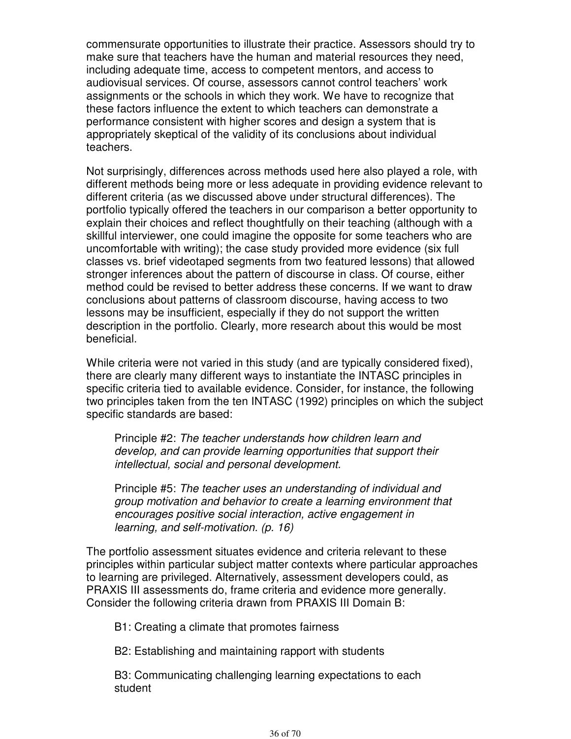commensurate opportunities to illustrate their practice. Assessors should try to make sure that teachers have the human and material resources they need, including adequate time, access to competent mentors, and access to audiovisual services. Of course, assessors cannot control teachers' work assignments or the schools in which they work. We have to recognize that these factors influence the extent to which teachers can demonstrate a performance consistent with higher scores and design a system that is appropriately skeptical of the validity of its conclusions about individual teachers.

Not surprisingly, differences across methods used here also played a role, with different methods being more or less adequate in providing evidence relevant to different criteria (as we discussed above under structural differences). The portfolio typically offered the teachers in our comparison a better opportunity to explain their choices and reflect thoughtfully on their teaching (although with a skillful interviewer, one could imagine the opposite for some teachers who are uncomfortable with writing); the case study provided more evidence (six full classes vs. brief videotaped segments from two featured lessons) that allowed stronger inferences about the pattern of discourse in class. Of course, either method could be revised to better address these concerns. If we want to draw conclusions about patterns of classroom discourse, having access to two lessons may be insufficient, especially if they do not support the written description in the portfolio. Clearly, more research about this would be most beneficial.

While criteria were not varied in this study (and are typically considered fixed), there are clearly many different ways to instantiate the INTASC principles in specific criteria tied to available evidence. Consider, for instance, the following two principles taken from the ten INTASC (1992) principles on which the subject specific standards are based:

> Principle #2: *The teacher understands how children learn and develop, and can provide learning opportunities that support their intellectual, social and personal development.*
>
> Principle #5: *The teacher uses an understanding of individual and group motivation and behavior to create a learning environment that encourages positive social interaction, active engagement in learning, and self-motivation. (p. 16)*

The portfolio assessment situates evidence and criteria relevant to these principles within particular subject matter contexts where particular approaches to learning are privileged. Alternatively, assessment developers could, as PRAXIS III assessments do, frame criteria and evidence more generally. Consider the following criteria drawn from PRAXIS III Domain B:

> B1: Creating a climate that promotes fairness
>
> B2: Establishing and maintaining rapport with students
>
> B3: Communicating challenging learning expectations to each student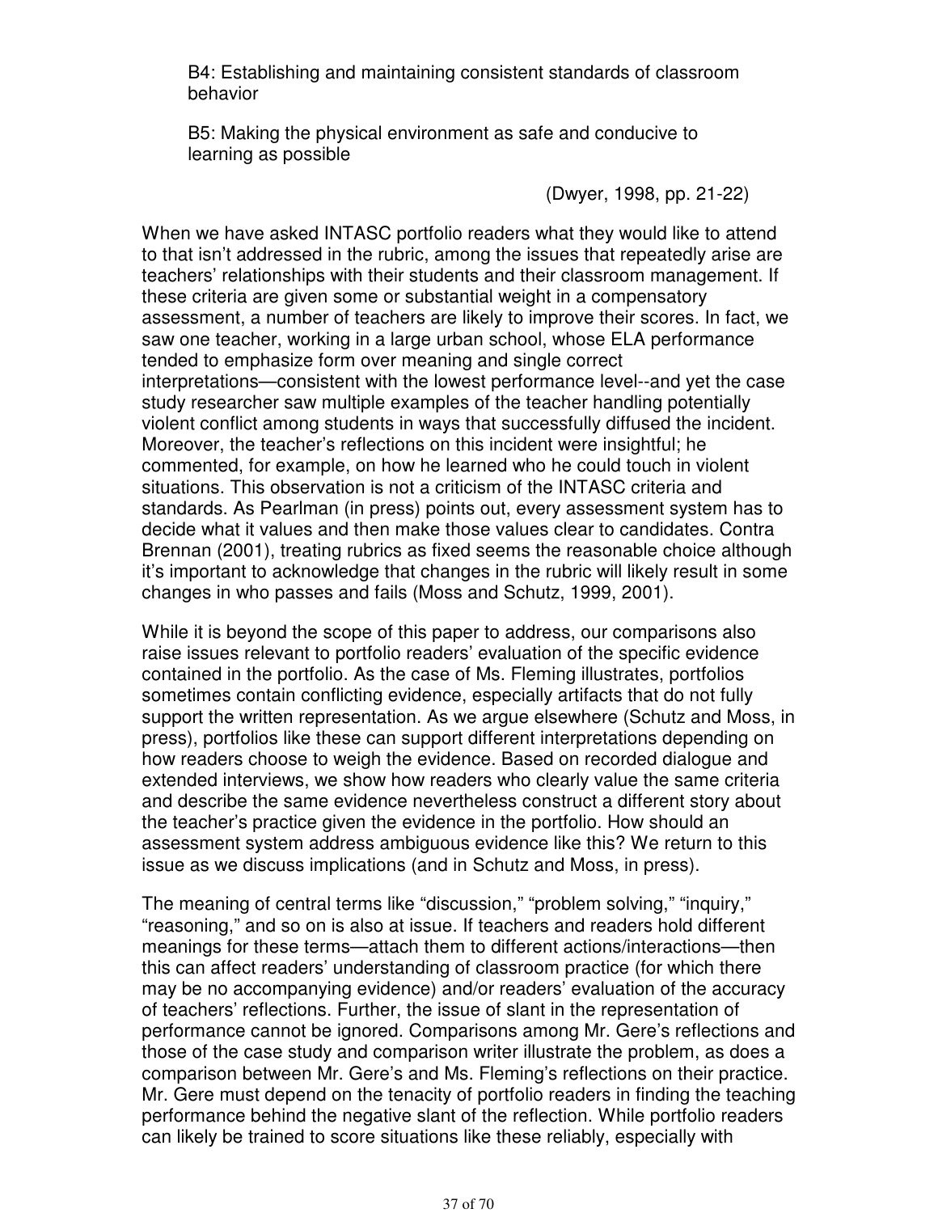B4: Establishing and maintaining consistent standards of classroom behavior

B5: Making the physical environment as safe and conducive to learning as possible

(Dwyer, 1998, pp. 21-22)

When we have asked INTASC portfolio readers what they would like to attend to that isn't addressed in the rubric, among the issues that repeatedly arise are teachers' relationships with their students and their classroom management. If these criteria are given some or substantial weight in a compensatory assessment, a number of teachers are likely to improve their scores. In fact, we saw one teacher, working in a large urban school, whose ELA performance tended to emphasize form over meaning and single correct interpretations—consistent with the lowest performance level--and yet the case study researcher saw multiple examples of the teacher handling potentially violent conflict among students in ways that successfully diffused the incident. Moreover, the teacher's reflections on this incident were insightful; he commented, for example, on how he learned who he could touch in violent situations. This observation is not a criticism of the INTASC criteria and standards. As Pearlman (in press) points out, every assessment system has to decide what it values and then make those values clear to candidates. Contra Brennan (2001), treating rubrics as fixed seems the reasonable choice although it's important to acknowledge that changes in the rubric will likely result in some changes in who passes and fails (Moss and Schutz, 1999, 2001).

While it is beyond the scope of this paper to address, our comparisons also raise issues relevant to portfolio readers' evaluation of the specific evidence contained in the portfolio. As the case of Ms. Fleming illustrates, portfolios sometimes contain conflicting evidence, especially artifacts that do not fully support the written representation. As we argue elsewhere (Schutz and Moss, in press), portfolios like these can support different interpretations depending on how readers choose to weigh the evidence. Based on recorded dialogue and extended interviews, we show how readers who clearly value the same criteria and describe the same evidence nevertheless construct a different story about the teacher's practice given the evidence in the portfolio. How should an assessment system address ambiguous evidence like this? We return to this issue as we discuss implications (and in Schutz and Moss, in press).

The meaning of central terms like "discussion," "problem solving," "inquiry," "reasoning," and so on is also at issue. If teachers and readers hold different meanings for these terms—attach them to different actions/interactions—then this can affect readers' understanding of classroom practice (for which there may be no accompanying evidence) and/or readers' evaluation of the accuracy of teachers' reflections. Further, the issue of slant in the representation of performance cannot be ignored. Comparisons among Mr. Gere's reflections and those of the case study and comparison writer illustrate the problem, as does a comparison between Mr. Gere's and Ms. Fleming's reflections on their practice. Mr. Gere must depend on the tenacity of portfolio readers in finding the teaching performance behind the negative slant of the reflection. While portfolio readers can likely be trained to score situations like these reliably, especially with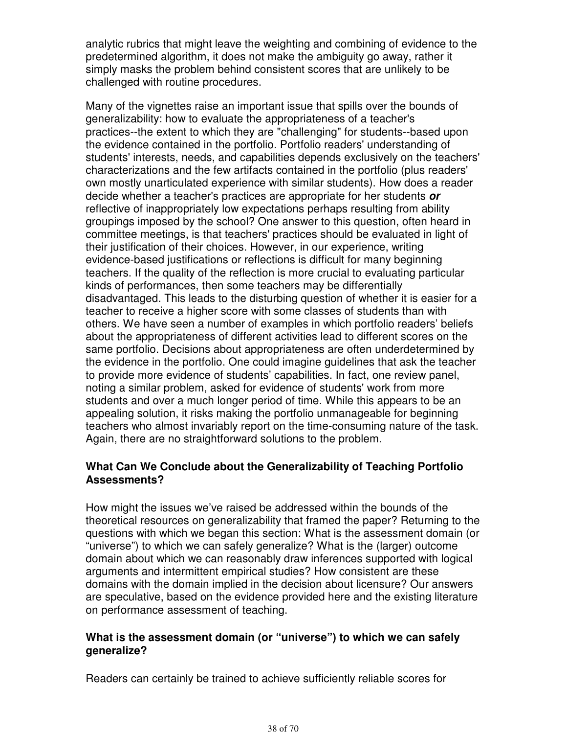analytic rubrics that might leave the weighting and combining of evidence to the predetermined algorithm, it does not make the ambiguity go away, rather it simply masks the problem behind consistent scores that are unlikely to be challenged with routine procedures.

Many of the vignettes raise an important issue that spills over the bounds of generalizability: how to evaluate the appropriateness of a teacher's practices--the extent to which they are "challenging" for students--based upon the evidence contained in the portfolio. Portfolio readers' understanding of students' interests, needs, and capabilities depends exclusively on the teachers' characterizations and the few artifacts contained in the portfolio (plus readers' own mostly unarticulated experience with similar students). How does a reader decide whether a teacher's practices are appropriate for her students ***or*** reflective of inappropriately low expectations perhaps resulting from ability groupings imposed by the school? One answer to this question, often heard in committee meetings, is that teachers' practices should be evaluated in light of their justification of their choices. However, in our experience, writing evidence-based justifications or reflections is difficult for many beginning teachers. If the quality of the reflection is more crucial to evaluating particular kinds of performances, then some teachers may be differentially disadvantaged. This leads to the disturbing question of whether it is easier for a teacher to receive a higher score with some classes of students than with others. We have seen a number of examples in which portfolio readers' beliefs about the appropriateness of different activities lead to different scores on the same portfolio. Decisions about appropriateness are often underdetermined by the evidence in the portfolio. One could imagine guidelines that ask the teacher to provide more evidence of students' capabilities. In fact, one review panel, noting a similar problem, asked for evidence of students' work from more students and over a much longer period of time. While this appears to be an appealing solution, it risks making the portfolio unmanageable for beginning teachers who almost invariably report on the time-consuming nature of the task. Again, there are no straightforward solutions to the problem.

### What Can We Conclude about the Generalizability of Teaching Portfolio Assessments?

How might the issues we've raised be addressed within the bounds of the theoretical resources on generalizability that framed the paper? Returning to the questions with which we began this section: What is the assessment domain (or "universe") to which we can safely generalize? What is the (larger) outcome domain about which we can reasonably draw inferences supported with logical arguments and intermittent empirical studies? How consistent are these domains with the domain implied in the decision about licensure? Our answers are speculative, based on the evidence provided here and the existing literature on performance assessment of teaching.

#### What is the assessment domain (or "universe") to which we can safely generalize?

Readers can certainly be trained to achieve sufficiently reliable scores for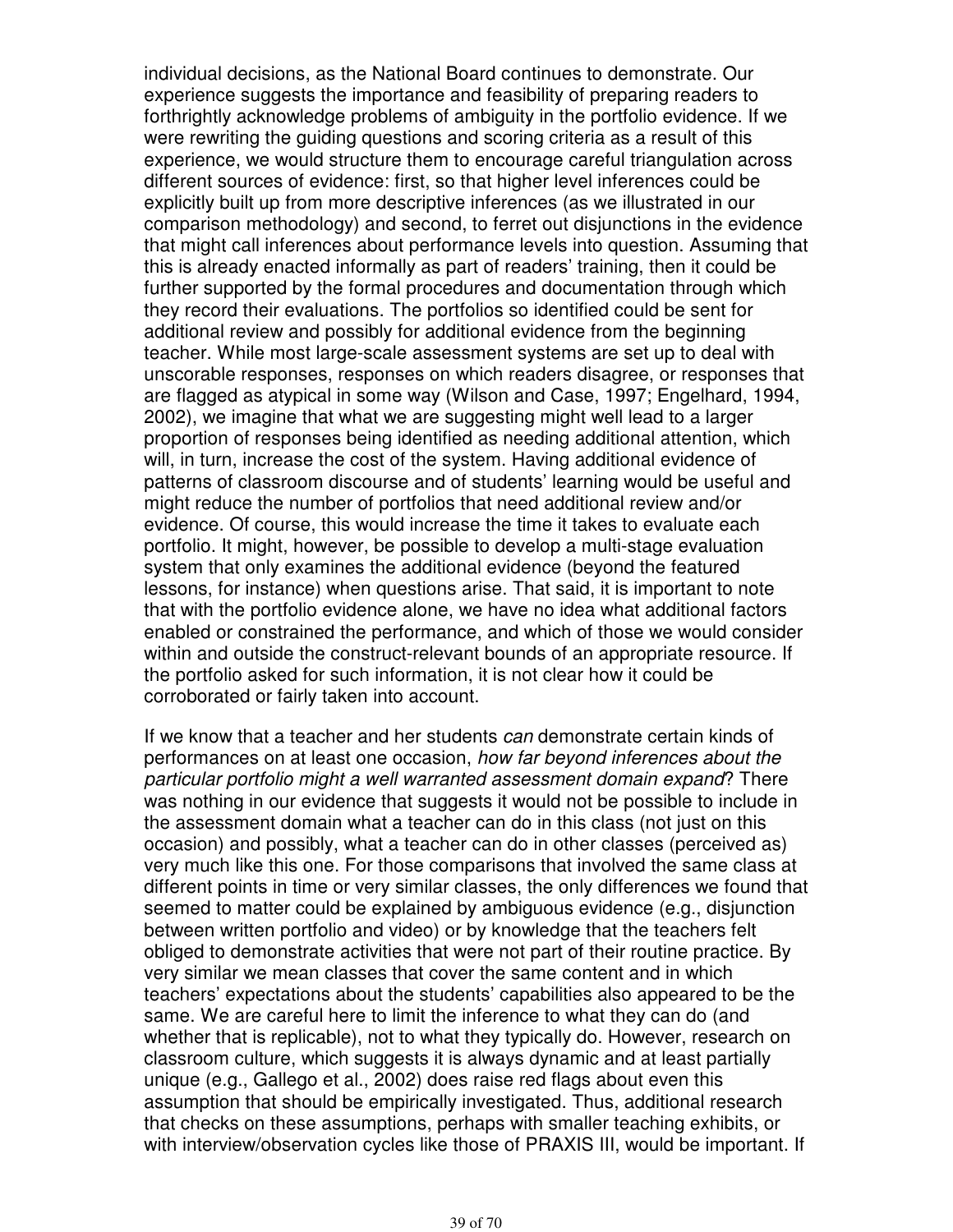individual decisions, as the National Board continues to demonstrate. Our experience suggests the importance and feasibility of preparing readers to forthrightly acknowledge problems of ambiguity in the portfolio evidence. If we were rewriting the guiding questions and scoring criteria as a result of this experience, we would structure them to encourage careful triangulation across different sources of evidence: first, so that higher level inferences could be explicitly built up from more descriptive inferences (as we illustrated in our comparison methodology) and second, to ferret out disjunctions in the evidence that might call inferences about performance levels into question. Assuming that this is already enacted informally as part of readers' training, then it could be further supported by the formal procedures and documentation through which they record their evaluations. The portfolios so identified could be sent for additional review and possibly for additional evidence from the beginning teacher. While most large-scale assessment systems are set up to deal with unscorable responses, responses on which readers disagree, or responses that are flagged as atypical in some way (Wilson and Case, 1997; Engelhard, 1994, 2002), we imagine that what we are suggesting might well lead to a larger proportion of responses being identified as needing additional attention, which will, in turn, increase the cost of the system. Having additional evidence of patterns of classroom discourse and of students' learning would be useful and might reduce the number of portfolios that need additional review and/or evidence. Of course, this would increase the time it takes to evaluate each portfolio. It might, however, be possible to develop a multi-stage evaluation system that only examines the additional evidence (beyond the featured lessons, for instance) when questions arise. That said, it is important to note that with the portfolio evidence alone, we have no idea what additional factors enabled or constrained the performance, and which of those we would consider within and outside the construct-relevant bounds of an appropriate resource. If the portfolio asked for such information, it is not clear how it could be corroborated or fairly taken into account.

If we know that a teacher and her students *can* demonstrate certain kinds of performances on at least one occasion, *how far beyond inferences about the particular portfolio might a well warranted assessment domain expand*? There was nothing in our evidence that suggests it would not be possible to include in the assessment domain what a teacher can do in this class (not just on this occasion) and possibly, what a teacher can do in other classes (perceived as) very much like this one. For those comparisons that involved the same class at different points in time or very similar classes, the only differences we found that seemed to matter could be explained by ambiguous evidence (e.g., disjunction between written portfolio and video) or by knowledge that the teachers felt obliged to demonstrate activities that were not part of their routine practice. By very similar we mean classes that cover the same content and in which teachers' expectations about the students' capabilities also appeared to be the same. We are careful here to limit the inference to what they can do (and whether that is replicable), not to what they typically do. However, research on classroom culture, which suggests it is always dynamic and at least partially unique (e.g., Gallego et al., 2002) does raise red flags about even this assumption that should be empirically investigated. Thus, additional research that checks on these assumptions, perhaps with smaller teaching exhibits, or with interview/observation cycles like those of PRAXIS III, would be important. If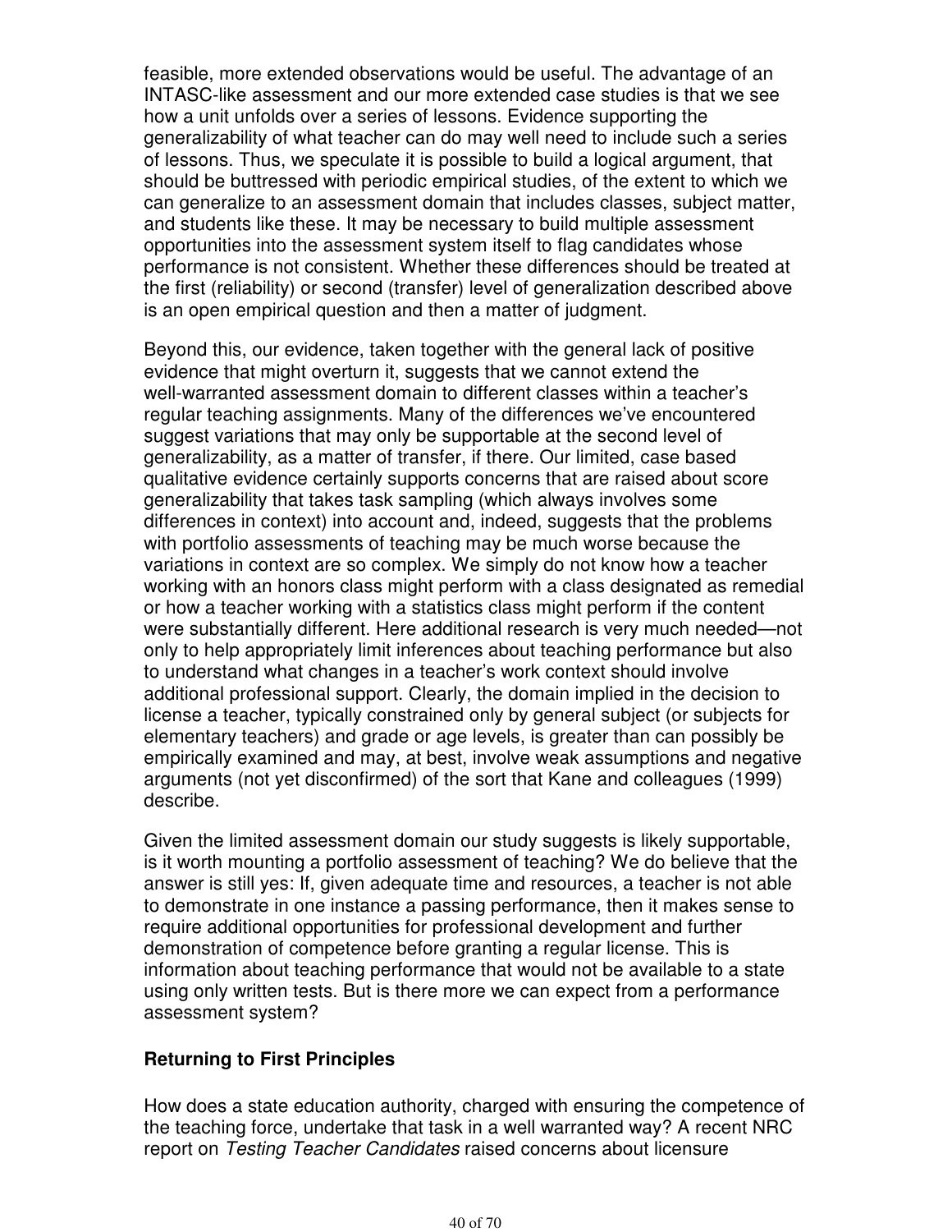feasible, more extended observations would be useful. The advantage of an INTASC-like assessment and our more extended case studies is that we see how a unit unfolds over a series of lessons. Evidence supporting the generalizability of what teacher can do may well need to include such a series of lessons. Thus, we speculate it is possible to build a logical argument, that should be buttressed with periodic empirical studies, of the extent to which we can generalize to an assessment domain that includes classes, subject matter, and students like these. It may be necessary to build multiple assessment opportunities into the assessment system itself to flag candidates whose performance is not consistent. Whether these differences should be treated at the first (reliability) or second (transfer) level of generalization described above is an open empirical question and then a matter of judgment.

Beyond this, our evidence, taken together with the general lack of positive evidence that might overturn it, suggests that we cannot extend the well-warranted assessment domain to different classes within a teacher's regular teaching assignments. Many of the differences we've encountered suggest variations that may only be supportable at the second level of generalizability, as a matter of transfer, if there. Our limited, case based qualitative evidence certainly supports concerns that are raised about score generalizability that takes task sampling (which always involves some differences in context) into account and, indeed, suggests that the problems with portfolio assessments of teaching may be much worse because the variations in context are so complex. We simply do not know how a teacher working with an honors class might perform with a class designated as remedial or how a teacher working with a statistics class might perform if the content were substantially different. Here additional research is very much needed—not only to help appropriately limit inferences about teaching performance but also to understand what changes in a teacher's work context should involve additional professional support. Clearly, the domain implied in the decision to license a teacher, typically constrained only by general subject (or subjects for elementary teachers) and grade or age levels, is greater than can possibly be empirically examined and may, at best, involve weak assumptions and negative arguments (not yet disconfirmed) of the sort that Kane and colleagues (1999) describe.

Given the limited assessment domain our study suggests is likely supportable, is it worth mounting a portfolio assessment of teaching? We do believe that the answer is still yes: If, given adequate time and resources, a teacher is not able to demonstrate in one instance a passing performance, then it makes sense to require additional opportunities for professional development and further demonstration of competence before granting a regular license. This is information about teaching performance that would not be available to a state using only written tests. But is there more we can expect from a performance assessment system?

### Returning to First Principles

How does a state education authority, charged with ensuring the competence of the teaching force, undertake that task in a well warranted way? A recent NRC report on *Testing Teacher Candidates* raised concerns about licensure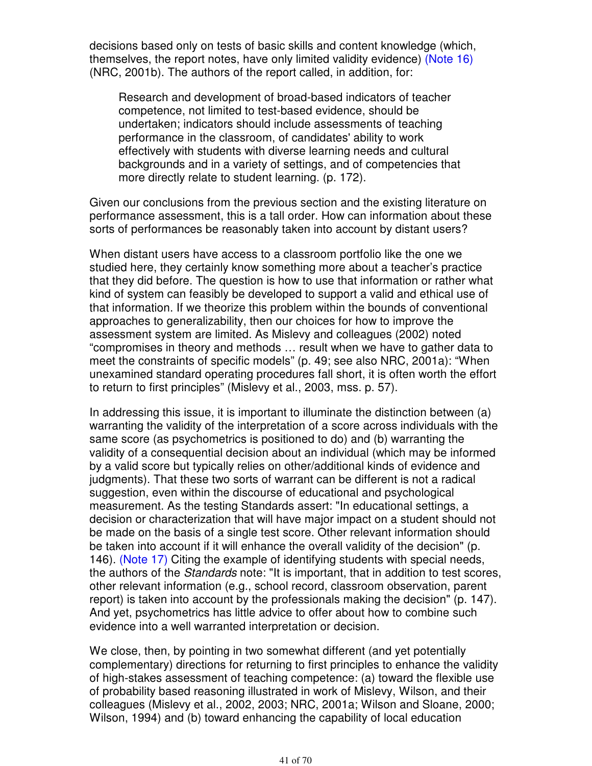decisions based only on tests of basic skills and content knowledge (which, themselves, the report notes, have only limited validity evidence) (Note 16) (NRC, 2001b). The authors of the report called, in addition, for:

> Research and development of broad-based indicators of teacher competence, not limited to test-based evidence, should be undertaken; indicators should include assessments of teaching performance in the classroom, of candidates' ability to work effectively with students with diverse learning needs and cultural backgrounds and in a variety of settings, and of competencies that more directly relate to student learning. (p. 172).

Given our conclusions from the previous section and the existing literature on performance assessment, this is a tall order. How can information about these sorts of performances be reasonably taken into account by distant users?

When distant users have access to a classroom portfolio like the one we studied here, they certainly know something more about a teacher's practice that they did before. The question is how to use that information or rather what kind of system can feasibly be developed to support a valid and ethical use of that information. If we theorize this problem within the bounds of conventional approaches to generalizability, then our choices for how to improve the assessment system are limited. As Mislevy and colleagues (2002) noted "compromises in theory and methods … result when we have to gather data to meet the constraints of specific models" (p. 49; see also NRC, 2001a): "When unexamined standard operating procedures fall short, it is often worth the effort to return to first principles" (Mislevy et al., 2003, mss. p. 57).

In addressing this issue, it is important to illuminate the distinction between (a) warranting the validity of the interpretation of a score across individuals with the same score (as psychometrics is positioned to do) and (b) warranting the validity of a consequential decision about an individual (which may be informed by a valid score but typically relies on other/additional kinds of evidence and judgments). That these two sorts of warrant can be different is not a radical suggestion, even within the discourse of educational and psychological measurement. As the testing Standards assert: "In educational settings, a decision or characterization that will have major impact on a student should not be made on the basis of a single test score. Other relevant information should be taken into account if it will enhance the overall validity of the decision" (p. 146). (Note 17) Citing the example of identifying students with special needs, the authors of the *Standards* note: "It is important, that in addition to test scores, other relevant information (e.g., school record, classroom observation, parent report) is taken into account by the professionals making the decision" (p. 147). And yet, psychometrics has little advice to offer about how to combine such evidence into a well warranted interpretation or decision.

We close, then, by pointing in two somewhat different (and yet potentially complementary) directions for returning to first principles to enhance the validity of high-stakes assessment of teaching competence: (a) toward the flexible use of probability based reasoning illustrated in work of Mislevy, Wilson, and their colleagues (Mislevy et al., 2002, 2003; NRC, 2001a; Wilson and Sloane, 2000; Wilson, 1994) and (b) toward enhancing the capability of local education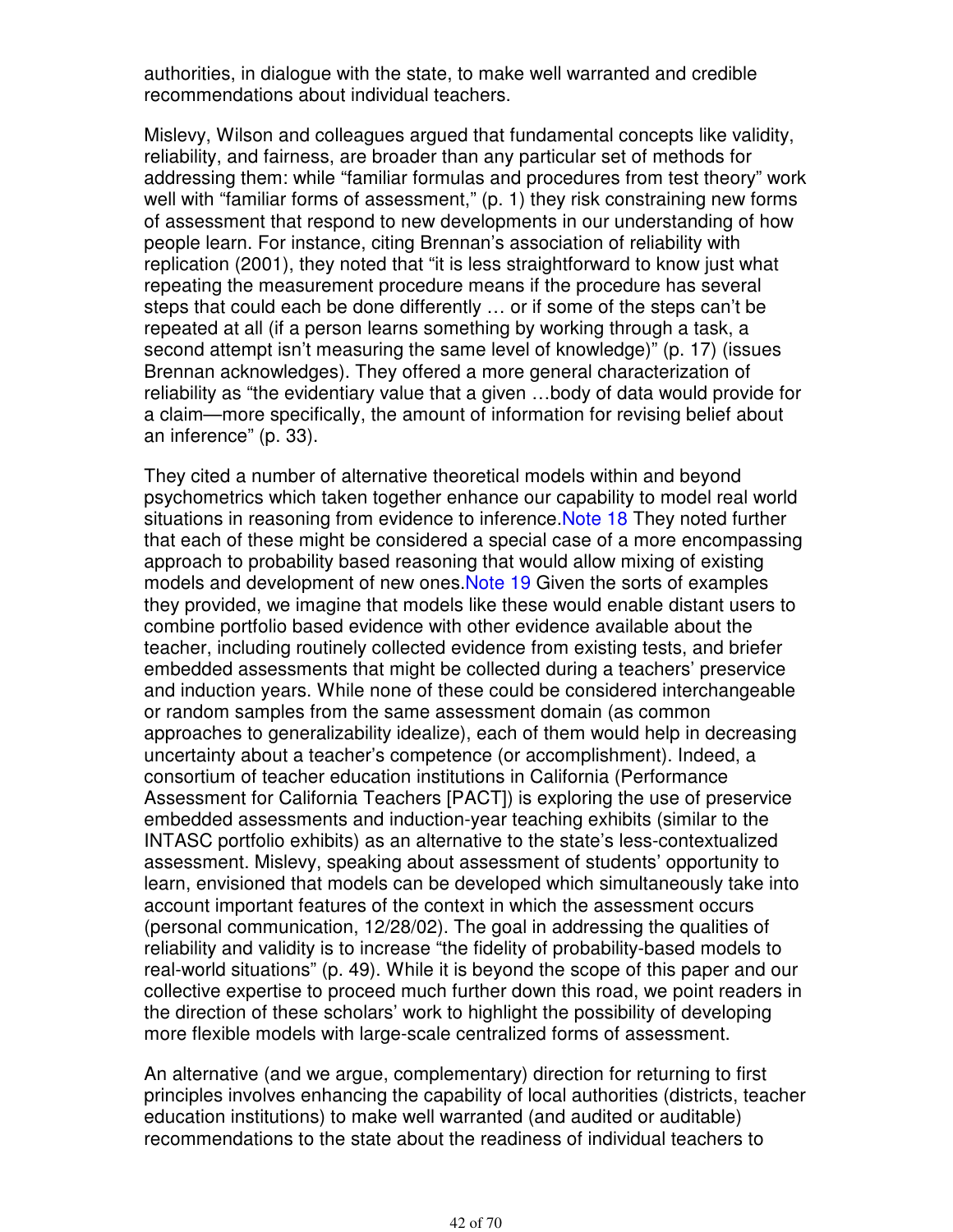authorities, in dialogue with the state, to make well warranted and credible recommendations about individual teachers.

Mislevy, Wilson and colleagues argued that fundamental concepts like validity, reliability, and fairness, are broader than any particular set of methods for addressing them: while "familiar formulas and procedures from test theory" work well with "familiar forms of assessment," (p. 1) they risk constraining new forms of assessment that respond to new developments in our understanding of how people learn. For instance, citing Brennan's association of reliability with replication (2001), they noted that "it is less straightforward to know just what repeating the measurement procedure means if the procedure has several steps that could each be done differently … or if some of the steps can't be repeated at all (if a person learns something by working through a task, a second attempt isn't measuring the same level of knowledge)" (p. 17) (issues Brennan acknowledges). They offered a more general characterization of reliability as "the evidentiary value that a given …body of data would provide for a claim—more specifically, the amount of information for revising belief about an inference" (p. 33).

They cited a number of alternative theoretical models within and beyond psychometrics which taken together enhance our capability to model real world situations in reasoning from evidence to inference.Note 18 They noted further that each of these might be considered a special case of a more encompassing approach to probability based reasoning that would allow mixing of existing models and development of new ones.Note 19 Given the sorts of examples they provided, we imagine that models like these would enable distant users to combine portfolio based evidence with other evidence available about the teacher, including routinely collected evidence from existing tests, and briefer embedded assessments that might be collected during a teachers' preservice and induction years. While none of these could be considered interchangeable or random samples from the same assessment domain (as common approaches to generalizability idealize), each of them would help in decreasing uncertainty about a teacher's competence (or accomplishment). Indeed, a consortium of teacher education institutions in California (Performance Assessment for California Teachers [PACT]) is exploring the use of preservice embedded assessments and induction-year teaching exhibits (similar to the INTASC portfolio exhibits) as an alternative to the state's less-contextualized assessment. Mislevy, speaking about assessment of students' opportunity to learn, envisioned that models can be developed which simultaneously take into account important features of the context in which the assessment occurs (personal communication, 12/28/02). The goal in addressing the qualities of reliability and validity is to increase "the fidelity of probability-based models to real-world situations" (p. 49). While it is beyond the scope of this paper and our collective expertise to proceed much further down this road, we point readers in the direction of these scholars' work to highlight the possibility of developing more flexible models with large-scale centralized forms of assessment.

An alternative (and we argue, complementary) direction for returning to first principles involves enhancing the capability of local authorities (districts, teacher education institutions) to make well warranted (and audited or auditable) recommendations to the state about the readiness of individual teachers to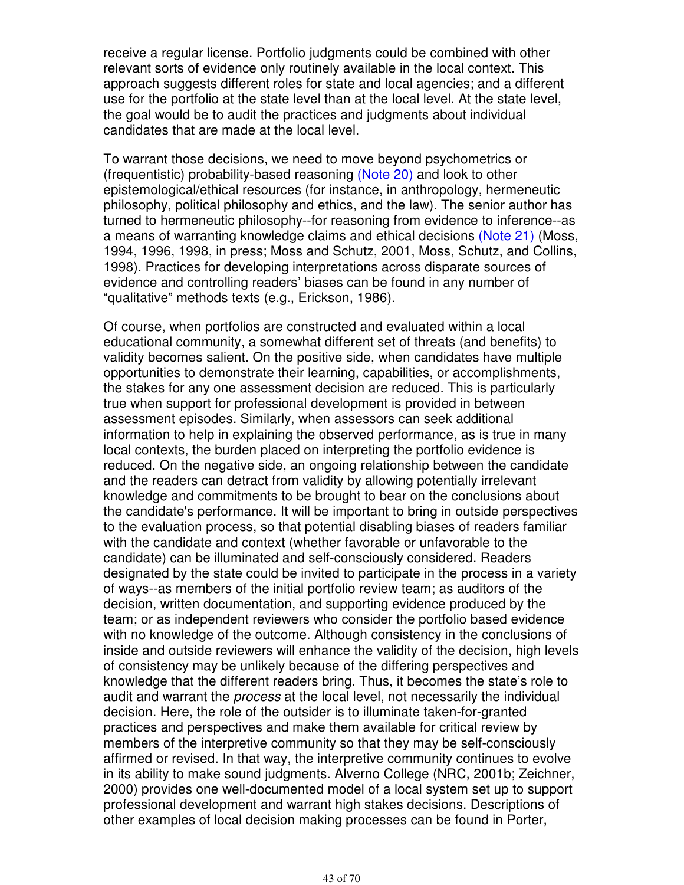receive a regular license. Portfolio judgments could be combined with other relevant sorts of evidence only routinely available in the local context. This approach suggests different roles for state and local agencies; and a different use for the portfolio at the state level than at the local level. At the state level, the goal would be to audit the practices and judgments about individual candidates that are made at the local level.

To warrant those decisions, we need to move beyond psychometrics or (frequentistic) probability-based reasoning (Note 20) and look to other epistemological/ethical resources (for instance, in anthropology, hermeneutic philosophy, political philosophy and ethics, and the law). The senior author has turned to hermeneutic philosophy--for reasoning from evidence to inference--as a means of warranting knowledge claims and ethical decisions (Note 21) (Moss, 1994, 1996, 1998, in press; Moss and Schutz, 2001, Moss, Schutz, and Collins, 1998). Practices for developing interpretations across disparate sources of evidence and controlling readers' biases can be found in any number of "qualitative" methods texts (e.g., Erickson, 1986).

Of course, when portfolios are constructed and evaluated within a local educational community, a somewhat different set of threats (and benefits) to validity becomes salient. On the positive side, when candidates have multiple opportunities to demonstrate their learning, capabilities, or accomplishments, the stakes for any one assessment decision are reduced. This is particularly true when support for professional development is provided in between assessment episodes. Similarly, when assessors can seek additional information to help in explaining the observed performance, as is true in many local contexts, the burden placed on interpreting the portfolio evidence is reduced. On the negative side, an ongoing relationship between the candidate and the readers can detract from validity by allowing potentially irrelevant knowledge and commitments to be brought to bear on the conclusions about the candidate's performance. It will be important to bring in outside perspectives to the evaluation process, so that potential disabling biases of readers familiar with the candidate and context (whether favorable or unfavorable to the candidate) can be illuminated and self-consciously considered. Readers designated by the state could be invited to participate in the process in a variety of ways--as members of the initial portfolio review team; as auditors of the decision, written documentation, and supporting evidence produced by the team; or as independent reviewers who consider the portfolio based evidence with no knowledge of the outcome. Although consistency in the conclusions of inside and outside reviewers will enhance the validity of the decision, high levels of consistency may be unlikely because of the differing perspectives and knowledge that the different readers bring. Thus, it becomes the state's role to audit and warrant the *process* at the local level, not necessarily the individual decision. Here, the role of the outsider is to illuminate taken-for-granted practices and perspectives and make them available for critical review by members of the interpretive community so that they may be self-consciously affirmed or revised. In that way, the interpretive community continues to evolve in its ability to make sound judgments. Alverno College (NRC, 2001b; Zeichner, 2000) provides one well-documented model of a local system set up to support professional development and warrant high stakes decisions. Descriptions of other examples of local decision making processes can be found in Porter,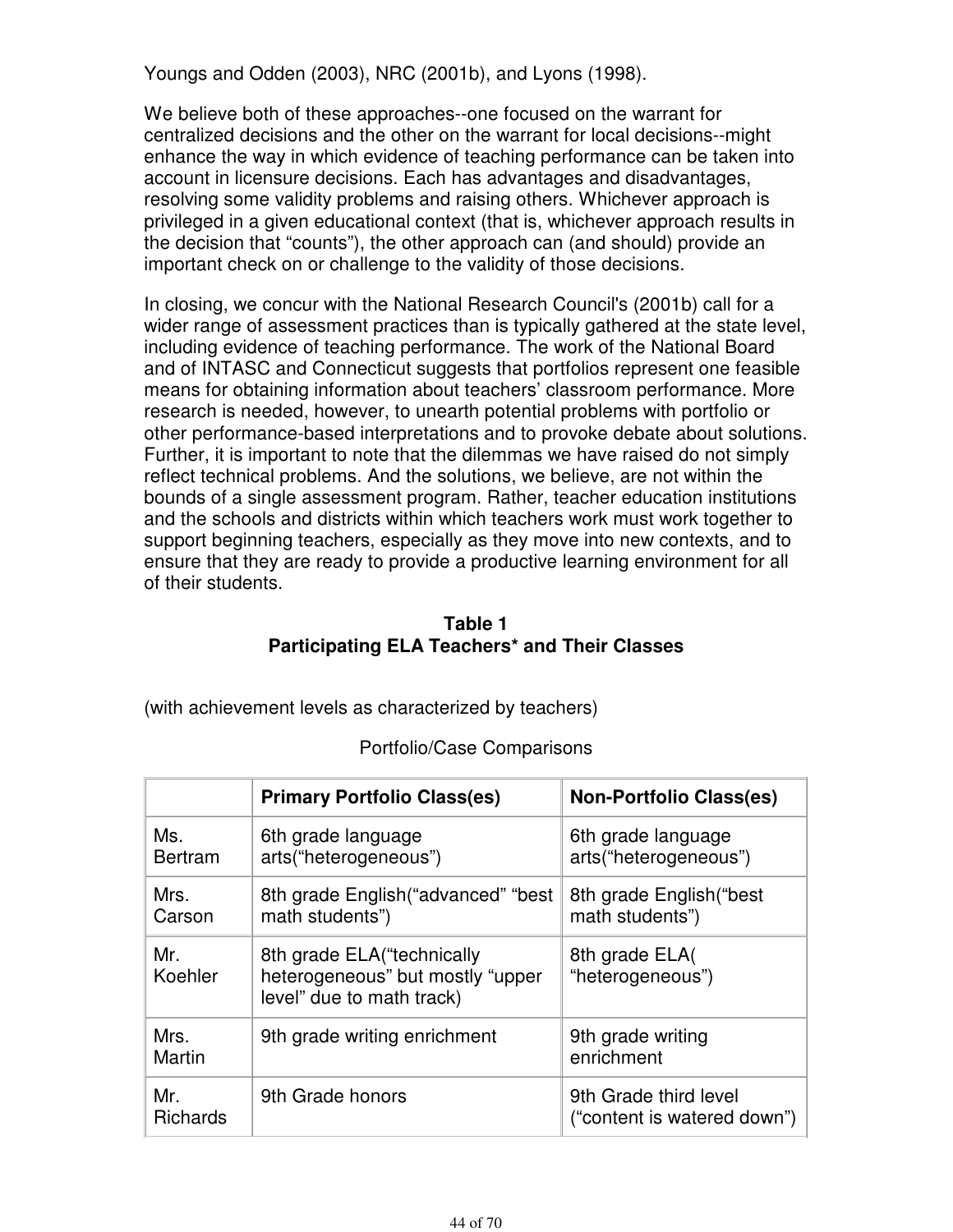Youngs and Odden (2003), NRC (2001b), and Lyons (1998).

We believe both of these approaches--one focused on the warrant for centralized decisions and the other on the warrant for local decisions--might enhance the way in which evidence of teaching performance can be taken into account in licensure decisions. Each has advantages and disadvantages, resolving some validity problems and raising others. Whichever approach is privileged in a given educational context (that is, whichever approach results in the decision that “counts”), the other approach can (and should) provide an important check on or challenge to the validity of those decisions.

In closing, we concur with the National Research Council's (2001b) call for a wider range of assessment practices than is typically gathered at the state level, including evidence of teaching performance. The work of the National Board and of INTASC and Connecticut suggests that portfolios represent one feasible means for obtaining information about teachers’ classroom performance. More research is needed, however, to unearth potential problems with portfolio or other performance-based interpretations and to provoke debate about solutions. Further, it is important to note that the dilemmas we have raised do not simply reflect technical problems. And the solutions, we believe, are not within the bounds of a single assessment program. Rather, teacher education institutions and the schools and districts within which teachers work must work together to support beginning teachers, especially as they move into new contexts, and to ensure that they are ready to provide a productive learning environment for all of their students.

**Table 1**
**Participating ELA Teachers* and Their Classes**

(with achievement levels as characterized by teachers)

Portfolio/Case Comparisons

| | **Primary Portfolio Class(es)** | **Non-Portfolio Class(es)** |
|---|---|---|
| Ms. Bertram | 6th grade language arts(“heterogeneous”) | 6th grade language arts(“heterogeneous”) |
| Mrs. Carson | 8th grade English(“advanced” “best math students”) | 8th grade English(“best math students”) |
| Mr. Koehler | 8th grade ELA(“technically heterogeneous” but mostly “upper level” due to math track) | 8th grade ELA( “heterogeneous”) |
| Mrs. Martin | 9th grade writing enrichment | 9th grade writing enrichment |
| Mr. Richards | 9th Grade honors | 9th Grade third level (“content is watered down”) |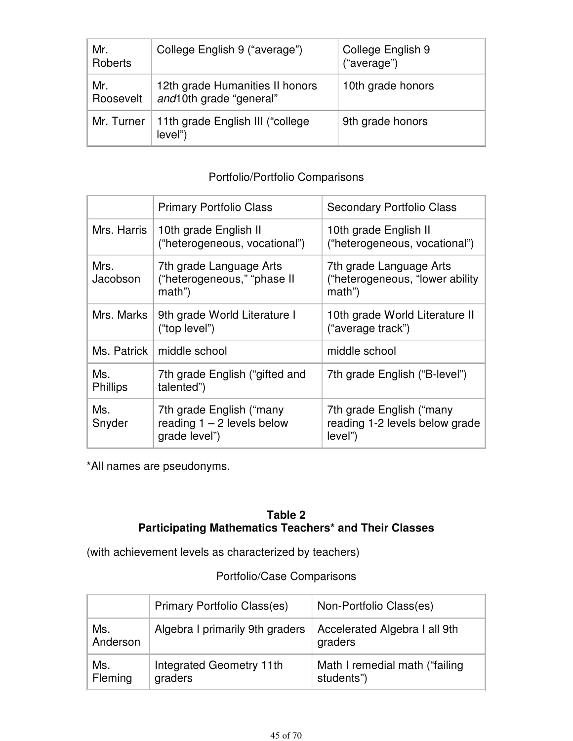| | | |
|---|---|---|
| Mr. Roberts | College English 9 (“average”) | College English 9 (“average”) |
| Mr. Roosevelt | 12th grade Humanities II honors *and*10th grade “general” | 10th grade honors |
| Mr. Turner | 11th grade English III (“college level”) | 9th grade honors |

Portfolio/Portfolio Comparisons

| | Primary Portfolio Class | Secondary Portfolio Class |
|---|---|---|
| Mrs. Harris | 10th grade English II (“heterogeneous, vocational”) | 10th grade English II (“heterogeneous, vocational”) |
| Mrs. Jacobson | 7th grade Language Arts (“heterogeneous,” “phase II math”) | 7th grade Language Arts (“heterogeneous, “lower ability math”) |
| Mrs. Marks | 9th grade World Literature I (“top level”) | 10th grade World Literature II (“average track”) |
| Ms. Patrick | middle school | middle school |
| Ms. Phillips | 7th grade English (“gifted and talented”) | 7th grade English (“B-level”) |
| Ms. Snyder | 7th grade English (“many reading 1 – 2 levels below grade level”) | 7th grade English (“many reading 1-2 levels below grade level”) |

*All names are pseudonyms.

**Table 2**
**Participating Mathematics Teachers* and Their Classes**

(with achievement levels as characterized by teachers)

Portfolio/Case Comparisons

| | Primary Portfolio Class(es) | Non-Portfolio Class(es) |
|---|---|---|
| Ms. Anderson | Algebra I primarily 9th graders | Accelerated Algebra I all 9th graders |
| Ms. Fleming | Integrated Geometry 11th graders | Math I remedial math (“failing students”) |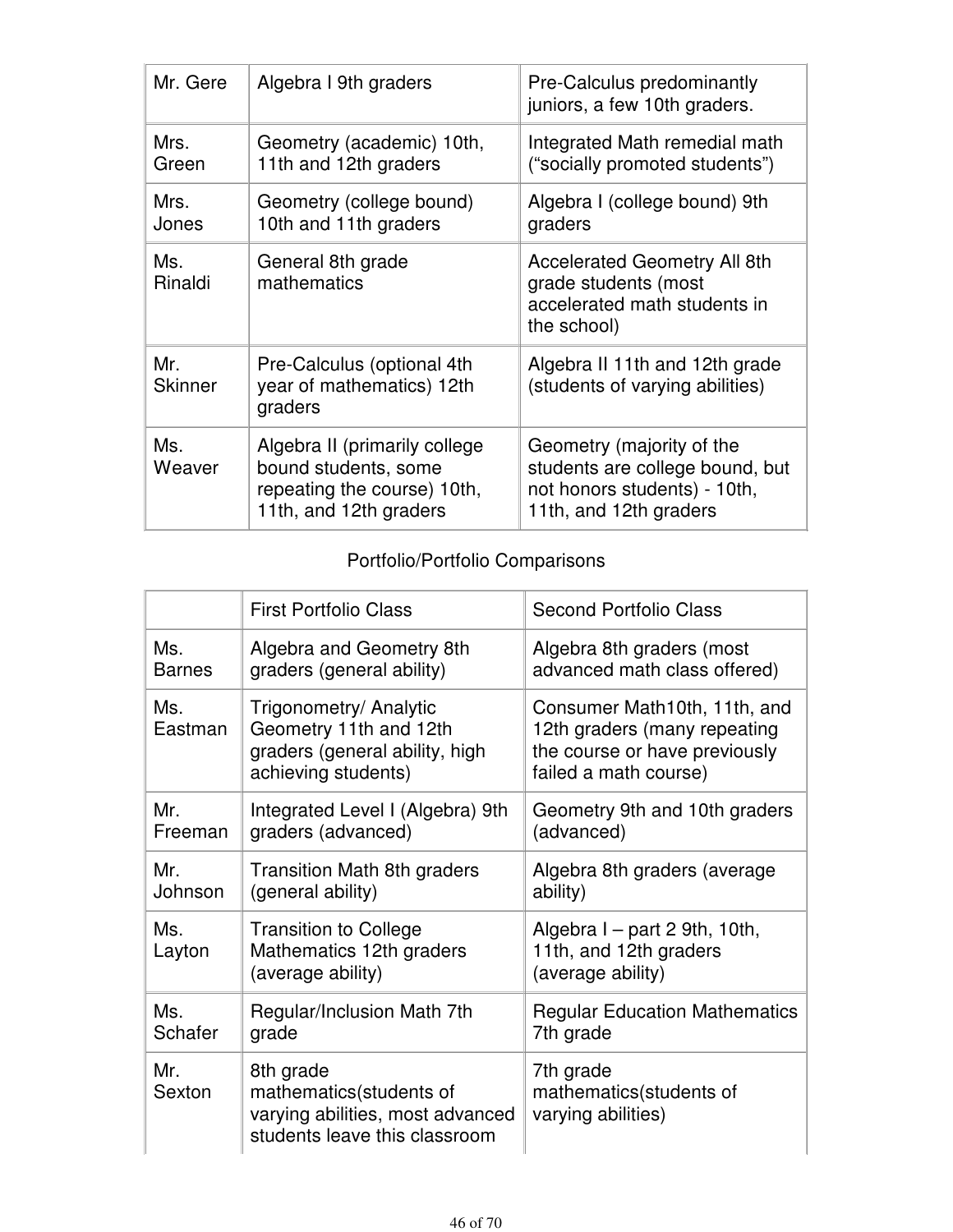| | | |
|---|---|---|
| Mr. Gere | Algebra I 9th graders | Pre-Calculus predominantly juniors, a few 10th graders. |
| Mrs. Green | Geometry (academic) 10th, 11th and 12th graders | Integrated Math remedial math ("socially promoted students") |
| Mrs. Jones | Geometry (college bound) 10th and 11th graders | Algebra I (college bound) 9th graders |
| Ms. Rinaldi | General 8th grade mathematics | Accelerated Geometry All 8th grade students (most accelerated math students in the school) |
| Mr. Skinner | Pre-Calculus (optional 4th year of mathematics) 12th graders | Algebra II 11th and 12th grade (students of varying abilities) |
| Ms. Weaver | Algebra II (primarily college bound students, some repeating the course) 10th, 11th, and 12th graders | Geometry (majority of the students are college bound, but not honors students) - 10th, 11th, and 12th graders |

Portfolio/Portfolio Comparisons

| | First Portfolio Class | Second Portfolio Class |
|---|---|---|
| Ms. Barnes | Algebra and Geometry 8th graders (general ability) | Algebra 8th graders (most advanced math class offered) |
| Ms. Eastman | Trigonometry/ Analytic Geometry 11th and 12th graders (general ability, high achieving students) | Consumer Math10th, 11th, and 12th graders (many repeating the course or have previously failed a math course) |
| Mr. Freeman | Integrated Level I (Algebra) 9th graders (advanced) | Geometry 9th and 10th graders (advanced) |
| Mr. Johnson | Transition Math 8th graders (general ability) | Algebra 8th graders (average ability) |
| Ms. Layton | Transition to College Mathematics 12th graders (average ability) | Algebra I – part 2 9th, 10th, 11th, and 12th graders (average ability) |
| Ms. Schafer | Regular/Inclusion Math 7th grade | Regular Education Mathematics 7th grade |
| Mr. Sexton | 8th grade mathematics(students of varying abilities, most advanced students leave this classroom | 7th grade mathematics(students of varying abilities) |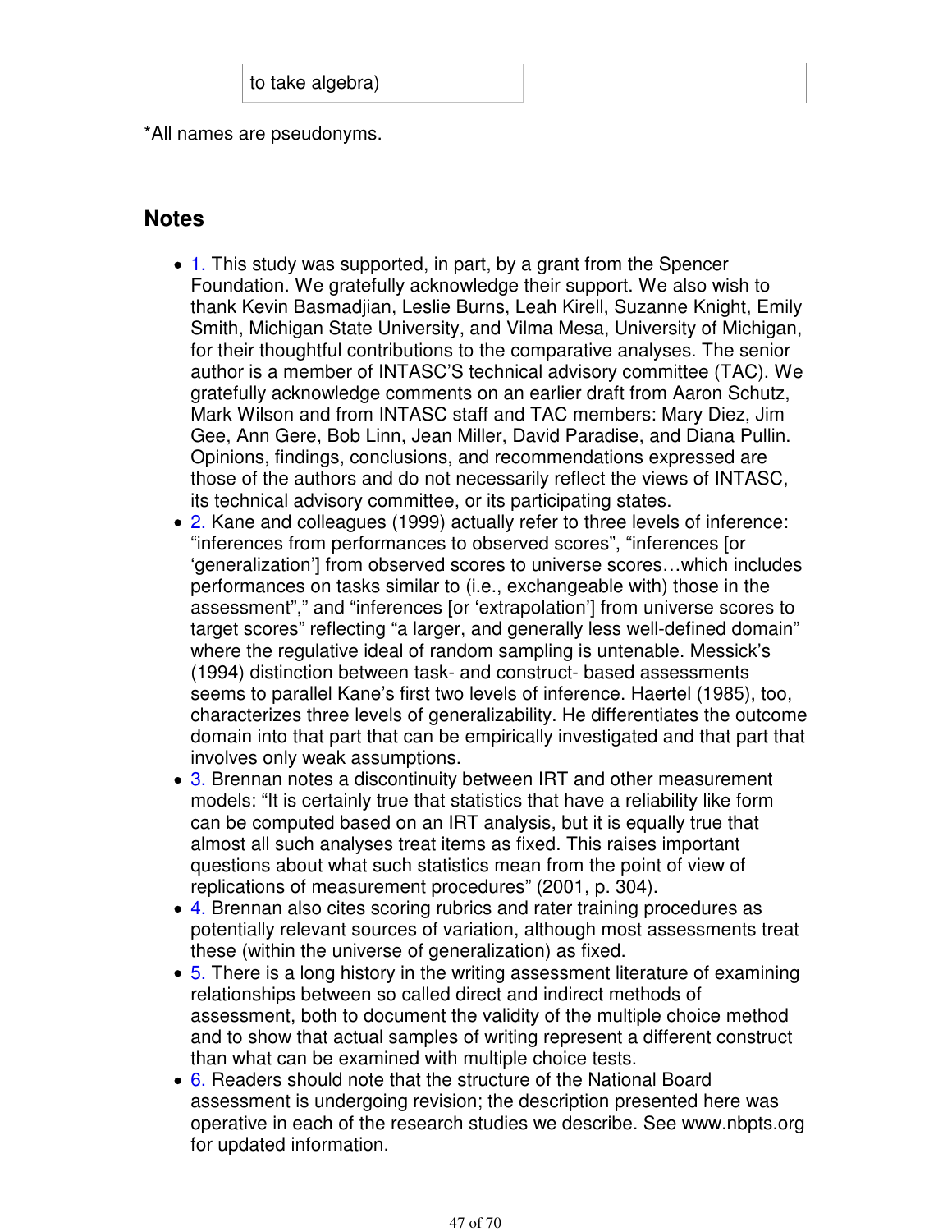| | to take algebra) | |
|---|---|---|

*All names are pseudonyms.

## Notes

- 1. This study was supported, in part, by a grant from the Spencer Foundation. We gratefully acknowledge their support. We also wish to thank Kevin Basmadjian, Leslie Burns, Leah Kirell, Suzanne Knight, Emily Smith, Michigan State University, and Vilma Mesa, University of Michigan, for their thoughtful contributions to the comparative analyses. The senior author is a member of INTASC'S technical advisory committee (TAC). We gratefully acknowledge comments on an earlier draft from Aaron Schutz, Mark Wilson and from INTASC staff and TAC members: Mary Diez, Jim Gee, Ann Gere, Bob Linn, Jean Miller, David Paradise, and Diana Pullin. Opinions, findings, conclusions, and recommendations expressed are those of the authors and do not necessarily reflect the views of INTASC, its technical advisory committee, or its participating states.
- 2. Kane and colleagues (1999) actually refer to three levels of inference: "inferences from performances to observed scores", "inferences [or 'generalization'] from observed scores to universe scores…which includes performances on tasks similar to (i.e., exchangeable with) those in the assessment"," and "inferences [or 'extrapolation'] from universe scores to target scores" reflecting "a larger, and generally less well-defined domain" where the regulative ideal of random sampling is untenable. Messick's (1994) distinction between task- and construct- based assessments seems to parallel Kane's first two levels of inference. Haertel (1985), too, characterizes three levels of generalizability. He differentiates the outcome domain into that part that can be empirically investigated and that part that involves only weak assumptions.
- 3. Brennan notes a discontinuity between IRT and other measurement models: "It is certainly true that statistics that have a reliability like form can be computed based on an IRT analysis, but it is equally true that almost all such analyses treat items as fixed. This raises important questions about what such statistics mean from the point of view of replications of measurement procedures" (2001, p. 304).
- 4. Brennan also cites scoring rubrics and rater training procedures as potentially relevant sources of variation, although most assessments treat these (within the universe of generalization) as fixed.
- 5. There is a long history in the writing assessment literature of examining relationships between so called direct and indirect methods of assessment, both to document the validity of the multiple choice method and to show that actual samples of writing represent a different construct than what can be examined with multiple choice tests.
- 6. Readers should note that the structure of the National Board assessment is undergoing revision; the description presented here was operative in each of the research studies we describe. See www.nbpts.org for updated information.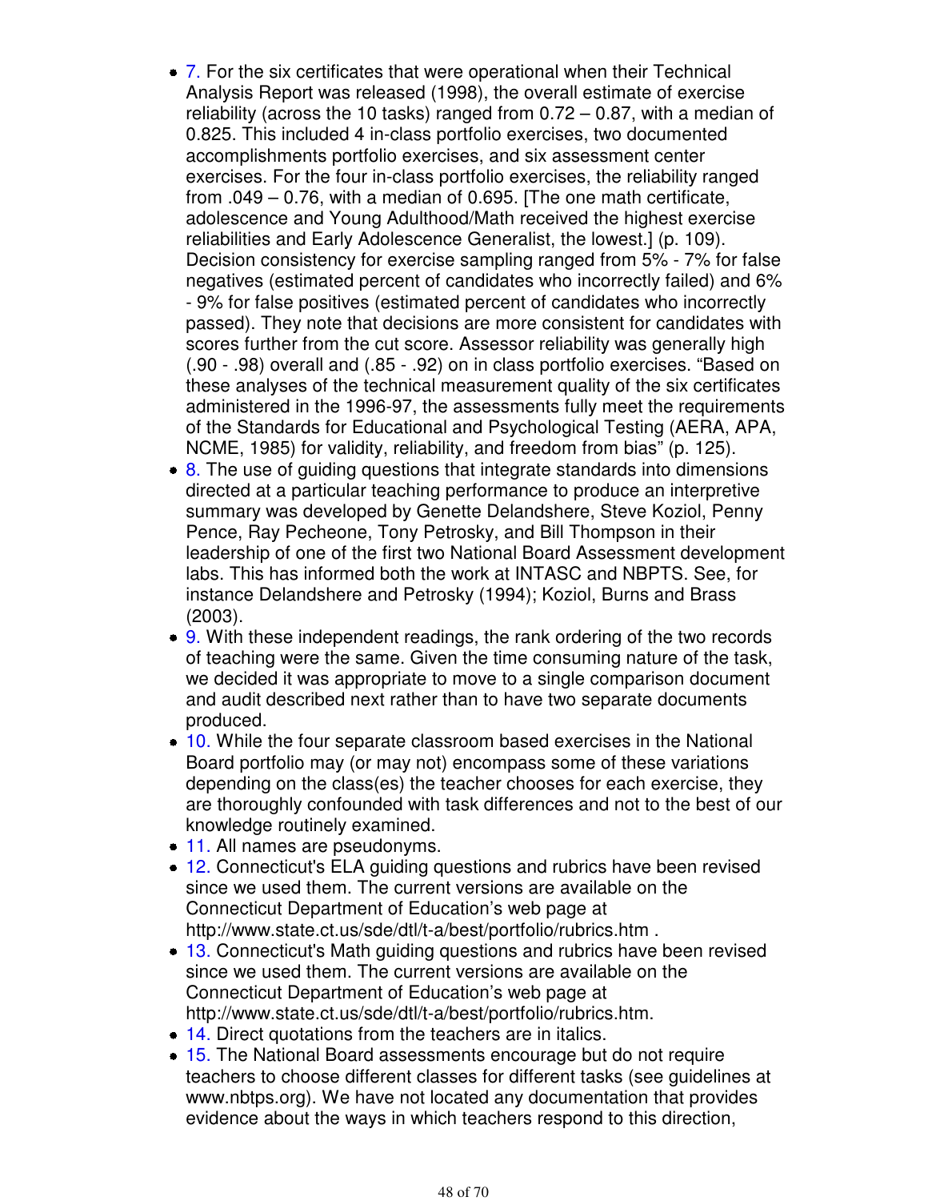- 7. For the six certificates that were operational when their Technical Analysis Report was released (1998), the overall estimate of exercise reliability (across the 10 tasks) ranged from 0.72 – 0.87, with a median of 0.825. This included 4 in-class portfolio exercises, two documented accomplishments portfolio exercises, and six assessment center exercises. For the four in-class portfolio exercises, the reliability ranged from .049 – 0.76, with a median of 0.695. [The one math certificate, adolescence and Young Adulthood/Math received the highest exercise reliabilities and Early Adolescence Generalist, the lowest.] (p. 109). Decision consistency for exercise sampling ranged from 5% - 7% for false negatives (estimated percent of candidates who incorrectly failed) and 6% - 9% for false positives (estimated percent of candidates who incorrectly passed). They note that decisions are more consistent for candidates with scores further from the cut score. Assessor reliability was generally high (.90 - .98) overall and (.85 - .92) on in class portfolio exercises. "Based on these analyses of the technical measurement quality of the six certificates administered in the 1996-97, the assessments fully meet the requirements of the Standards for Educational and Psychological Testing (AERA, APA, NCME, 1985) for validity, reliability, and freedom from bias" (p. 125).
- 8. The use of guiding questions that integrate standards into dimensions directed at a particular teaching performance to produce an interpretive summary was developed by Genette Delandshere, Steve Koziol, Penny Pence, Ray Pecheone, Tony Petrosky, and Bill Thompson in their leadership of one of the first two National Board Assessment development labs. This has informed both the work at INTASC and NBPTS. See, for instance Delandshere and Petrosky (1994); Koziol, Burns and Brass (2003).
- 9. With these independent readings, the rank ordering of the two records of teaching were the same. Given the time consuming nature of the task, we decided it was appropriate to move to a single comparison document and audit described next rather than to have two separate documents produced.
- 10. While the four separate classroom based exercises in the National Board portfolio may (or may not) encompass some of these variations depending on the class(es) the teacher chooses for each exercise, they are thoroughly confounded with task differences and not to the best of our knowledge routinely examined.
- 11. All names are pseudonyms.
- 12. Connecticut's ELA guiding questions and rubrics have been revised since we used them. The current versions are available on the Connecticut Department of Education's web page at http://www.state.ct.us/sde/dtl/t-a/best/portfolio/rubrics.htm .
- 13. Connecticut's Math guiding questions and rubrics have been revised since we used them. The current versions are available on the Connecticut Department of Education's web page at http://www.state.ct.us/sde/dtl/t-a/best/portfolio/rubrics.htm.
- 14. Direct quotations from the teachers are in italics.
- 15. The National Board assessments encourage but do not require teachers to choose different classes for different tasks (see guidelines at www.nbtps.org). We have not located any documentation that provides evidence about the ways in which teachers respond to this direction,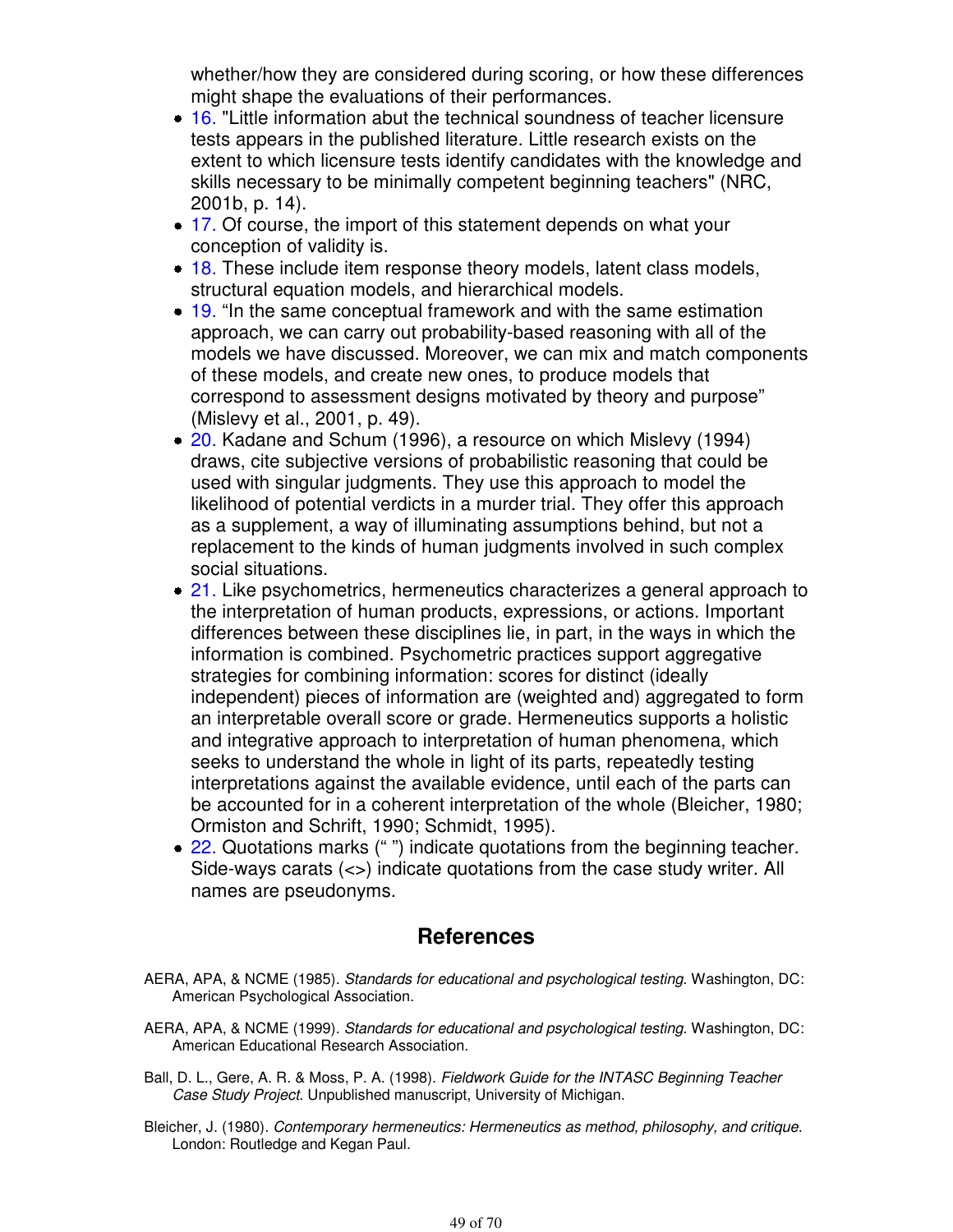whether/how they are considered during scoring, or how these differences might shape the evaluations of their performances.

- 16. "Little information abut the technical soundness of teacher licensure tests appears in the published literature. Little research exists on the extent to which licensure tests identify candidates with the knowledge and skills necessary to be minimally competent beginning teachers" (NRC, 2001b, p. 14).
- 17. Of course, the import of this statement depends on what your conception of validity is.
- 18. These include item response theory models, latent class models, structural equation models, and hierarchical models.
- 19. "In the same conceptual framework and with the same estimation approach, we can carry out probability-based reasoning with all of the models we have discussed. Moreover, we can mix and match components of these models, and create new ones, to produce models that correspond to assessment designs motivated by theory and purpose" (Mislevy et al., 2001, p. 49).
- 20. Kadane and Schum (1996), a resource on which Mislevy (1994) draws, cite subjective versions of probabilistic reasoning that could be used with singular judgments. They use this approach to model the likelihood of potential verdicts in a murder trial. They offer this approach as a supplement, a way of illuminating assumptions behind, but not a replacement to the kinds of human judgments involved in such complex social situations.
- 21. Like psychometrics, hermeneutics characterizes a general approach to the interpretation of human products, expressions, or actions. Important differences between these disciplines lie, in part, in the ways in which the information is combined. Psychometric practices support aggregative strategies for combining information: scores for distinct (ideally independent) pieces of information are (weighted and) aggregated to form an interpretable overall score or grade. Hermeneutics supports a holistic and integrative approach to interpretation of human phenomena, which seeks to understand the whole in light of its parts, repeatedly testing interpretations against the available evidence, until each of the parts can be accounted for in a coherent interpretation of the whole (Bleicher, 1980; Ormiston and Schrift, 1990; Schmidt, 1995).
- 22. Quotations marks (" ") indicate quotations from the beginning teacher. Side-ways carats (<>) indicate quotations from the case study writer. All names are pseudonyms.

## References

AERA, APA, & NCME (1985). *Standards for educational and psychological testing*. Washington, DC: American Psychological Association.

AERA, APA, & NCME (1999). *Standards for educational and psychological testing*. Washington, DC: American Educational Research Association.

Ball, D. L., Gere, A. R. & Moss, P. A. (1998). *Fieldwork Guide for the INTASC Beginning Teacher Case Study Project*. Unpublished manuscript, University of Michigan.

Bleicher, J. (1980). *Contemporary hermeneutics: Hermeneutics as method, philosophy, and critique*. London: Routledge and Kegan Paul.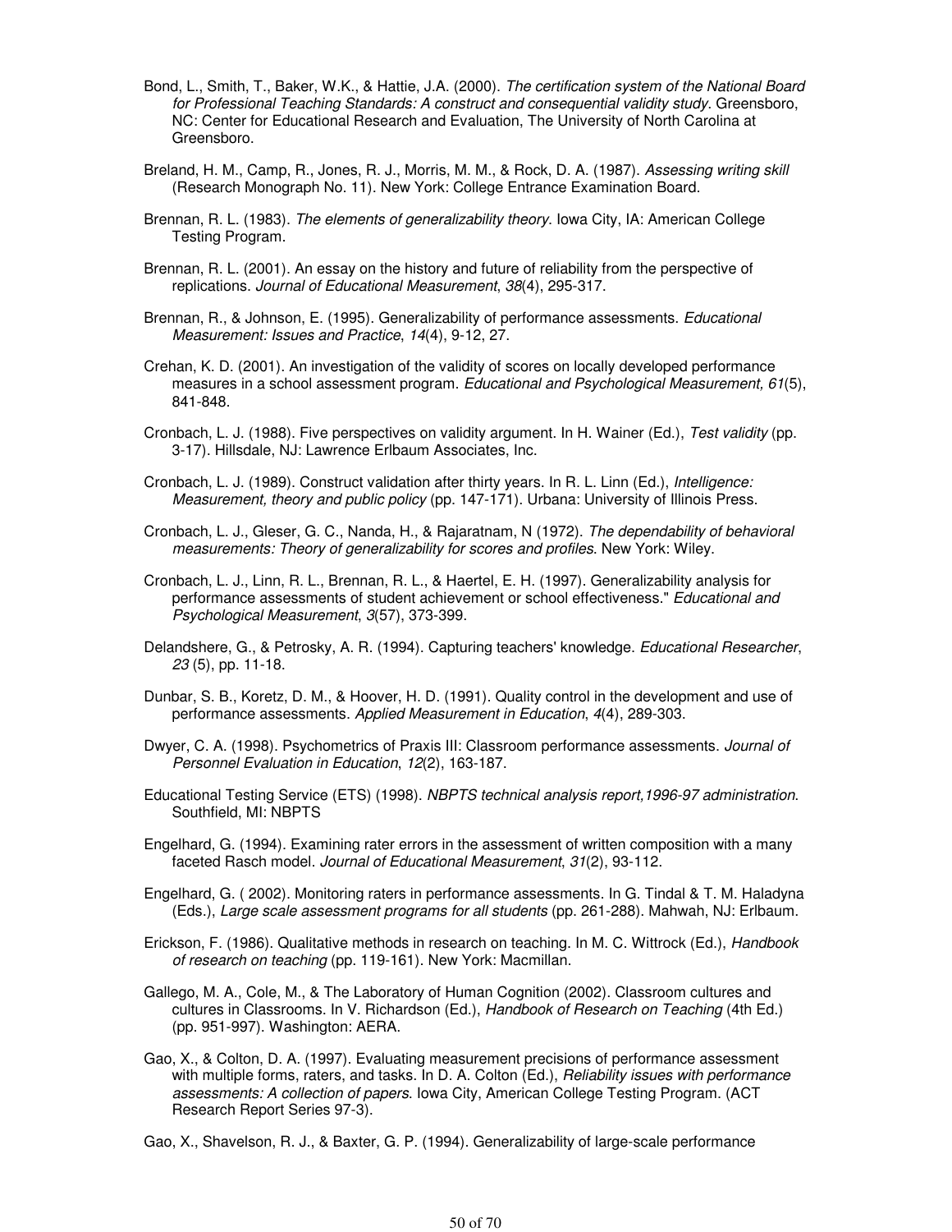Bond, L., Smith, T., Baker, W.K., & Hattie, J.A. (2000). *The certification system of the National Board for Professional Teaching Standards: A construct and consequential validity study*. Greensboro, NC: Center for Educational Research and Evaluation, The University of North Carolina at Greensboro.

Breland, H. M., Camp, R., Jones, R. J., Morris, M. M., & Rock, D. A. (1987). *Assessing writing skill* (Research Monograph No. 11). New York: College Entrance Examination Board.

Brennan, R. L. (1983). *The elements of generalizability theory*. Iowa City, IA: American College Testing Program.

Brennan, R. L. (2001). An essay on the history and future of reliability from the perspective of replications. *Journal of Educational Measurement*, *38*(4), 295-317.

Brennan, R., & Johnson, E. (1995). Generalizability of performance assessments. *Educational Measurement: Issues and Practice*, *14*(4), 9-12, 27.

Crehan, K. D. (2001). An investigation of the validity of scores on locally developed performance measures in a school assessment program. *Educational and Psychological Measurement, 61*(5), 841-848.

Cronbach, L. J. (1988). Five perspectives on validity argument. In H. Wainer (Ed.), *Test validity* (pp. 3-17). Hillsdale, NJ: Lawrence Erlbaum Associates, Inc.

Cronbach, L. J. (1989). Construct validation after thirty years. In R. L. Linn (Ed.), *Intelligence: Measurement, theory and public policy* (pp. 147-171). Urbana: University of Illinois Press.

Cronbach, L. J., Gleser, G. C., Nanda, H., & Rajaratnam, N (1972). *The dependability of behavioral measurements: Theory of generalizability for scores and profiles*. New York: Wiley.

Cronbach, L. J., Linn, R. L., Brennan, R. L., & Haertel, E. H. (1997). Generalizability analysis for performance assessments of student achievement or school effectiveness." *Educational and Psychological Measurement*, *3*(57), 373-399.

Delandshere, G., & Petrosky, A. R. (1994). Capturing teachers' knowledge. *Educational Researcher*, *23* (5), pp. 11-18.

Dunbar, S. B., Koretz, D. M., & Hoover, H. D. (1991). Quality control in the development and use of performance assessments. *Applied Measurement in Education*, *4*(4), 289-303.

Dwyer, C. A. (1998). Psychometrics of Praxis III: Classroom performance assessments. *Journal of Personnel Evaluation in Education*, *12*(2), 163-187.

Educational Testing Service (ETS) (1998). *NBPTS technical analysis report,1996-97 administration*. Southfield, MI: NBPTS

Engelhard, G. (1994). Examining rater errors in the assessment of written composition with a many faceted Rasch model. *Journal of Educational Measurement*, *31*(2), 93-112.

Engelhard, G. ( 2002). Monitoring raters in performance assessments. In G. Tindal & T. M. Haladyna (Eds.), *Large scale assessment programs for all students* (pp. 261-288). Mahwah, NJ: Erlbaum.

Erickson, F. (1986). Qualitative methods in research on teaching. In M. C. Wittrock (Ed.), *Handbook of research on teaching* (pp. 119-161). New York: Macmillan.

Gallego, M. A., Cole, M., & The Laboratory of Human Cognition (2002). Classroom cultures and cultures in Classrooms. In V. Richardson (Ed.), *Handbook of Research on Teaching* (4th Ed.) (pp. 951-997). Washington: AERA.

Gao, X., & Colton, D. A. (1997). Evaluating measurement precisions of performance assessment with multiple forms, raters, and tasks. In D. A. Colton (Ed.), *Reliability issues with performance assessments: A collection of papers*. Iowa City, American College Testing Program. (ACT Research Report Series 97-3).

Gao, X., Shavelson, R. J., & Baxter, G. P. (1994). Generalizability of large-scale performance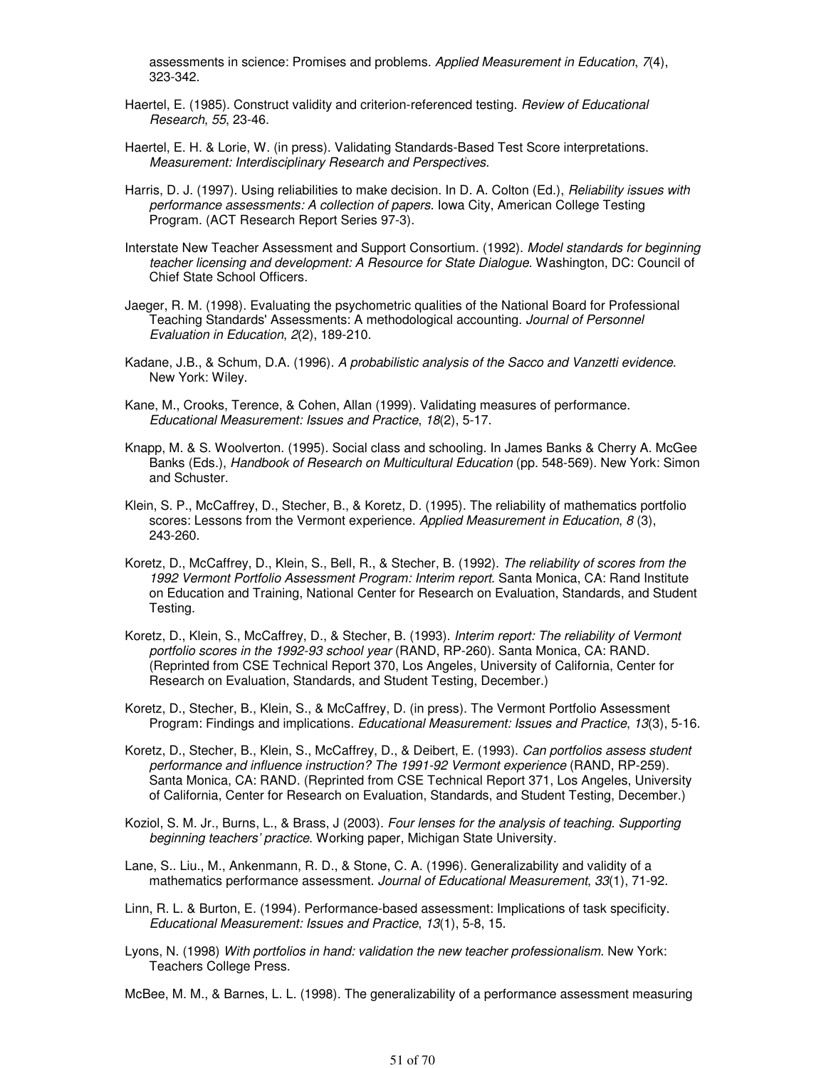assessments in science: Promises and problems. *Applied Measurement in Education*, *7*(4), 323-342.

Haertel, E. (1985). Construct validity and criterion-referenced testing. *Review of Educational Research*, *55*, 23-46.

Haertel, E. H. & Lorie, W. (in press). Validating Standards-Based Test Score interpretations. *Measurement: Interdisciplinary Research and Perspectives*.

Harris, D. J. (1997). Using reliabilities to make decision. In D. A. Colton (Ed.), *Reliability issues with performance assessments: A collection of papers*. Iowa City, American College Testing Program. (ACT Research Report Series 97-3).

Interstate New Teacher Assessment and Support Consortium. (1992). *Model standards for beginning teacher licensing and development: A Resource for State Dialogue*. Washington, DC: Council of Chief State School Officers.

Jaeger, R. M. (1998). Evaluating the psychometric qualities of the National Board for Professional Teaching Standards' Assessments: A methodological accounting. *Journal of Personnel Evaluation in Education*, *2*(2), 189-210.

Kadane, J.B., & Schum, D.A. (1996). *A probabilistic analysis of the Sacco and Vanzetti evidence*. New York: Wiley.

Kane, M., Crooks, Terence, & Cohen, Allan (1999). Validating measures of performance. *Educational Measurement: Issues and Practice*, *18*(2), 5-17.

Knapp, M. & S. Woolverton. (1995). Social class and schooling. In James Banks & Cherry A. McGee Banks (Eds.), *Handbook of Research on Multicultural Education* (pp. 548-569). New York: Simon and Schuster.

Klein, S. P., McCaffrey, D., Stecher, B., & Koretz, D. (1995). The reliability of mathematics portfolio scores: Lessons from the Vermont experience. *Applied Measurement in Education*, *8* (3), 243-260.

Koretz, D., McCaffrey, D., Klein, S., Bell, R., & Stecher, B. (1992). *The reliability of scores from the 1992 Vermont Portfolio Assessment Program: Interim report*. Santa Monica, CA: Rand Institute on Education and Training, National Center for Research on Evaluation, Standards, and Student Testing.

Koretz, D., Klein, S., McCaffrey, D., & Stecher, B. (1993). *Interim report: The reliability of Vermont portfolio scores in the 1992-93 school year* (RAND, RP-260). Santa Monica, CA: RAND. (Reprinted from CSE Technical Report 370, Los Angeles, University of California, Center for Research on Evaluation, Standards, and Student Testing, December.)

Koretz, D., Stecher, B., Klein, S., & McCaffrey, D. (in press). The Vermont Portfolio Assessment Program: Findings and implications. *Educational Measurement: Issues and Practice*, *13*(3), 5-16.

Koretz, D., Stecher, B., Klein, S., McCaffrey, D., & Deibert, E. (1993). *Can portfolios assess student performance and influence instruction? The 1991-92 Vermont experience* (RAND, RP-259). Santa Monica, CA: RAND. (Reprinted from CSE Technical Report 371, Los Angeles, University of California, Center for Research on Evaluation, Standards, and Student Testing, December.)

Koziol, S. M. Jr., Burns, L., & Brass, J (2003). *Four lenses for the analysis of teaching. Supporting beginning teachers' practice*. Working paper, Michigan State University.

Lane, S.. Liu., M., Ankenmann, R. D., & Stone, C. A. (1996). Generalizability and validity of a mathematics performance assessment. *Journal of Educational Measurement*, *33*(1), 71-92.

Linn, R. L. & Burton, E. (1994). Performance-based assessment: Implications of task specificity. *Educational Measurement: Issues and Practice*, *13*(1), 5-8, 15.

Lyons, N. (1998) *With portfolios in hand: validation the new teacher professionalism*. New York: Teachers College Press.

McBee, M. M., & Barnes, L. L. (1998). The generalizability of a performance assessment measuring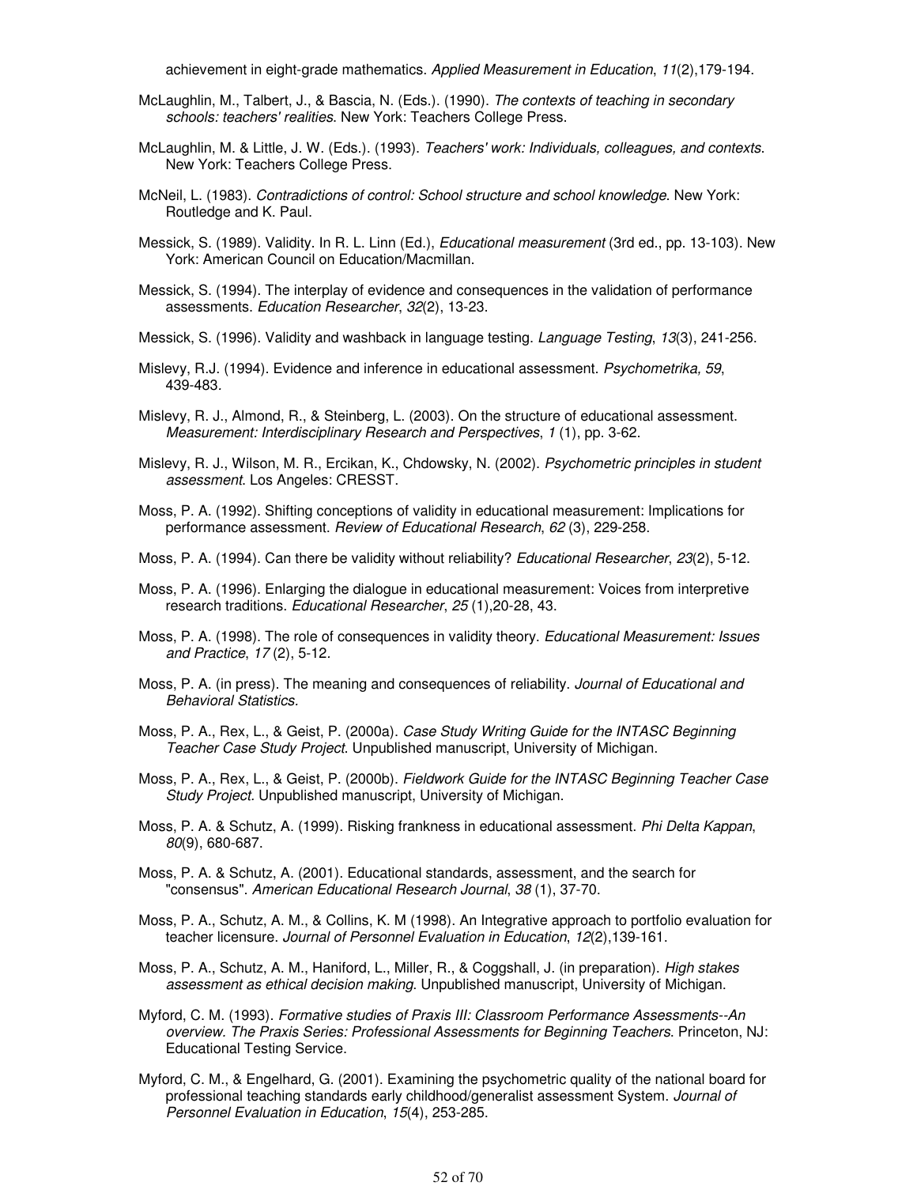achievement in eight-grade mathematics. *Applied Measurement in Education*, *11*(2),179-194.

McLaughlin, M., Talbert, J., & Bascia, N. (Eds.). (1990). *The contexts of teaching in secondary schools: teachers' realities*. New York: Teachers College Press.

McLaughlin, M. & Little, J. W. (Eds.). (1993). *Teachers' work: Individuals, colleagues, and contexts*. New York: Teachers College Press.

McNeil, L. (1983). *Contradictions of control: School structure and school knowledge*. New York: Routledge and K. Paul.

Messick, S. (1989). Validity. In R. L. Linn (Ed.), *Educational measurement* (3rd ed., pp. 13-103). New York: American Council on Education/Macmillan.

Messick, S. (1994). The interplay of evidence and consequences in the validation of performance assessments. *Education Researcher*, *32*(2), 13-23.

Messick, S. (1996). Validity and washback in language testing. *Language Testing*, *13*(3), 241-256.

Mislevy, R.J. (1994). Evidence and inference in educational assessment. *Psychometrika, 59*, 439-483.

Mislevy, R. J., Almond, R., & Steinberg, L. (2003). On the structure of educational assessment. *Measurement: Interdisciplinary Research and Perspectives*, *1* (1), pp. 3-62.

Mislevy, R. J., Wilson, M. R., Ercikan, K., Chdowsky, N. (2002). *Psychometric principles in student assessment*. Los Angeles: CRESST.

Moss, P. A. (1992). Shifting conceptions of validity in educational measurement: Implications for performance assessment. *Review of Educational Research*, *62* (3), 229-258.

Moss, P. A. (1994). Can there be validity without reliability? *Educational Researcher*, *23*(2), 5-12.

Moss, P. A. (1996). Enlarging the dialogue in educational measurement: Voices from interpretive research traditions. *Educational Researcher*, *25* (1),20-28, 43.

Moss, P. A. (1998). The role of consequences in validity theory. *Educational Measurement: Issues and Practice*, *17* (2), 5-12.

Moss, P. A. (in press). The meaning and consequences of reliability. *Journal of Educational and Behavioral Statistics.*

Moss, P. A., Rex, L., & Geist, P. (2000a). *Case Study Writing Guide for the INTASC Beginning Teacher Case Study Project*. Unpublished manuscript, University of Michigan.

Moss, P. A., Rex, L., & Geist, P. (2000b). *Fieldwork Guide for the INTASC Beginning Teacher Case Study Project*. Unpublished manuscript, University of Michigan.

Moss, P. A. & Schutz, A. (1999). Risking frankness in educational assessment. *Phi Delta Kappan*, *80*(9), 680-687.

Moss, P. A. & Schutz, A. (2001). Educational standards, assessment, and the search for "consensus". *American Educational Research Journal*, *38* (1), 37-70.

Moss, P. A., Schutz, A. M., & Collins, K. M (1998). An Integrative approach to portfolio evaluation for teacher licensure. *Journal of Personnel Evaluation in Education*, *12*(2),139-161.

Moss, P. A., Schutz, A. M., Haniford, L., Miller, R., & Coggshall, J. (in preparation). *High stakes assessment as ethical decision making*. Unpublished manuscript, University of Michigan.

Myford, C. M. (1993). *Formative studies of Praxis III: Classroom Performance Assessments--An overview. The Praxis Series: Professional Assessments for Beginning Teachers*. Princeton, NJ: Educational Testing Service.

Myford, C. M., & Engelhard, G. (2001). Examining the psychometric quality of the national board for professional teaching standards early childhood/generalist assessment System. *Journal of Personnel Evaluation in Education*, *15*(4), 253-285.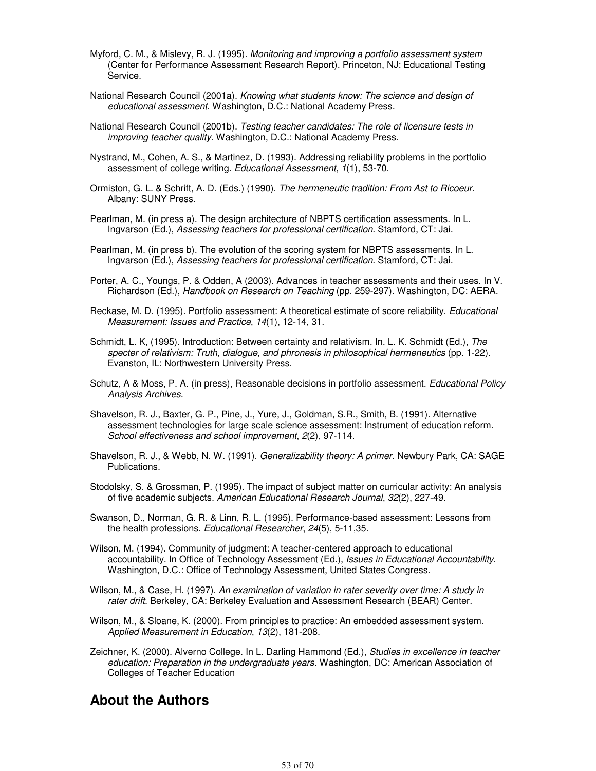Myford, C. M., & Mislevy, R. J. (1995). *Monitoring and improving a portfolio assessment system* (Center for Performance Assessment Research Report). Princeton, NJ: Educational Testing Service.

National Research Council (2001a). *Knowing what students know: The science and design of educational assessment*. Washington, D.C.: National Academy Press.

National Research Council (2001b). *Testing teacher candidates: The role of licensure tests in improving teacher quality*. Washington, D.C.: National Academy Press.

Nystrand, M., Cohen, A. S., & Martinez, D. (1993). Addressing reliability problems in the portfolio assessment of college writing. *Educational Assessment*, *1*(1), 53-70.

Ormiston, G. L. & Schrift, A. D. (Eds.) (1990). *The hermeneutic tradition: From Ast to Ricoeur*. Albany: SUNY Press.

Pearlman, M. (in press a). The design architecture of NBPTS certification assessments. In L. Ingvarson (Ed.), *Assessing teachers for professional certification*. Stamford, CT: Jai.

Pearlman, M. (in press b). The evolution of the scoring system for NBPTS assessments. In L. Ingvarson (Ed.), *Assessing teachers for professional certification*. Stamford, CT: Jai.

Porter, A. C., Youngs, P. & Odden, A (2003). Advances in teacher assessments and their uses. In V. Richardson (Ed.), *Handbook on Research on Teaching* (pp. 259-297). Washington, DC: AERA.

Reckase, M. D. (1995). Portfolio assessment: A theoretical estimate of score reliability. *Educational Measurement: Issues and Practice*, *14*(1), 12-14, 31.

Schmidt, L. K, (1995). Introduction: Between certainty and relativism. In. L. K. Schmidt (Ed.), *The specter of relativism: Truth, dialogue, and phronesis in philosophical hermeneutics* (pp. 1-22). Evanston, IL: Northwestern University Press.

Schutz, A & Moss, P. A. (in press), Reasonable decisions in portfolio assessment. *Educational Policy Analysis Archives*.

Shavelson, R. J., Baxter, G. P., Pine, J., Yure, J., Goldman, S.R., Smith, B. (1991). Alternative assessment technologies for large scale science assessment: Instrument of education reform. *School effectiveness and school improvement*, *2*(2), 97-114.

Shavelson, R. J., & Webb, N. W. (1991). *Generalizability theory: A primer*. Newbury Park, CA: SAGE Publications.

Stodolsky, S. & Grossman, P. (1995). The impact of subject matter on curricular activity: An analysis of five academic subjects. *American Educational Research Journal*, *32*(2), 227-49.

Swanson, D., Norman, G. R. & Linn, R. L. (1995). Performance-based assessment: Lessons from the health professions. *Educational Researcher*, *24*(5), 5-11,35.

Wilson, M. (1994). Community of judgment: A teacher-centered approach to educational accountability. In Office of Technology Assessment (Ed.), *Issues in Educational Accountability*. Washington, D.C.: Office of Technology Assessment, United States Congress.

Wilson, M., & Case, H. (1997). *An examination of variation in rater severity over time: A study in rater drift*. Berkeley, CA: Berkeley Evaluation and Assessment Research (BEAR) Center.

Wilson, M., & Sloane, K. (2000). From principles to practice: An embedded assessment system. *Applied Measurement in Education*, *13*(2), 181-208.

Zeichner, K. (2000). Alverno College. In L. Darling Hammond (Ed.), *Studies in excellence in teacher education: Preparation in the undergraduate years*. Washington, DC: American Association of Colleges of Teacher Education

## About the Authors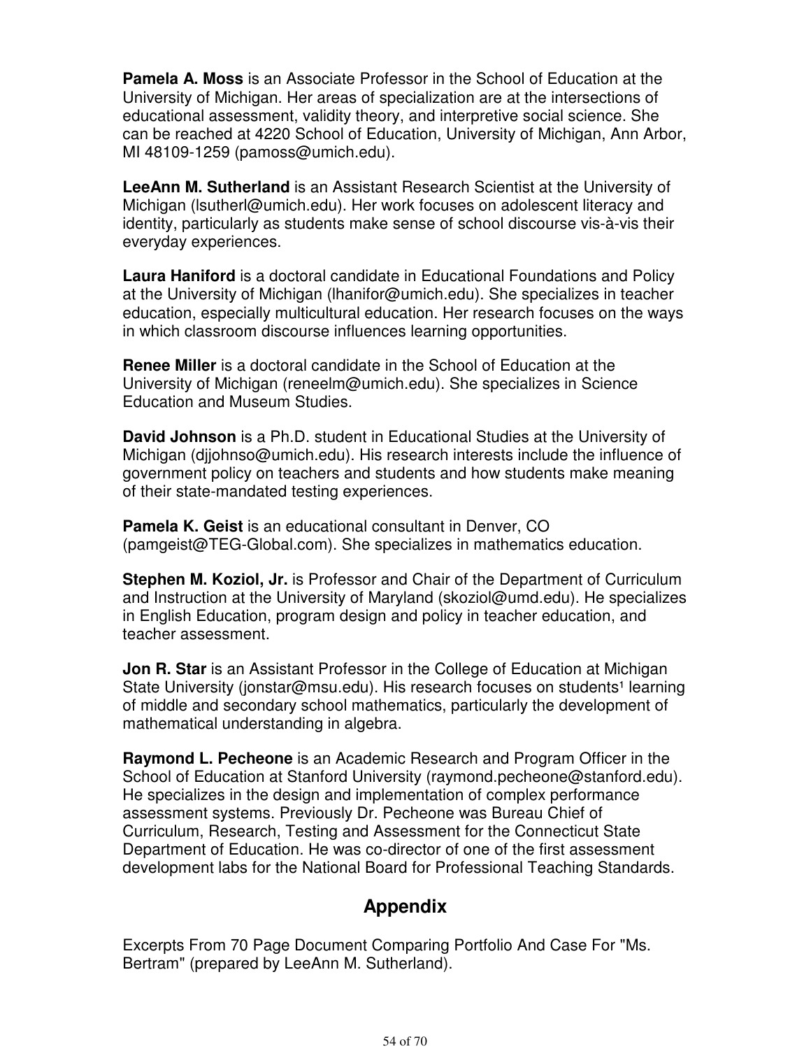**Pamela A. Moss** is an Associate Professor in the School of Education at the University of Michigan. Her areas of specialization are at the intersections of educational assessment, validity theory, and interpretive social science. She can be reached at 4220 School of Education, University of Michigan, Ann Arbor, MI 48109-1259 (pamoss@umich.edu).

**LeeAnn M. Sutherland** is an Assistant Research Scientist at the University of Michigan (lsutherl@umich.edu). Her work focuses on adolescent literacy and identity, particularly as students make sense of school discourse vis-à-vis their everyday experiences.

**Laura Haniford** is a doctoral candidate in Educational Foundations and Policy at the University of Michigan (lhanifor@umich.edu). She specializes in teacher education, especially multicultural education. Her research focuses on the ways in which classroom discourse influences learning opportunities.

**Renee Miller** is a doctoral candidate in the School of Education at the University of Michigan (reneelm@umich.edu). She specializes in Science Education and Museum Studies.

**David Johnson** is a Ph.D. student in Educational Studies at the University of Michigan (djjohnso@umich.edu). His research interests include the influence of government policy on teachers and students and how students make meaning of their state-mandated testing experiences.

**Pamela K. Geist** is an educational consultant in Denver, CO (pamgeist@TEG-Global.com). She specializes in mathematics education.

**Stephen M. Koziol, Jr.** is Professor and Chair of the Department of Curriculum and Instruction at the University of Maryland (skoziol@umd.edu). He specializes in English Education, program design and policy in teacher education, and teacher assessment.

**Jon R. Star** is an Assistant Professor in the College of Education at Michigan State University (jonstar@msu.edu). His research focuses on students¹ learning of middle and secondary school mathematics, particularly the development of mathematical understanding in algebra.

**Raymond L. Pecheone** is an Academic Research and Program Officer in the School of Education at Stanford University (raymond.pecheone@stanford.edu). He specializes in the design and implementation of complex performance assessment systems. Previously Dr. Pecheone was Bureau Chief of Curriculum, Research, Testing and Assessment for the Connecticut State Department of Education. He was co-director of one of the first assessment development labs for the National Board for Professional Teaching Standards.

## Appendix

Excerpts From 70 Page Document Comparing Portfolio And Case For "Ms. Bertram" (prepared by LeeAnn M. Sutherland).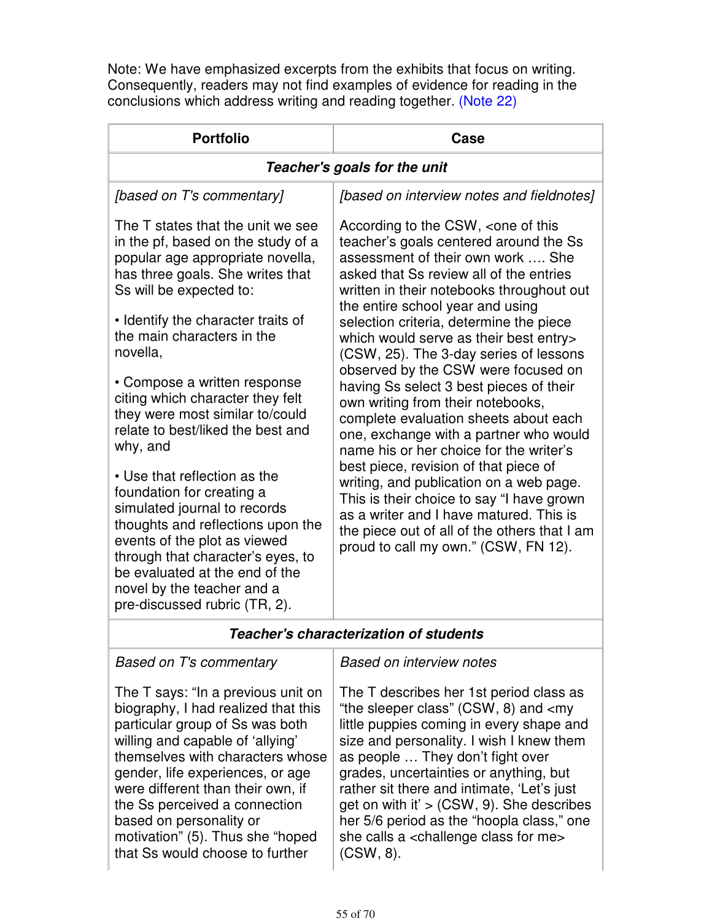Note: We have emphasized excerpts from the exhibits that focus on writing. Consequently, readers may not find examples of evidence for reading in the conclusions which address writing and reading together. (Note 22)

| Portfolio | Case |
|---|---|
| ***Teacher's goals for the unit*** | |
| *[based on T's commentary]*<br><br>The T states that the unit we see in the pf, based on the study of a popular age appropriate novella, has three goals. She writes that Ss will be expected to:<br><br>• Identify the character traits of the main characters in the novella,<br><br>• Compose a written response citing which character they felt they were most similar to/could relate to best/liked the best and why, and<br><br>• Use that reflection as the foundation for creating a simulated journal to records thoughts and reflections upon the events of the plot as viewed through that character's eyes, to be evaluated at the end of the novel by the teacher and a pre-discussed rubric (TR, 2). | *[based on interview notes and fieldnotes]*<br><br>According to the CSW, <one of this teacher's goals centered around the Ss assessment of their own work …. She asked that Ss review all of the entries written in their notebooks throughout out the entire school year and using selection criteria, determine the piece which would serve as their best entry> (CSW, 25). The 3-day series of lessons observed by the CSW were focused on having Ss select 3 best pieces of their own writing from their notebooks, complete evaluation sheets about each one, exchange with a partner who would name his or her choice for the writer's best piece, revision of that piece of writing, and publication on a web page. This is their choice to say "I have grown as a writer and I have matured. This is the piece out of all of the others that I am proud to call my own." (CSW, FN 12). |
| ***Teacher's characterization of students*** | |
| *Based on T's commentary*<br><br>The T says: "In a previous unit on biography, I had realized that this particular group of Ss was both willing and capable of 'allying' themselves with characters whose gender, life experiences, or age were different than their own, if the Ss perceived a connection based on personality or motivation" (5). Thus she "hoped that Ss would choose to further | *Based on interview notes*<br><br>The T describes her 1st period class as "the sleeper class" (CSW, 8) and <my little puppies coming in every shape and size and personality. I wish I knew them as people … They don't fight over grades, uncertainties or anything, but rather sit there and intimate, 'Let's just get on with it' > (CSW, 9). She describes her 5/6 period as the "hoopla class," one she calls a <challenge class for me> (CSW, 8). |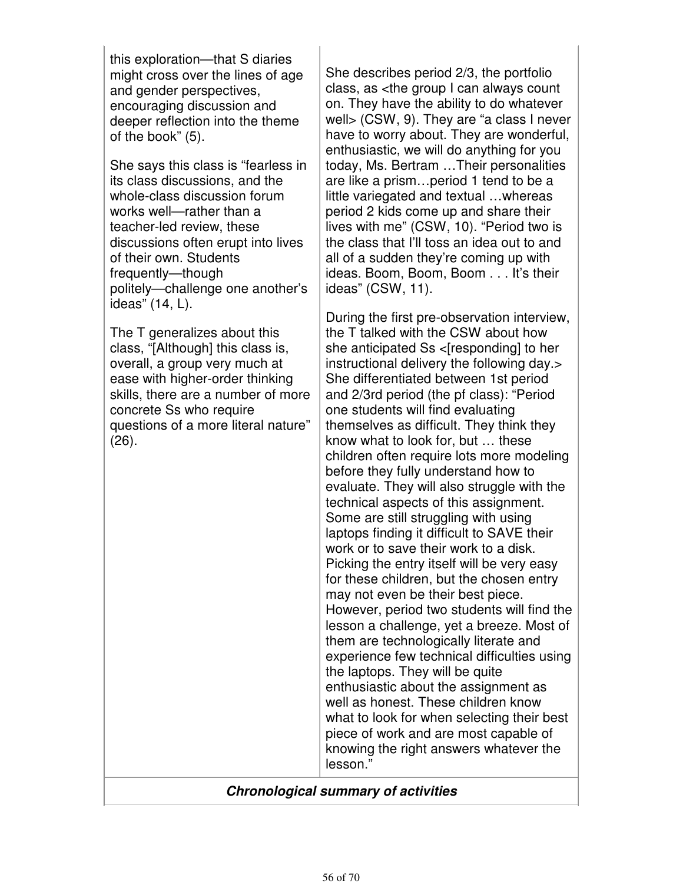| | |
|---|---|
| this exploration—that S diaries might cross over the lines of age and gender perspectives, encouraging discussion and deeper reflection into the theme of the book" (5).<br><br>She says this class is "fearless in its class discussions, and the whole-class discussion forum works well—rather than a teacher-led review, these discussions often erupt into lives of their own. Students frequently—though politely—challenge one another's ideas" (14, L).<br><br>The T generalizes about this class, "[Although] this class is, overall, a group very much at ease with higher-order thinking skills, there are a number of more concrete Ss who require questions of a more literal nature" (26). | She describes period 2/3, the portfolio class, as <the group I can always count on. They have the ability to do whatever well> (CSW, 9). They are "a class I never have to worry about. They are wonderful, enthusiastic, we will do anything for you today, Ms. Bertram …Their personalities are like a prism…period 1 tend to be a little variegated and textual …whereas period 2 kids come up and share their lives with me" (CSW, 10). "Period two is the class that I'll toss an idea out to and all of a sudden they're coming up with ideas. Boom, Boom, Boom . . . It's their ideas" (CSW, 11).<br><br>During the first pre-observation interview, the T talked with the CSW about how she anticipated Ss <[responding] to her instructional delivery the following day.> She differentiated between 1st period and 2/3rd period (the pf class): "Period one students will find evaluating themselves as difficult. They think they know what to look for, but … these children often require lots more modeling before they fully understand how to evaluate. They will also struggle with the technical aspects of this assignment. Some are still struggling with using laptops finding it difficult to SAVE their work or to save their work to a disk. Picking the entry itself will be very easy for these children, but the chosen entry may not even be their best piece. However, period two students will find the lesson a challenge, yet a breeze. Most of them are technologically literate and experience few technical difficulties using the laptops. They will be quite enthusiastic about the assignment as well as honest. These children know what to look for when selecting their best piece of work and are most capable of knowing the right answers whatever the lesson." |
| ***Chronological summary of activities*** | |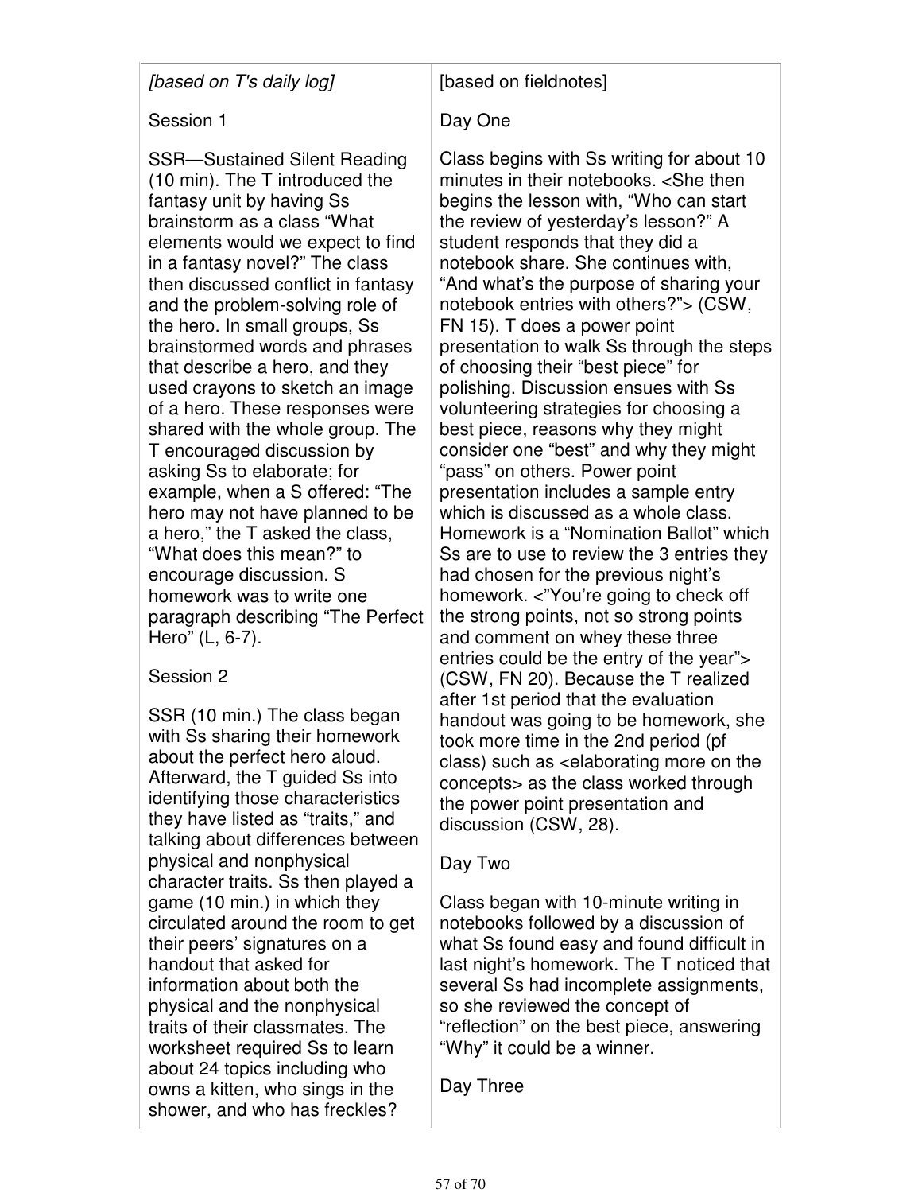| *[based on T's daily log]* | [based on fieldnotes] |
|---|---|
| Session 1<br><br>SSR—Sustained Silent Reading (10 min). The T introduced the fantasy unit by having Ss brainstorm as a class "What elements would we expect to find in a fantasy novel?" The class then discussed conflict in fantasy and the problem-solving role of the hero. In small groups, Ss brainstormed words and phrases that describe a hero, and they used crayons to sketch an image of a hero. These responses were shared with the whole group. The T encouraged discussion by asking Ss to elaborate; for example, when a S offered: "The hero may not have planned to be a hero," the T asked the class, "What does this mean?" to encourage discussion. S homework was to write one paragraph describing "The Perfect Hero" (L, 6-7).<br><br>Session 2<br><br>SSR (10 min.) The class began with Ss sharing their homework about the perfect hero aloud. Afterward, the T guided Ss into identifying those characteristics they have listed as "traits," and talking about differences between physical and nonphysical character traits. Ss then played a game (10 min.) in which they circulated around the room to get their peers' signatures on a handout that asked for information about both the physical and the nonphysical traits of their classmates. The worksheet required Ss to learn about 24 topics including who owns a kitten, who sings in the shower, and who has freckles? | Day One<br><br>Class begins with Ss writing for about 10 minutes in their notebooks. <She then begins the lesson with, "Who can start the review of yesterday's lesson?" A student responds that they did a notebook share. She continues with, "And what's the purpose of sharing your notebook entries with others?"> (CSW, FN 15). T does a power point presentation to walk Ss through the steps of choosing their "best piece" for polishing. Discussion ensues with Ss volunteering strategies for choosing a best piece, reasons why they might consider one "best" and why they might "pass" on others. Power point presentation includes a sample entry which is discussed as a whole class. Homework is a "Nomination Ballot" which Ss are to use to review the 3 entries they had chosen for the previous night's homework. <"You're going to check off the strong points, not so strong points and comment on whey these three entries could be the entry of the year"> (CSW, FN 20). Because the T realized after 1st period that the evaluation handout was going to be homework, she took more time in the 2nd period (pf class) such as <elaborating more on the concepts> as the class worked through the power point presentation and discussion (CSW, 28).<br><br>Day Two<br><br>Class began with 10-minute writing in notebooks followed by a discussion of what Ss found easy and found difficult in last night's homework. The T noticed that several Ss had incomplete assignments, so she reviewed the concept of "reflection" on the best piece, answering "Why" it could be a winner.<br><br>Day Three |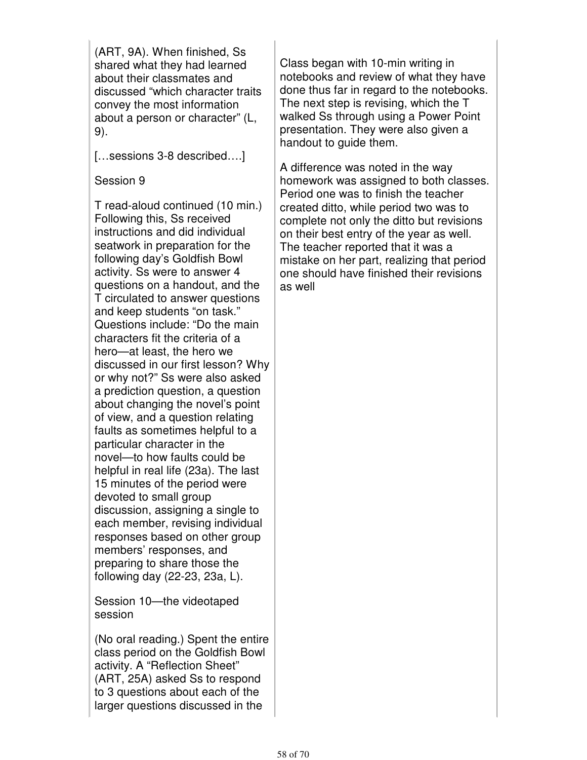| | |
|---|---|
| (ART, 9A). When finished, Ss shared what they had learned about their classmates and discussed "which character traits convey the most information about a person or character" (L, 9).<br><br>[…sessions 3-8 described….]<br><br>Session 9<br><br>T read-aloud continued (10 min.) Following this, Ss received instructions and did individual seatwork in preparation for the following day's Goldfish Bowl activity. Ss were to answer 4 questions on a handout, and the T circulated to answer questions and keep students "on task." Questions include: "Do the main characters fit the criteria of a hero—at least, the hero we discussed in our first lesson? Why or why not?" Ss were also asked a prediction question, a question about changing the novel's point of view, and a question relating faults as sometimes helpful to a particular character in the novel—to how faults could be helpful in real life (23a). The last 15 minutes of the period were devoted to small group discussion, assigning a single to each member, revising individual responses based on other group members' responses, and preparing to share those the following day (22-23, 23a, L).<br><br>Session 10—the videotaped session<br><br>(No oral reading.) Spent the entire class period on the Goldfish Bowl activity. A "Reflection Sheet" (ART, 25A) asked Ss to respond to 3 questions about each of the larger questions discussed in the | Class began with 10-min writing in notebooks and review of what they have done thus far in regard to the notebooks. The next step is revising, which the T walked Ss through using a Power Point presentation. They were also given a handout to guide them.<br><br>A difference was noted in the way homework was assigned to both classes. Period one was to finish the teacher created ditto, while period two was to complete not only the ditto but revisions on their best entry of the year as well. The teacher reported that it was a mistake on her part, realizing that period one should have finished their revisions as well |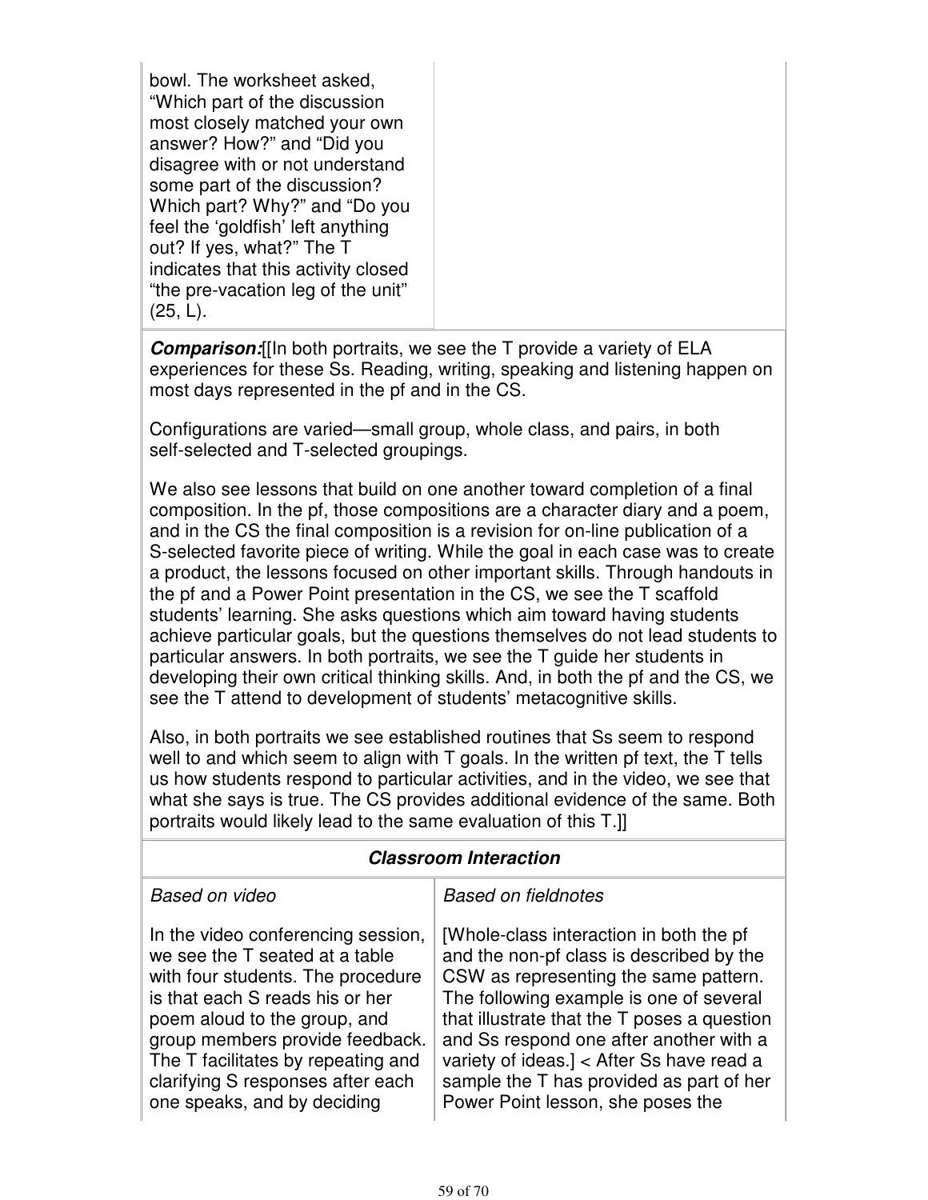| | |
|---|---|
| bowl. The worksheet asked, “Which part of the discussion most closely matched your own answer? How?” and “Did you disagree with or not understand some part of the discussion? Which part? Why?” and “Do you feel the ‘goldfish’ left anything out? If yes, what?” The T indicates that this activity closed “the pre-vacation leg of the unit” (25, L). | |

***Comparison:***[[In both portraits, we see the T provide a variety of ELA experiences for these Ss. Reading, writing, speaking and listening happen on most days represented in the pf and in the CS.

Configurations are varied—small group, whole class, and pairs, in both self-selected and T-selected groupings.

We also see lessons that build on one another toward completion of a final composition. In the pf, those compositions are a character diary and a poem, and in the CS the final composition is a revision for on-line publication of a S-selected favorite piece of writing. While the goal in each case was to create a product, the lessons focused on other important skills. Through handouts in the pf and a Power Point presentation in the CS, we see the T scaffold students’ learning. She asks questions which aim toward having students achieve particular goals, but the questions themselves do not lead students to particular answers. In both portraits, we see the T guide her students in developing their own critical thinking skills. And, in both the pf and the CS, we see the T attend to development of students’ metacognitive skills.

Also, in both portraits we see established routines that Ss seem to respond well to and which seem to align with T goals. In the written pf text, the T tells us how students respond to particular activities, and in the video, we see that what she says is true. The CS provides additional evidence of the same. Both portraits would likely lead to the same evaluation of this T.]]

### *Classroom Interaction*

| *Based on video* | *Based on fieldnotes* |
|---|---|
| In the video conferencing session, we see the T seated at a table with four students. The procedure is that each S reads his or her poem aloud to the group, and group members provide feedback. The T facilitates by repeating and clarifying S responses after each one speaks, and by deciding | [Whole-class interaction in both the pf and the non-pf class is described by the CSW as representing the same pattern. The following example is one of several that illustrate that the T poses a question and Ss respond one after another with a variety of ideas.] < After Ss have read a sample the T has provided as part of her Power Point lesson, she poses the |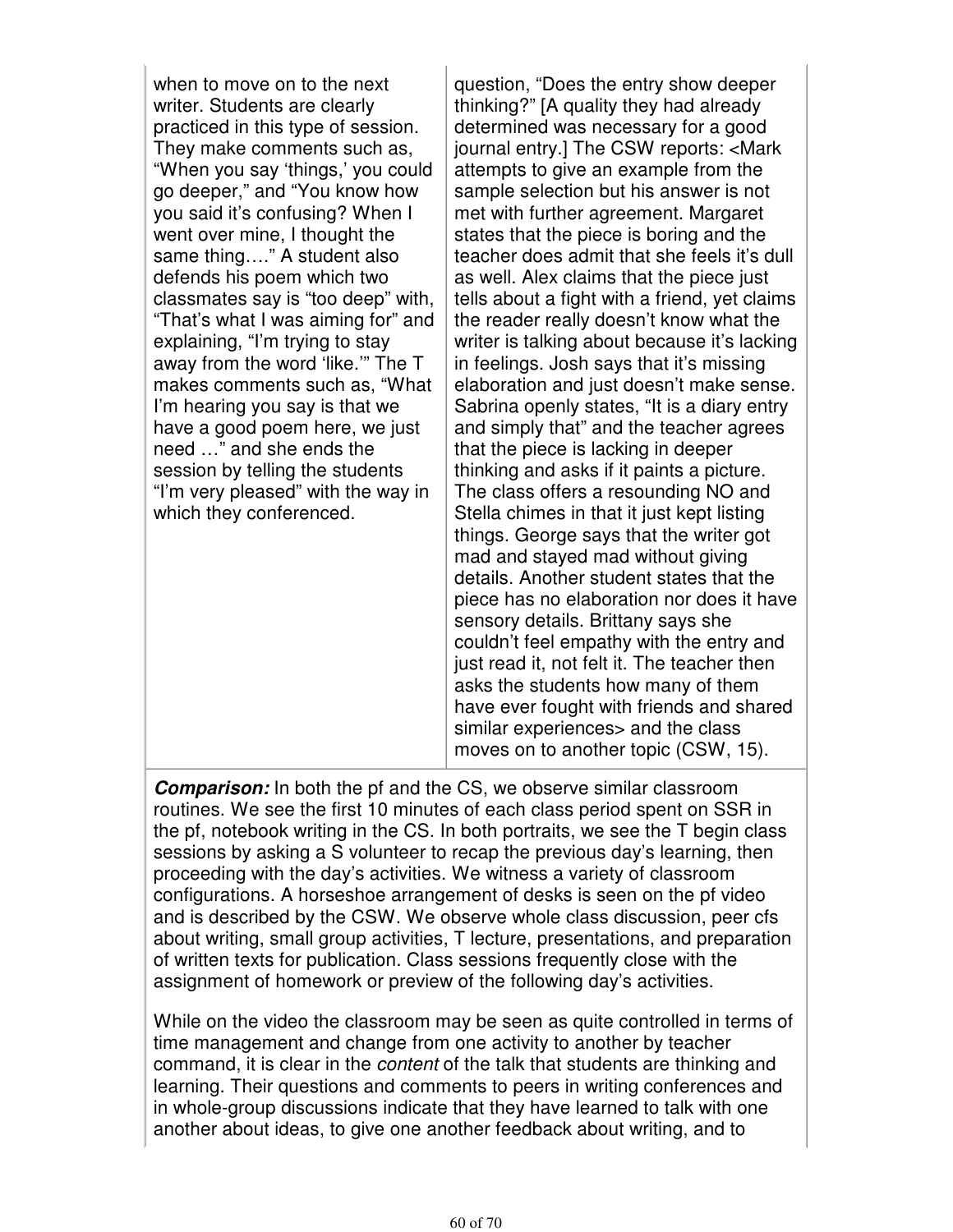| | |
|---|---|
| when to move on to the next writer. Students are clearly practiced in this type of session. They make comments such as, "When you say 'things,' you could go deeper," and "You know how you said it's confusing? When I went over mine, I thought the same thing…." A student also defends his poem which two classmates say is "too deep" with, "That's what I was aiming for" and explaining, "I'm trying to stay away from the word 'like.'" The T makes comments such as, "What I'm hearing you say is that we have a good poem here, we just need …" and she ends the session by telling the students "I'm very pleased" with the way in which they conferenced. | question, "Does the entry show deeper thinking?" [A quality they had already determined was necessary for a good journal entry.] The CSW reports: <Mark attempts to give an example from the sample selection but his answer is not met with further agreement. Margaret states that the piece is boring and the teacher does admit that she feels it's dull as well. Alex claims that the piece just tells about a fight with a friend, yet claims the reader really doesn't know what the writer is talking about because it's lacking in feelings. Josh says that it's missing elaboration and just doesn't make sense. Sabrina openly states, "It is a diary entry and simply that" and the teacher agrees that the piece is lacking in deeper thinking and asks if it paints a picture. The class offers a resounding NO and Stella chimes in that it just kept listing things. George says that the writer got mad and stayed mad without giving details. Another student states that the piece has no elaboration nor does it have sensory details. Brittany says she couldn't feel empathy with the entry and just read it, not felt it. The teacher then asks the students how many of them have ever fought with friends and shared similar experiences> and the class moves on to another topic (CSW, 15). |

***Comparison:*** In both the pf and the CS, we observe similar classroom routines. We see the first 10 minutes of each class period spent on SSR in the pf, notebook writing in the CS. In both portraits, we see the T begin class sessions by asking a S volunteer to recap the previous day's learning, then proceeding with the day's activities. We witness a variety of classroom configurations. A horseshoe arrangement of desks is seen on the pf video and is described by the CSW. We observe whole class discussion, peer cfs about writing, small group activities, T lecture, presentations, and preparation of written texts for publication. Class sessions frequently close with the assignment of homework or preview of the following day's activities.

While on the video the classroom may be seen as quite controlled in terms of time management and change from one activity to another by teacher command, it is clear in the *content* of the talk that students are thinking and learning. Their questions and comments to peers in writing conferences and in whole-group discussions indicate that they have learned to talk with one another about ideas, to give one another feedback about writing, and to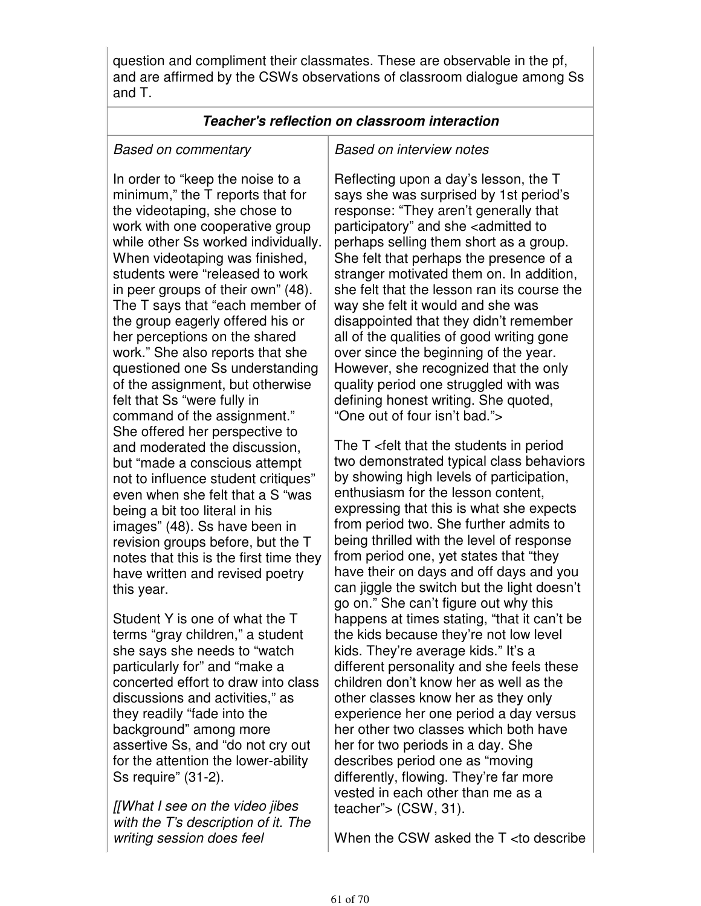question and compliment their classmates. These are observable in the pf, and are affirmed by the CSWs observations of classroom dialogue among Ss and T.

| ***Teacher's reflection on classroom interaction*** | |
|---|---|
| *Based on commentary* | *Based on interview notes* |
| In order to "keep the noise to a minimum," the T reports that for the videotaping, she chose to work with one cooperative group while other Ss worked individually. When videotaping was finished, students were "released to work in peer groups of their own" (48). The T says that "each member of the group eagerly offered his or her perceptions on the shared work." She also reports that she questioned one Ss understanding of the assignment, but otherwise felt that Ss "were fully in command of the assignment." She offered her perspective to and moderated the discussion, but "made a conscious attempt not to influence student critiques" even when she felt that a S "was being a bit too literal in his images" (48). Ss have been in revision groups before, but the T notes that this is the first time they have written and revised poetry this year.<br><br>Student Y is one of what the T terms "gray children," a student she says she needs to "watch particularly for" and "make a concerted effort to draw into class discussions and activities," as they readily "fade into the background" among more assertive Ss, and "do not cry out for the attention the lower-ability Ss require" (31-2).<br><br>*[[What I see on the video jibes with the T's description of it. The writing session does feel* | Reflecting upon a day's lesson, the T says she was surprised by 1st period's response: "They aren't generally that participatory" and she <admitted to perhaps selling them short as a group. She felt that perhaps the presence of a stranger motivated them on. In addition, she felt that the lesson ran its course the way she felt it would and she was disappointed that they didn't remember all of the qualities of good writing gone over since the beginning of the year. However, she recognized that the only quality period one struggled with was defining honest writing. She quoted, "One out of four isn't bad."><br><br>The T <felt that the students in period two demonstrated typical class behaviors by showing high levels of participation, enthusiasm for the lesson content, expressing that this is what she expects from period two. She further admits to being thrilled with the level of response from period one, yet states that "they have their on days and off days and you can jiggle the switch but the light doesn't go on." She can't figure out why this happens at times stating, "that it can't be the kids because they're not low level kids. They're average kids." It's a different personality and she feels these children don't know her as well as the other classes know her as they only experience her one period a day versus her other two classes which both have her for two periods in a day. She describes period one as "moving differently, flowing. They're far more vested in each other than me as a teacher"> (CSW, 31).<br><br>When the CSW asked the T <to describe |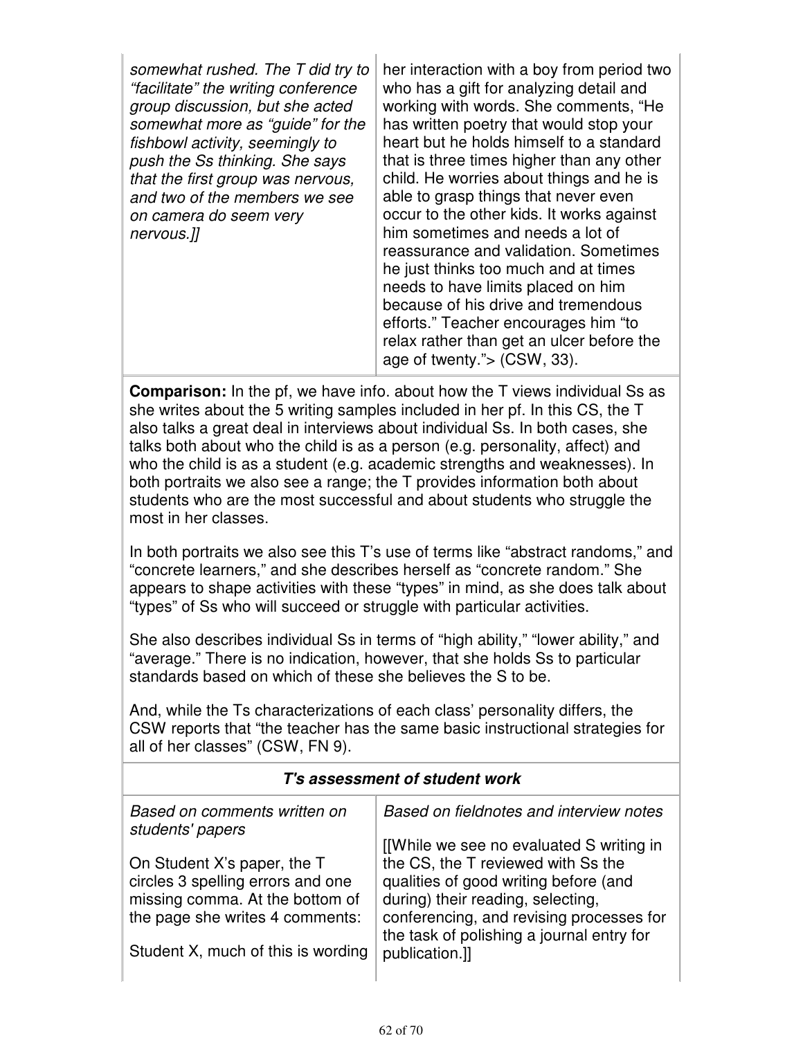| | |
|---|---|
| *somewhat rushed. The T did try to "facilitate" the writing conference group discussion, but she acted somewhat more as "guide" for the fishbowl activity, seemingly to push the Ss thinking. She says that the first group was nervous, and two of the members we see on camera do seem very nervous.]]* | her interaction with a boy from period two who has a gift for analyzing detail and working with words. She comments, "He has written poetry that would stop your heart but he holds himself to a standard that is three times higher than any other child. He worries about things and he is able to grasp things that never even occur to the other kids. It works against him sometimes and needs a lot of reassurance and validation. Sometimes he just thinks too much and at times needs to have limits placed on him because of his drive and tremendous efforts." Teacher encourages him "to relax rather than get an ulcer before the age of twenty."> (CSW, 33). |
| **Comparison:** In the pf, we have info. about how the T views individual Ss as she writes about the 5 writing samples included in her pf. In this CS, the T also talks a great deal in interviews about individual Ss. In both cases, she talks both about who the child is as a person (e.g. personality, affect) and who the child is as a student (e.g. academic strengths and weaknesses). In both portraits we also see a range; the T provides information both about students who are the most successful and about students who struggle the most in her classes.<br><br>In both portraits we also see this T's use of terms like "abstract randoms," and "concrete learners," and she describes herself as "concrete random." She appears to shape activities with these "types" in mind, as she does talk about "types" of Ss who will succeed or struggle with particular activities.<br><br>She also describes individual Ss in terms of "high ability," "lower ability," and "average." There is no indication, however, that she holds Ss to particular standards based on which of these she believes the S to be.<br><br>And, while the Ts characterizations of each class' personality differs, the CSW reports that "the teacher has the same basic instructional strategies for all of her classes" (CSW, FN 9). | |
| ***T's assessment of student work*** | |
| *Based on comments written on students' papers*<br><br>On Student X's paper, the T circles 3 spelling errors and one missing comma. At the bottom of the page she writes 4 comments:<br><br>Student X, much of this is wording | *Based on fieldnotes and interview notes*<br><br>[[While we see no evaluated S writing in the CS, the T reviewed with Ss the qualities of good writing before (and during) their reading, selecting, conferencing, and revising processes for the task of polishing a journal entry for publication.]] |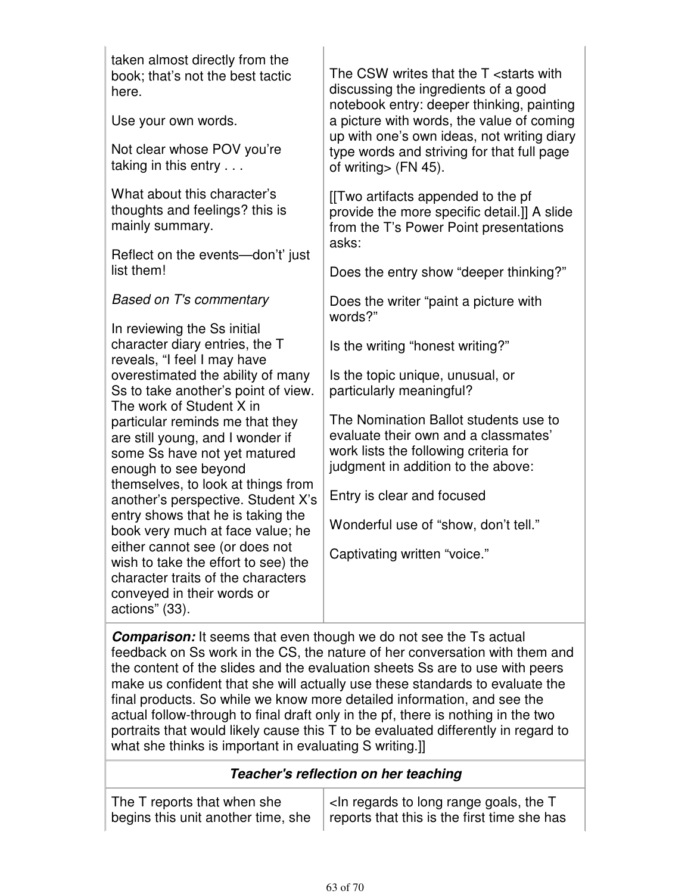| | |
|---|---|
| taken almost directly from the book; that's not the best tactic here.<br><br>Use your own words.<br><br>Not clear whose POV you're taking in this entry . . .<br><br>What about this character's thoughts and feelings? this is mainly summary.<br><br>Reflect on the events—don't' just list them!<br><br>*Based on T's commentary*<br><br>In reviewing the Ss initial character diary entries, the T reveals, "I feel I may have overestimated the ability of many Ss to take another's point of view. The work of Student X in particular reminds me that they are still young, and I wonder if some Ss have not yet matured enough to see beyond themselves, to look at things from another's perspective. Student X's entry shows that he is taking the book very much at face value; he either cannot see (or does not wish to take the effort to see) the character traits of the characters conveyed in their words or actions" (33). | The CSW writes that the T <starts with discussing the ingredients of a good notebook entry: deeper thinking, painting a picture with words, the value of coming up with one's own ideas, not writing diary type words and striving for that full page of writing> (FN 45).<br><br>[[Two artifacts appended to the pf provide the more specific detail.]] A slide from the T's Power Point presentations asks:<br><br>Does the entry show "deeper thinking?"<br><br>Does the writer "paint a picture with words?"<br><br>Is the writing "honest writing?"<br><br>Is the topic unique, unusual, or particularly meaningful?<br><br>The Nomination Ballot students use to evaluate their own and a classmates' work lists the following criteria for judgment in addition to the above:<br><br>Entry is clear and focused<br><br>Wonderful use of "show, don't tell."<br><br>Captivating written "voice." |
| ***Comparison:*** It seems that even though we do not see the Ts actual feedback on Ss work in the CS, the nature of her conversation with them and the content of the slides and the evaluation sheets Ss are to use with peers make us confident that she will actually use these standards to evaluate the final products. So while we know more detailed information, and see the actual follow-through to final draft only in the pf, there is nothing in the two portraits that would likely cause this T to be evaluated differently in regard to what she thinks is important in evaluating S writing.]] | |
| ***Teacher's reflection on her teaching*** | |
| The T reports that when she begins this unit another time, she | <In regards to long range goals, the T reports that this is the first time she has |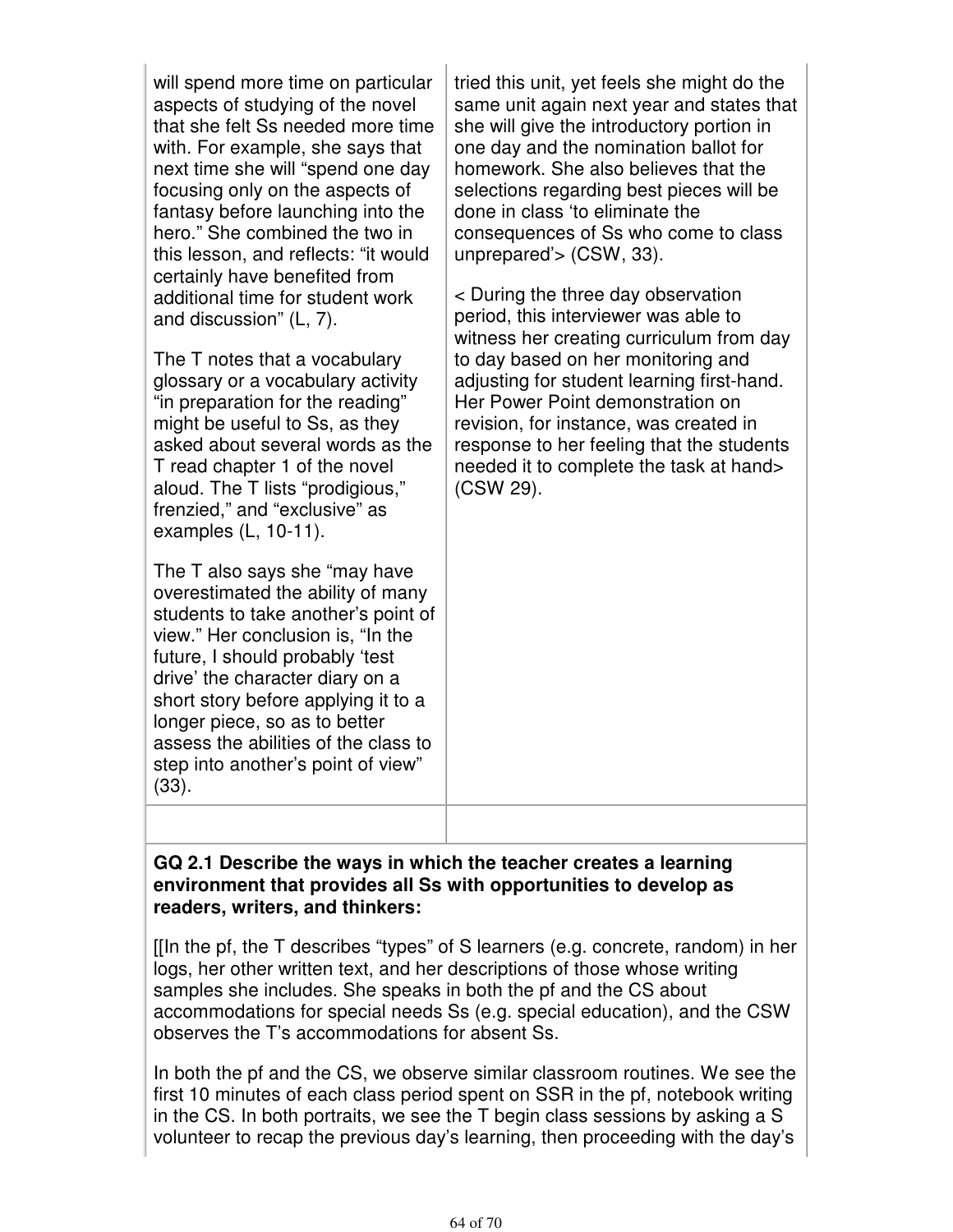| | |
|---|---|
| will spend more time on particular aspects of studying of the novel that she felt Ss needed more time with. For example, she says that next time she will "spend one day focusing only on the aspects of fantasy before launching into the hero." She combined the two in this lesson, and reflects: "it would certainly have benefited from additional time for student work and discussion" (L, 7).<br><br>The T notes that a vocabulary glossary or a vocabulary activity "in preparation for the reading" might be useful to Ss, as they asked about several words as the T read chapter 1 of the novel aloud. The T lists "prodigious," frenzied," and "exclusive" as examples (L, 10-11).<br><br>The T also says she "may have overestimated the ability of many students to take another's point of view." Her conclusion is, "In the future, I should probably 'test drive' the character diary on a short story before applying it to a longer piece, so as to better assess the abilities of the class to step into another's point of view" (33). | tried this unit, yet feels she might do the same unit again next year and states that she will give the introductory portion in one day and the nomination ballot for homework. She also believes that the selections regarding best pieces will be done in class 'to eliminate the consequences of Ss who come to class unprepared'> (CSW, 33).<br><br>< During the three day observation period, this interviewer was able to witness her creating curriculum from day to day based on her monitoring and adjusting for student learning first-hand. Her Power Point demonstration on revision, for instance, was created in response to her feeling that the students needed it to complete the task at hand> (CSW 29). |
| | |

**GQ 2.1 Describe the ways in which the teacher creates a learning environment that provides all Ss with opportunities to develop as readers, writers, and thinkers:**

[[In the pf, the T describes "types" of S learners (e.g. concrete, random) in her logs, her other written text, and her descriptions of those whose writing samples she includes. She speaks in both the pf and the CS about accommodations for special needs Ss (e.g. special education), and the CSW observes the T's accommodations for absent Ss.

In both the pf and the CS, we observe similar classroom routines. We see the first 10 minutes of each class period spent on SSR in the pf, notebook writing in the CS. In both portraits, we see the T begin class sessions by asking a S volunteer to recap the previous day's learning, then proceeding with the day's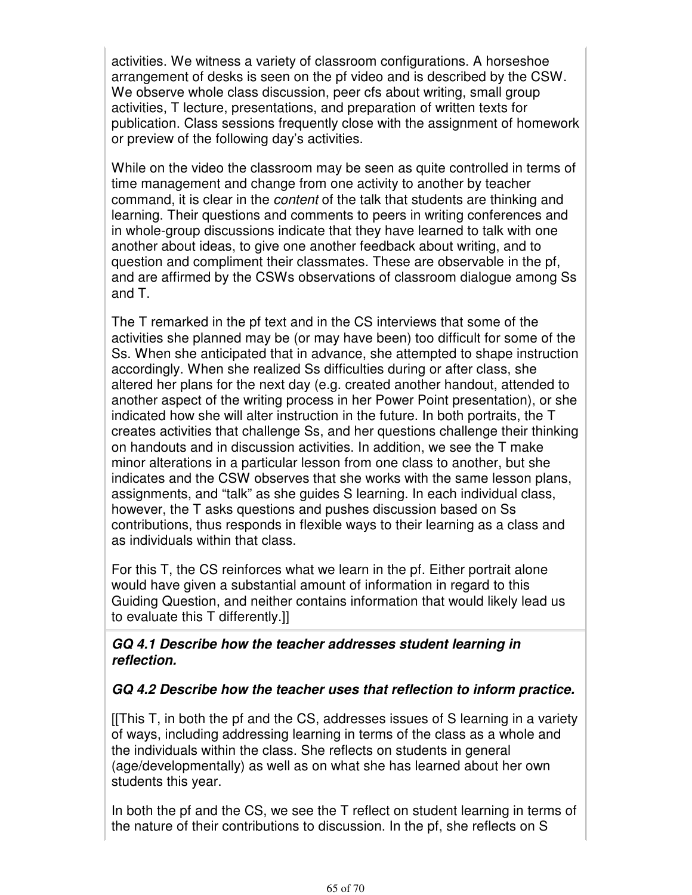activities. We witness a variety of classroom configurations. A horseshoe arrangement of desks is seen on the pf video and is described by the CSW. We observe whole class discussion, peer cfs about writing, small group activities, T lecture, presentations, and preparation of written texts for publication. Class sessions frequently close with the assignment of homework or preview of the following day's activities.

While on the video the classroom may be seen as quite controlled in terms of time management and change from one activity to another by teacher command, it is clear in the *content* of the talk that students are thinking and learning. Their questions and comments to peers in writing conferences and in whole-group discussions indicate that they have learned to talk with one another about ideas, to give one another feedback about writing, and to question and compliment their classmates. These are observable in the pf, and are affirmed by the CSWs observations of classroom dialogue among Ss and T.

The T remarked in the pf text and in the CS interviews that some of the activities she planned may be (or may have been) too difficult for some of the Ss. When she anticipated that in advance, she attempted to shape instruction accordingly. When she realized Ss difficulties during or after class, she altered her plans for the next day (e.g. created another handout, attended to another aspect of the writing process in her Power Point presentation), or she indicated how she will alter instruction in the future. In both portraits, the T creates activities that challenge Ss, and her questions challenge their thinking on handouts and in discussion activities. In addition, we see the T make minor alterations in a particular lesson from one class to another, but she indicates and the CSW observes that she works with the same lesson plans, assignments, and "talk" as she guides S learning. In each individual class, however, the T asks questions and pushes discussion based on Ss contributions, thus responds in flexible ways to their learning as a class and as individuals within that class.

For this T, the CS reinforces what we learn in the pf. Either portrait alone would have given a substantial amount of information in regard to this Guiding Question, and neither contains information that would likely lead us to evaluate this T differently.]]

***GQ 4.1 Describe how the teacher addresses student learning in reflection.***

***GQ 4.2 Describe how the teacher uses that reflection to inform practice.***

[[This T, in both the pf and the CS, addresses issues of S learning in a variety of ways, including addressing learning in terms of the class as a whole and the individuals within the class. She reflects on students in general (age/developmentally) as well as on what she has learned about her own students this year.

In both the pf and the CS, we see the T reflect on student learning in terms of the nature of their contributions to discussion. In the pf, she reflects on S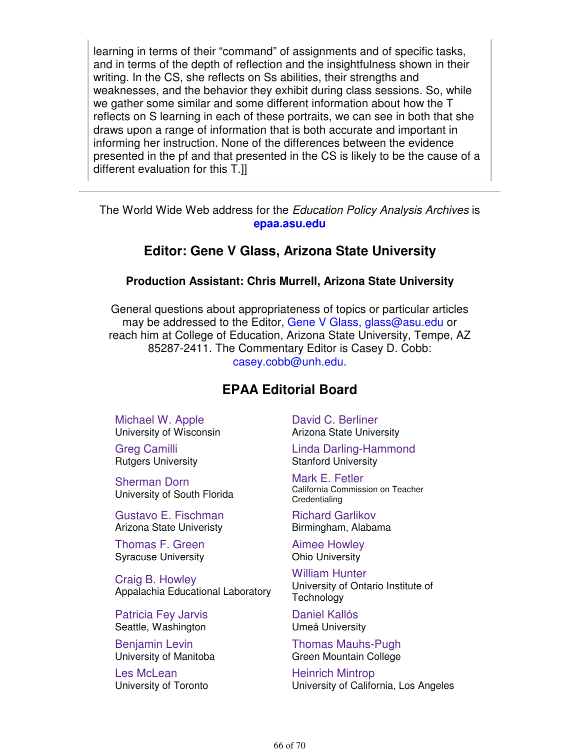learning in terms of their "command" of assignments and of specific tasks, and in terms of the depth of reflection and the insightfulness shown in their writing. In the CS, she reflects on Ss abilities, their strengths and weaknesses, and the behavior they exhibit during class sessions. So, while we gather some similar and some different information about how the T reflects on S learning in each of these portraits, we can see in both that she draws upon a range of information that is both accurate and important in informing her instruction. None of the differences between the evidence presented in the pf and that presented in the CS is likely to be the cause of a different evaluation for this T.]]

---

The World Wide Web address for the *Education Policy Analysis Archives* is **epaa.asu.edu**

## Editor: Gene V Glass, Arizona State University

### Production Assistant: Chris Murrell, Arizona State University

General questions about appropriateness of topics or particular articles may be addressed to the Editor, Gene V Glass, glass@asu.edu or reach him at College of Education, Arizona State University, Tempe, AZ 85287-2411. The Commentary Editor is Casey D. Cobb: casey.cobb@unh.edu.

## EPAA Editorial Board

Michael W. Apple
University of Wisconsin

David C. Berliner
Arizona State University

Greg Camilli
Rutgers University

Linda Darling-Hammond
Stanford University

Sherman Dorn
University of South Florida

Mark E. Fetler
California Commission on Teacher Credentialing

Gustavo E. Fischman
Arizona State Univeristy

Richard Garlikov
Birmingham, Alabama

Thomas F. Green
Syracuse University

Aimee Howley
Ohio University

Craig B. Howley
Appalachia Educational Laboratory

William Hunter
University of Ontario Institute of Technology

Patricia Fey Jarvis
Seattle, Washington

Daniel Kallós
Umeå University

Benjamin Levin
University of Manitoba

Thomas Mauhs-Pugh
Green Mountain College

Les McLean
University of Toronto

Heinrich Mintrop
University of California, Los Angeles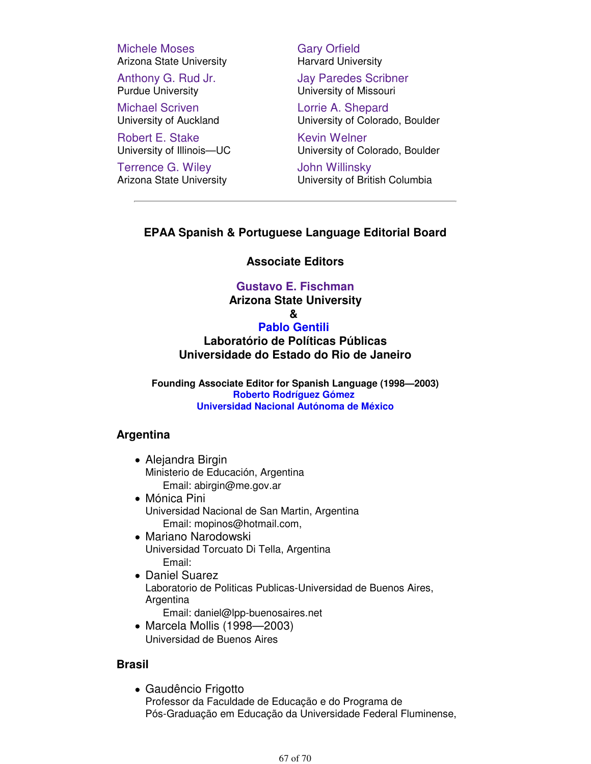Michele Moses
Arizona State University

Anthony G. Rud Jr.
Purdue University

Michael Scriven
University of Auckland

Robert E. Stake
University of Illinois—UC

Terrence G. Wiley
Arizona State University

Gary Orfield
Harvard University

Jay Paredes Scribner
University of Missouri

Lorrie A. Shepard
University of Colorado, Boulder

Kevin Welner
University of Colorado, Boulder

John Willinsky
University of British Columbia

---

## EPAA Spanish & Portuguese Language Editorial Board

### Associate Editors

**Gustavo E. Fischman**
**Arizona State University**
**&**
**Pablo Gentili**
**Laboratório de Políticas Públicas**
**Universidade do Estado do Rio de Janeiro**

**Founding Associate Editor for Spanish Language (1998—2003)**
**Roberto Rodríguez Gómez**
**Universidad Nacional Autónoma de México**

### Argentina

- Alejandra Birgin
  Ministerio de Educación, Argentina
  Email: abirgin@me.gov.ar
- Mónica Pini
  Universidad Nacional de San Martin, Argentina
  Email: mopinos@hotmail.com,
- Mariano Narodowski
  Universidad Torcuato Di Tella, Argentina
  Email:
- Daniel Suarez
  Laboratorio de Politicas Publicas-Universidad de Buenos Aires, Argentina
  Email: daniel@lpp-buenosaires.net
- Marcela Mollis (1998—2003)
  Universidad de Buenos Aires

### Brasil

- Gaudêncio Frigotto
  Professor da Faculdade de Educação e do Programa de Pós-Graduação em Educação da Universidade Federal Fluminense,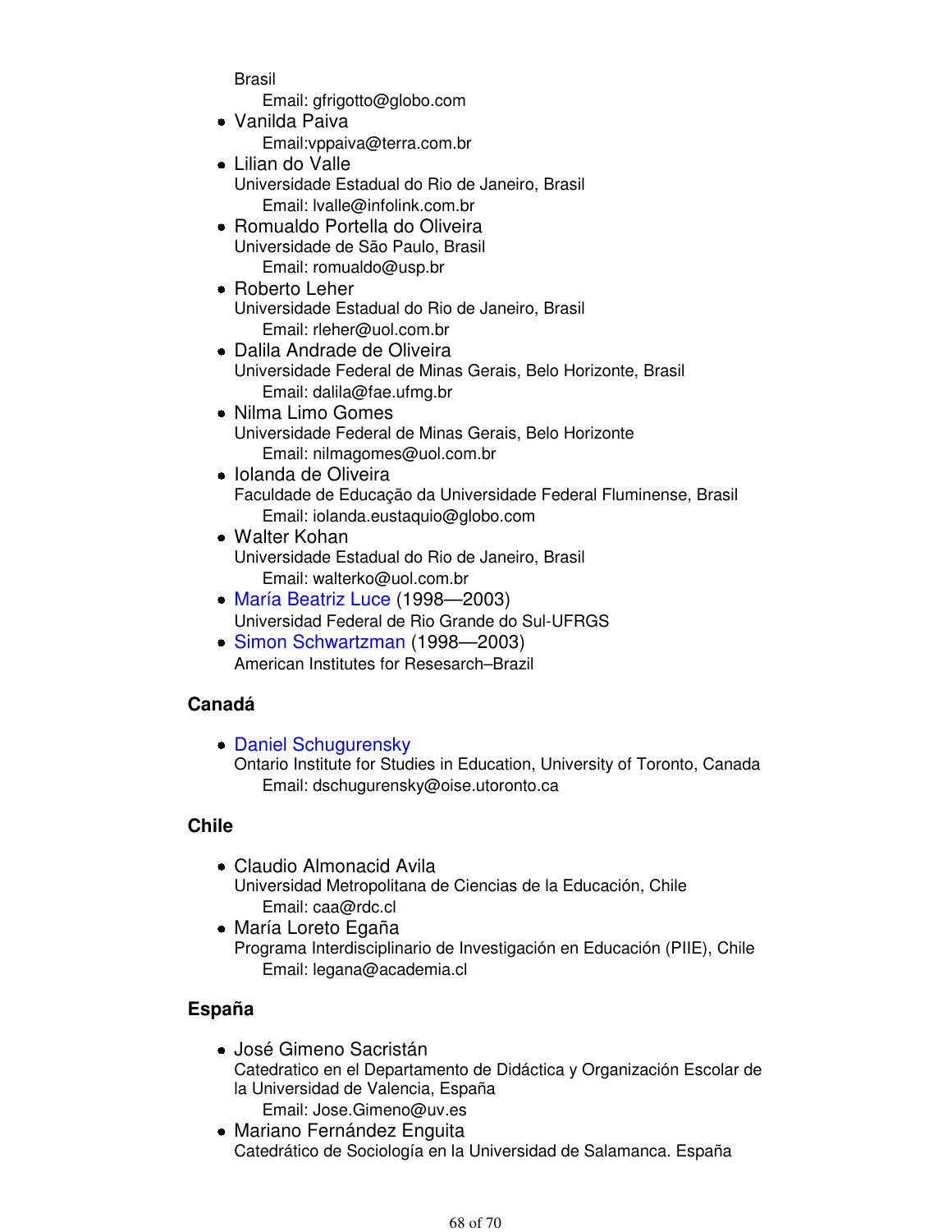Brasil
    Email: gfrigotto@globo.com

- Vanilda Paiva
    Email:vppaiva@terra.com.br
- Lilian do Valle
  Universidade Estadual do Rio de Janeiro, Brasil
    Email: lvalle@infolink.com.br
- Romualdo Portella do Oliveira
  Universidade de São Paulo, Brasil
    Email: romualdo@usp.br
- Roberto Leher
  Universidade Estadual do Rio de Janeiro, Brasil
    Email: rleher@uol.com.br
- Dalila Andrade de Oliveira
  Universidade Federal de Minas Gerais, Belo Horizonte, Brasil
    Email: dalila@fae.ufmg.br
- Nilma Limo Gomes
  Universidade Federal de Minas Gerais, Belo Horizonte
    Email: nilmagomes@uol.com.br
- Iolanda de Oliveira
  Faculdade de Educação da Universidade Federal Fluminense, Brasil
    Email: iolanda.eustaquio@globo.com
- Walter Kohan
  Universidade Estadual do Rio de Janeiro, Brasil
    Email: walterko@uol.com.br
- María Beatriz Luce (1998—2003)
  Universidad Federal de Rio Grande do Sul-UFRGS
- Simon Schwartzman (1998—2003)
  American Institutes for Resesarch–Brazil

**Canadá**

- Daniel Schugurensky
  Ontario Institute for Studies in Education, University of Toronto, Canada
    Email: dschugurensky@oise.utoronto.ca

**Chile**

- Claudio Almonacid Avila
  Universidad Metropolitana de Ciencias de la Educación, Chile
    Email: caa@rdc.cl
- María Loreto Egaña
  Programa Interdisciplinario de Investigación en Educación (PIIE), Chile
    Email: legana@academia.cl

**España**

- José Gimeno Sacristán
  Catedratico en el Departamento de Didáctica y Organización Escolar de la Universidad de Valencia, España
    Email: Jose.Gimeno@uv.es
- Mariano Fernández Enguita
  Catedrático de Sociología en la Universidad de Salamanca. España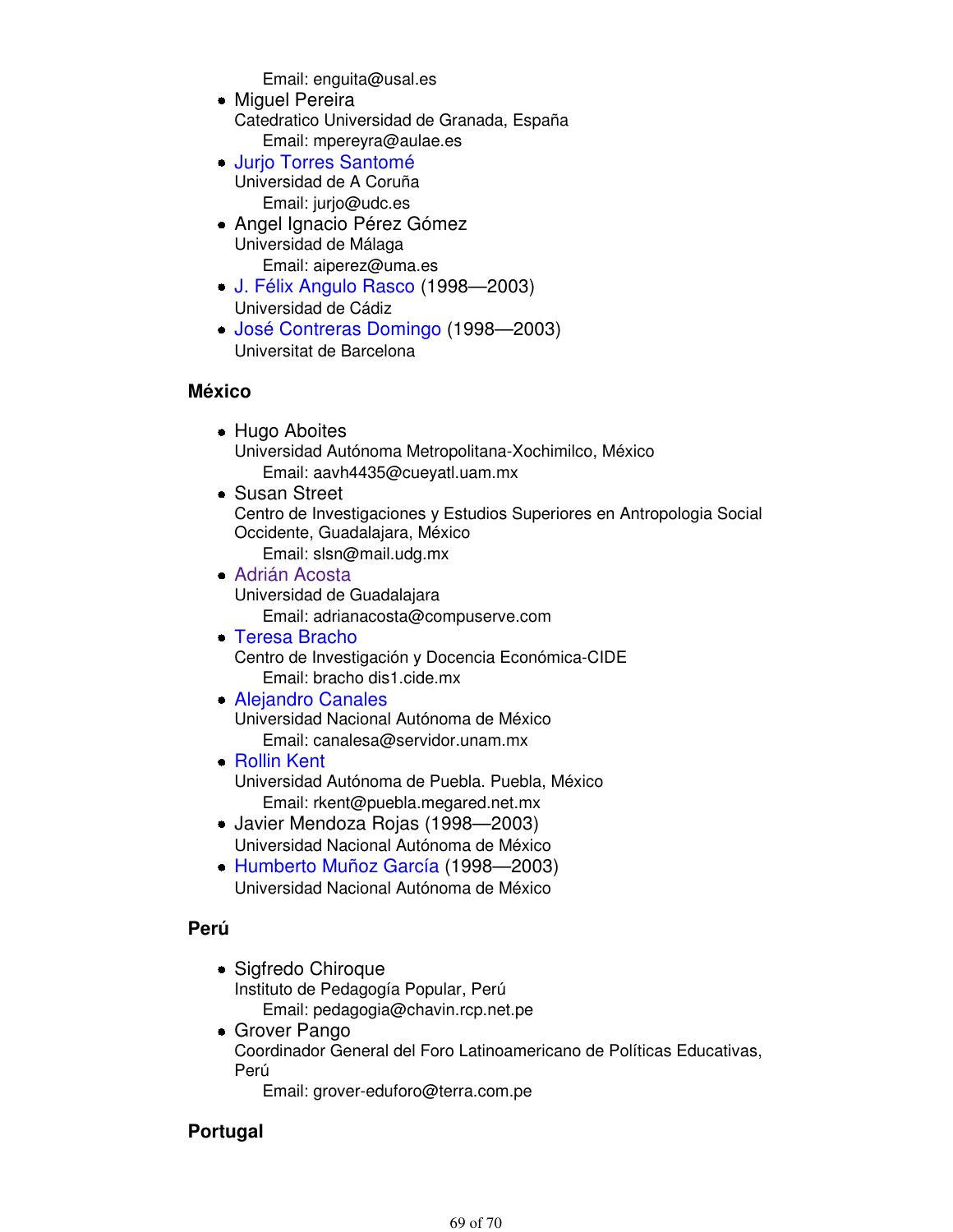Email: enguita@usal.es

- Miguel Pereira
  Catedratico Universidad de Granada, España
  Email: mpereyra@aulae.es
- Jurjo Torres Santomé
  Universidad de A Coruña
  Email: jurjo@udc.es
- Angel Ignacio Pérez Gómez
  Universidad de Málaga
  Email: aiperez@uma.es
- J. Félix Angulo Rasco (1998—2003)
  Universidad de Cádiz
- José Contreras Domingo (1998—2003)
  Universitat de Barcelona

**México**

- Hugo Aboites
  Universidad Autónoma Metropolitana-Xochimilco, México
  Email: aavh4435@cueyatl.uam.mx
- Susan Street
  Centro de Investigaciones y Estudios Superiores en Antropologia Social Occidente, Guadalajara, México
  Email: slsn@mail.udg.mx
- Adrián Acosta
  Universidad de Guadalajara
  Email: adrianacosta@compuserve.com
- Teresa Bracho
  Centro de Investigación y Docencia Económica-CIDE
  Email: bracho dis1.cide.mx
- Alejandro Canales
  Universidad Nacional Autónoma de México
  Email: canalesa@servidor.unam.mx
- Rollin Kent
  Universidad Autónoma de Puebla. Puebla, México
  Email: rkent@puebla.megared.net.mx
- Javier Mendoza Rojas (1998—2003)
  Universidad Nacional Autónoma de México
- Humberto Muñoz García (1998—2003)
  Universidad Nacional Autónoma de México

**Perú**

- Sigfredo Chiroque
  Instituto de Pedagogía Popular, Perú
  Email: pedagogia@chavin.rcp.net.pe
- Grover Pango
  Coordinador General del Foro Latinoamericano de Políticas Educativas, Perú
  Email: grover-eduforo@terra.com.pe

**Portugal**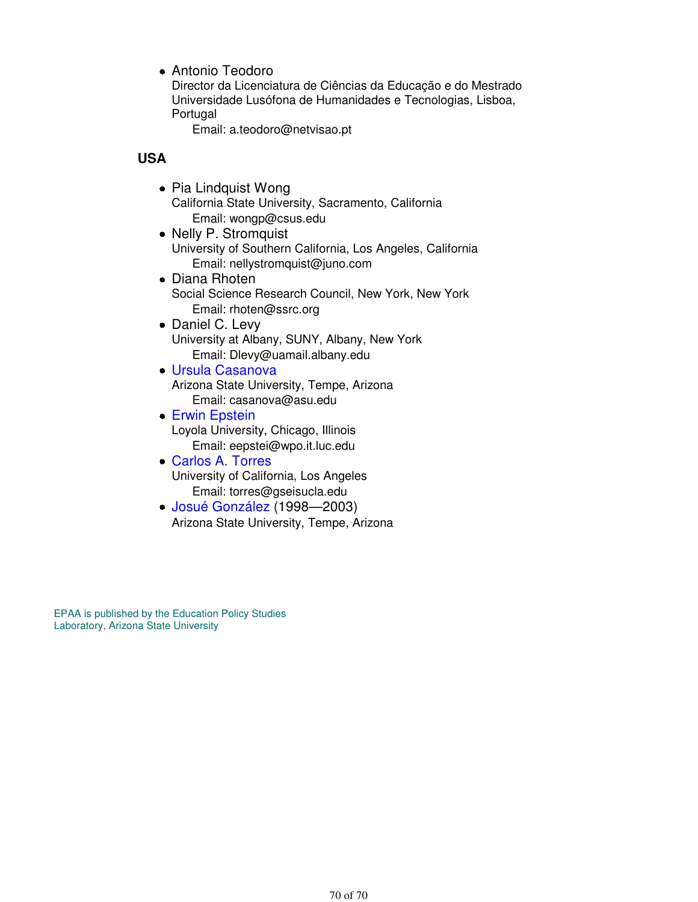- Antonio Teodoro
  Director da Licenciatura de Ciências da Educação e do Mestrado
  Universidade Lusófona de Humanidades e Tecnologias, Lisboa, Portugal
  Email: a.teodoro@netvisao.pt

**USA**

- Pia Lindquist Wong
  California State University, Sacramento, California
  Email: wongp@csus.edu
- Nelly P. Stromquist
  University of Southern California, Los Angeles, California
  Email: nellystromquist@juno.com
- Diana Rhoten
  Social Science Research Council, New York, New York
  Email: rhoten@ssrc.org
- Daniel C. Levy
  University at Albany, SUNY, Albany, New York
  Email: Dlevy@uamail.albany.edu
- Ursula Casanova
  Arizona State University, Tempe, Arizona
  Email: casanova@asu.edu
- Erwin Epstein
  Loyola University, Chicago, Illinois
  Email: eepstei@wpo.it.luc.edu
- Carlos A. Torres
  University of California, Los Angeles
  Email: torres@gseisucla.edu
- Josué González (1998—2003)
  Arizona State University, Tempe, Arizona

EPAA is published by the Education Policy Studies Laboratory, Arizona State University